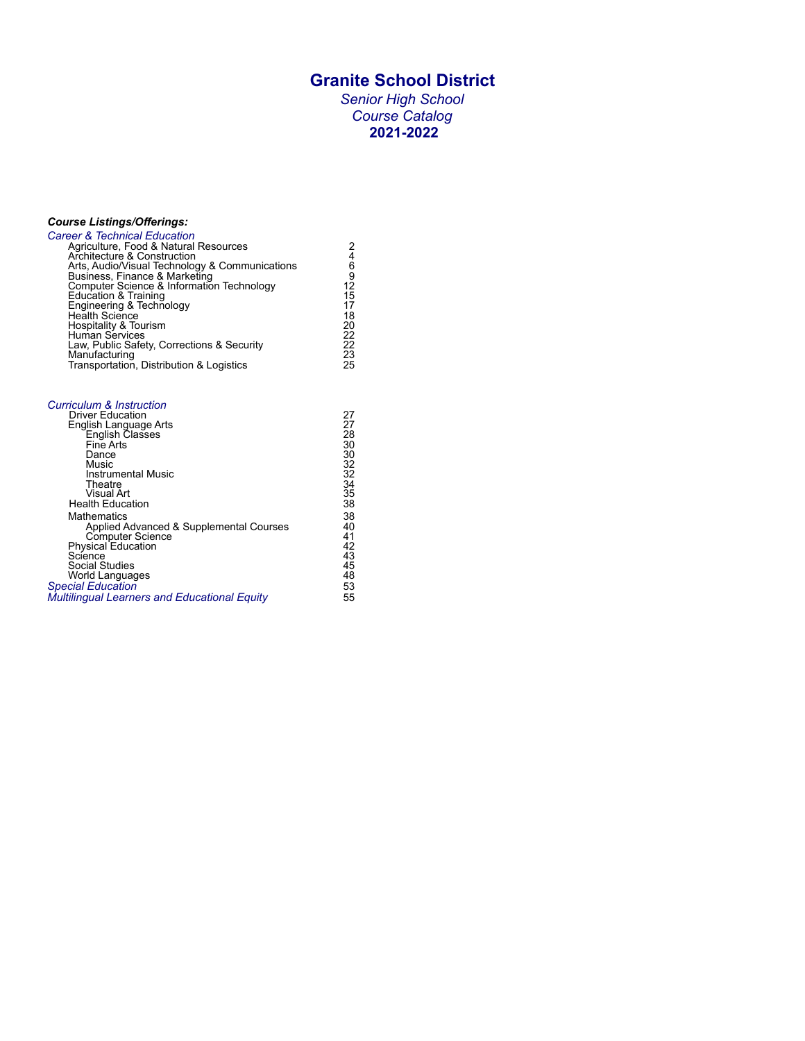# Granite School District

*Senior High School*
*Course Catalog*
**2021-2022**

***Course Listings/Offerings:***

*Career & Technical Education*

| | |
|---|---|
| Agriculture, Food & Natural Resources | 2 |
| Architecture & Construction | 4 |
| Arts, Audio/Visual Technology & Communications | 6 |
| Business, Finance & Marketing | 9 |
| Computer Science & Information Technology | 12 |
| Education & Training | 15 |
| Engineering & Technology | 17 |
| Health Science | 18 |
| Hospitality & Tourism | 20 |
| Human Services | 22 |
| Law, Public Safety, Corrections & Security | 22 |
| Manufacturing | 23 |
| Transportation, Distribution & Logistics | 25 |

*Curriculum & Instruction*

| | |
|---|---|
| Driver Education | 27 |
| English Language Arts | 27 |
| English Classes | 28 |
| Fine Arts | 30 |
| Dance | 30 |
| Music | 32 |
| Instrumental Music | 32 |
| Theatre | 34 |
| Visual Art | 35 |
| Health Education | 38 |
| Mathematics | 38 |
| Applied Advanced & Supplemental Courses | 40 |
| Computer Science | 41 |
| Physical Education | 42 |
| Science | 43 |
| Social Studies | 45 |
| World Languages | 48 |
| *Special Education* | 53 |
| *Multilingual Learners and Educational Equity* | 55 |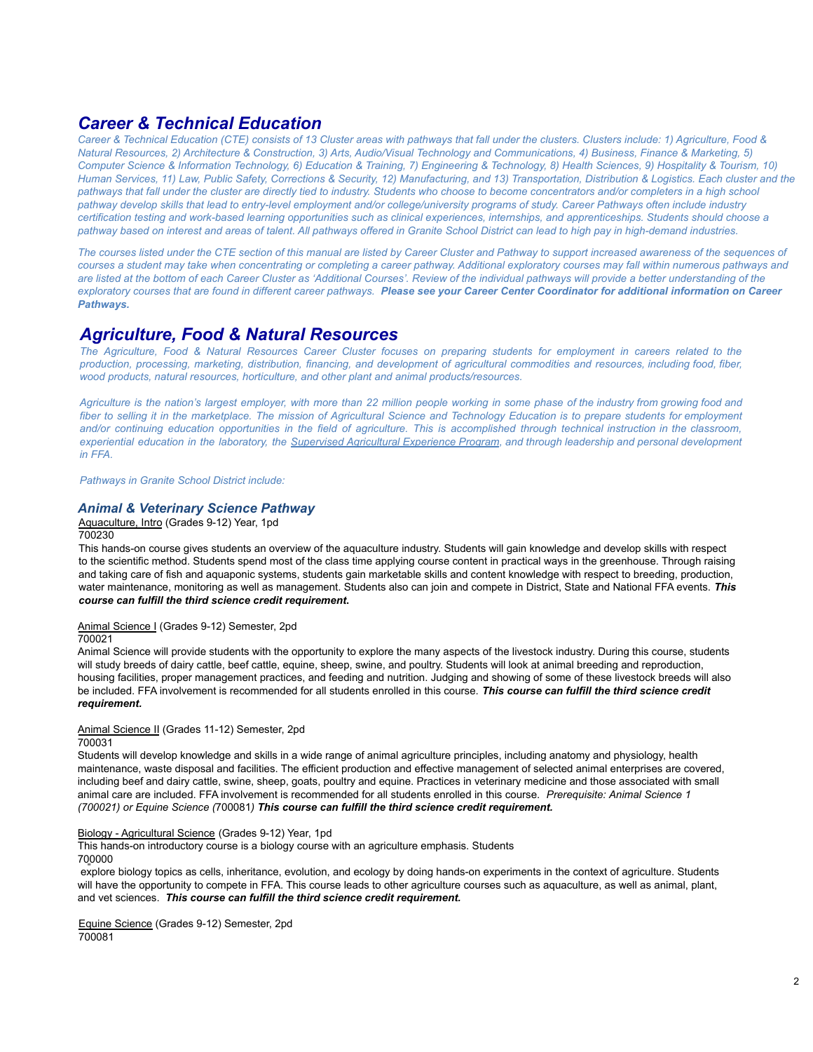# *Career & Technical Education*

*Career & Technical Education (CTE) consists of 13 Cluster areas with pathways that fall under the clusters. Clusters include: 1) Agriculture, Food & Natural Resources, 2) Architecture & Construction, 3) Arts, Audio/Visual Technology and Communications, 4) Business, Finance & Marketing, 5) Computer Science & Information Technology, 6) Education & Training, 7) Engineering & Technology, 8) Health Sciences, 9) Hospitality & Tourism, 10) Human Services, 11) Law, Public Safety, Corrections & Security, 12) Manufacturing, and 13) Transportation, Distribution & Logistics. Each cluster and the pathways that fall under the cluster are directly tied to industry. Students who choose to become concentrators and/or completers in a high school pathway develop skills that lead to entry-level employment and/or college/university programs of study. Career Pathways often include industry certification testing and work-based learning opportunities such as clinical experiences, internships, and apprenticeships. Students should choose a pathway based on interest and areas of talent. All pathways offered in Granite School District can lead to high pay in high-demand industries.*

*The courses listed under the CTE section of this manual are listed by Career Cluster and Pathway to support increased awareness of the sequences of courses a student may take when concentrating or completing a career pathway. Additional exploratory courses may fall within numerous pathways and are listed at the bottom of each Career Cluster as 'Additional Courses'. Review of the individual pathways will provide a better understanding of the exploratory courses that are found in different career pathways.* ***Please see your Career Center Coordinator for additional information on Career Pathways.***

# *Agriculture, Food & Natural Resources*

*The Agriculture, Food & Natural Resources Career Cluster focuses on preparing students for employment in careers related to the production, processing, marketing, distribution, financing, and development of agricultural commodities and resources, including food, fiber, wood products, natural resources, horticulture, and other plant and animal products/resources.*

*Agriculture is the nation's largest employer, with more than 22 million people working in some phase of the industry from growing food and fiber to selling it in the marketplace. The mission of Agricultural Science and Technology Education is to prepare students for employment and/or continuing education opportunities in the field of agriculture. This is accomplished through technical instruction in the classroom, experiential education in the laboratory, the Supervised Agricultural Experience Program, and through leadership and personal development in FFA.*

*Pathways in Granite School District include:*

## *Animal & Veterinary Science Pathway*

Aquaculture, Intro (Grades 9-12) Year, 1pd
700230

This hands-on course gives students an overview of the aquaculture industry. Students will gain knowledge and develop skills with respect to the scientific method. Students spend most of the class time applying course content in practical ways in the greenhouse. Through raising and taking care of fish and aquaponic systems, students gain marketable skills and content knowledge with respect to breeding, production, water maintenance, monitoring as well as management. Students also can join and compete in District, State and National FFA events. ***This course can fulfill the third science credit requirement.***

Animal Science I (Grades 9-12) Semester, 2pd
700021

Animal Science will provide students with the opportunity to explore the many aspects of the livestock industry. During this course, students will study breeds of dairy cattle, beef cattle, equine, sheep, swine, and poultry. Students will look at animal breeding and reproduction, housing facilities, proper management practices, and feeding and nutrition. Judging and showing of some of these livestock breeds will also be included. FFA involvement is recommended for all students enrolled in this course. ***This course can fulfill the third science credit requirement.***

Animal Science II (Grades 11-12) Semester, 2pd
700031

Students will develop knowledge and skills in a wide range of animal agriculture principles, including anatomy and physiology, health maintenance, waste disposal and facilities. The efficient production and effective management of selected animal enterprises are covered, including beef and dairy cattle, swine, sheep, goats, poultry and equine. Practices in veterinary medicine and those associated with small animal care are included. FFA involvement is recommended for all students enrolled in this course. *Prerequisite: Animal Science 1 (700021) or Equine Science (700081)* ***This course can fulfill the third science credit requirement.***

Biology - Agricultural Science (Grades 9-12) Year, 1pd
700000

This hands-on introductory course is a biology course with an agriculture emphasis. Students explore biology topics as cells, inheritance, evolution, and ecology by doing hands-on experiments in the context of agriculture. Students will have the opportunity to compete in FFA. This course leads to other agriculture courses such as aquaculture, as well as animal, plant, and vet sciences. ***This course can fulfill the third science credit requirement.***

Equine Science (Grades 9-12) Semester, 2pd
700081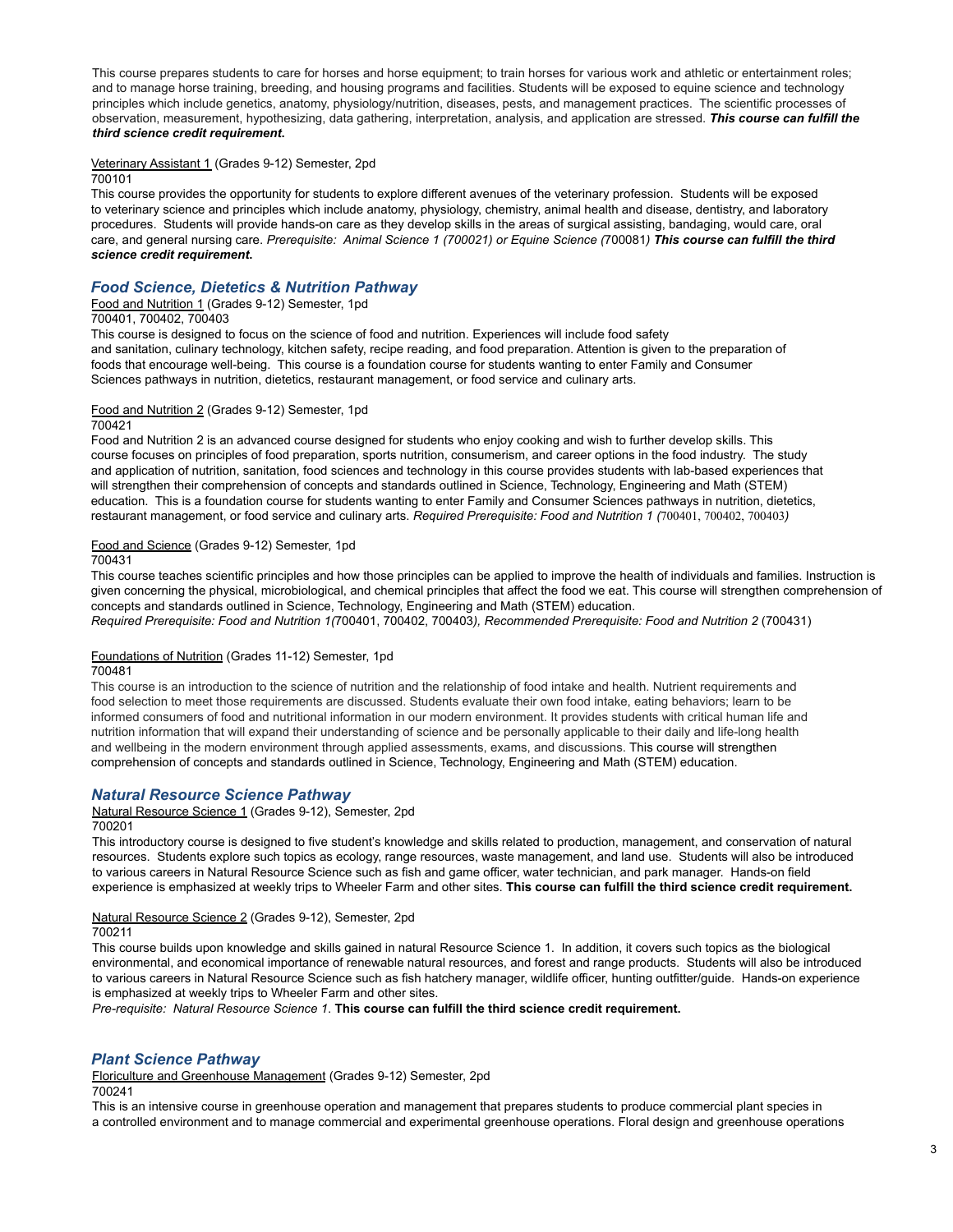This course prepares students to care for horses and horse equipment; to train horses for various work and athletic or entertainment roles; and to manage horse training, breeding, and housing programs and facilities. Students will be exposed to equine science and technology principles which include genetics, anatomy, physiology/nutrition, diseases, pests, and management practices. The scientific processes of observation, measurement, hypothesizing, data gathering, interpretation, analysis, and application are stressed. ***This course can fulfill the third science credit requirement.***

Veterinary Assistant 1 (Grades 9-12) Semester, 2pd
700101
This course provides the opportunity for students to explore different avenues of the veterinary profession. Students will be exposed to veterinary science and principles which include anatomy, physiology, chemistry, animal health and disease, dentistry, and laboratory procedures. Students will provide hands-on care as they develop skills in the areas of surgical assisting, bandaging, would care, oral care, and general nursing care. *Prerequisite: Animal Science 1 (700021) or Equine Science (*700081*)* ***This course can fulfill the third science credit requirement.***

## *Food Science, Dietetics & Nutrition Pathway*

Food and Nutrition 1 (Grades 9-12) Semester, 1pd
700401, 700402, 700403
This course is designed to focus on the science of food and nutrition. Experiences will include food safety and sanitation, culinary technology, kitchen safety, recipe reading, and food preparation. Attention is given to the preparation of foods that encourage well-being. This course is a foundation course for students wanting to enter Family and Consumer Sciences pathways in nutrition, dietetics, restaurant management, or food service and culinary arts.

Food and Nutrition 2 (Grades 9-12) Semester, 1pd
700421
Food and Nutrition 2 is an advanced course designed for students who enjoy cooking and wish to further develop skills. This course focuses on principles of food preparation, sports nutrition, consumerism, and career options in the food industry. The study and application of nutrition, sanitation, food sciences and technology in this course provides students with lab-based experiences that will strengthen their comprehension of concepts and standards outlined in Science, Technology, Engineering and Math (STEM) education. This is a foundation course for students wanting to enter Family and Consumer Sciences pathways in nutrition, dietetics, restaurant management, or food service and culinary arts. *Required Prerequisite: Food and Nutrition 1 (*700401, 700402, 700403*)*

Food and Science (Grades 9-12) Semester, 1pd
700431
This course teaches scientific principles and how those principles can be applied to improve the health of individuals and families. Instruction is given concerning the physical, microbiological, and chemical principles that affect the food we eat. This course will strengthen comprehension of concepts and standards outlined in Science, Technology, Engineering and Math (STEM) education.
*Required Prerequisite: Food and Nutrition 1(*700401, 700402, 700403*), Recommended Prerequisite: Food and Nutrition 2* (700431)

Foundations of Nutrition (Grades 11-12) Semester, 1pd
700481
This course is an introduction to the science of nutrition and the relationship of food intake and health. Nutrient requirements and food selection to meet those requirements are discussed. Students evaluate their own food intake, eating behaviors; learn to be informed consumers of food and nutritional information in our modern environment. It provides students with critical human life and nutrition information that will expand their understanding of science and be personally applicable to their daily and life-long health and wellbeing in the modern environment through applied assessments, exams, and discussions. This course will strengthen comprehension of concepts and standards outlined in Science, Technology, Engineering and Math (STEM) education.

## *Natural Resource Science Pathway*

Natural Resource Science 1 (Grades 9-12), Semester, 2pd
700201
This introductory course is designed to five student's knowledge and skills related to production, management, and conservation of natural resources. Students explore such topics as ecology, range resources, waste management, and land use. Students will also be introduced to various careers in Natural Resource Science such as fish and game officer, water technician, and park manager. Hands-on field experience is emphasized at weekly trips to Wheeler Farm and other sites. **This course can fulfill the third science credit requirement.**

Natural Resource Science 2 (Grades 9-12), Semester, 2pd
700211
This course builds upon knowledge and skills gained in natural Resource Science 1. In addition, it covers such topics as the biological environmental, and economical importance of renewable natural resources, and forest and range products. Students will also be introduced to various careers in Natural Resource Science such as fish hatchery manager, wildlife officer, hunting outfitter/guide. Hands-on experience is emphasized at weekly trips to Wheeler Farm and other sites.
*Pre-requisite: Natural Resource Science 1*. **This course can fulfill the third science credit requirement.**

## *Plant Science Pathway*

Floriculture and Greenhouse Management (Grades 9-12) Semester, 2pd
700241
This is an intensive course in greenhouse operation and management that prepares students to produce commercial plant species in a controlled environment and to manage commercial and experimental greenhouse operations. Floral design and greenhouse operations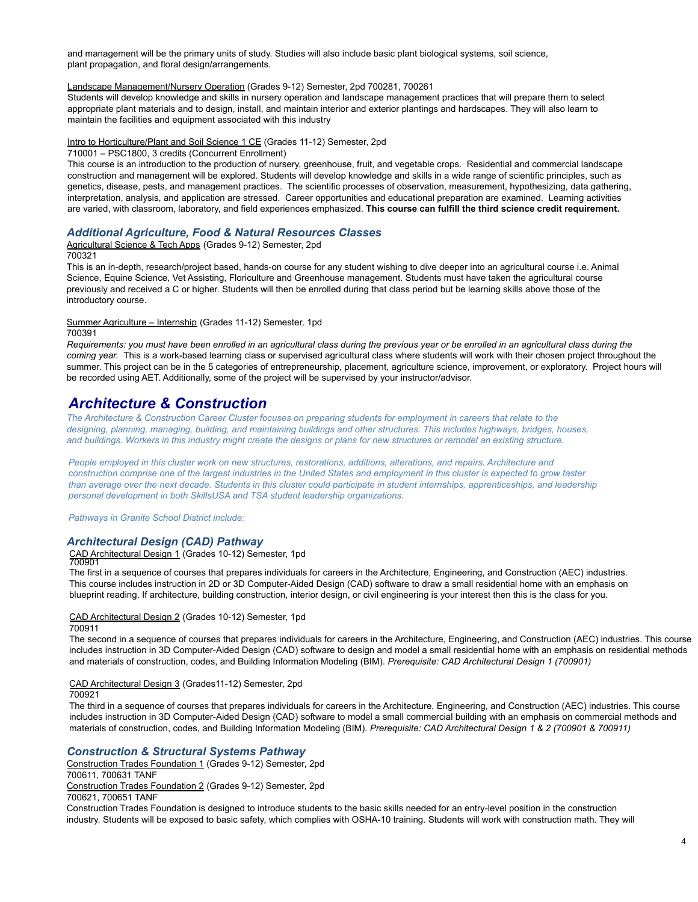and management will be the primary units of study. Studies will also include basic plant biological systems, soil science, plant propagation, and floral design/arrangements.

Landscape Management/Nursery Operation (Grades 9-12) Semester, 2pd 700281, 700261
Students will develop knowledge and skills in nursery operation and landscape management practices that will prepare them to select appropriate plant materials and to design, install, and maintain interior and exterior plantings and hardscapes. They will also learn to maintain the facilities and equipment associated with this industry

Intro to Horticulture/Plant and Soil Science 1 CE (Grades 11-12) Semester, 2pd
710001 – PSC1800, 3 credits (Concurrent Enrollment)
This course is an introduction to the production of nursery, greenhouse, fruit, and vegetable crops. Residential and commercial landscape construction and management will be explored. Students will develop knowledge and skills in a wide range of scientific principles, such as genetics, disease, pests, and management practices. The scientific processes of observation, measurement, hypothesizing, data gathering, interpretation, analysis, and application are stressed. Career opportunities and educational preparation are examined. Learning activities are varied, with classroom, laboratory, and field experiences emphasized. **This course can fulfill the third science credit requirement.**

### *Additional Agriculture, Food & Natural Resources Classes*

Agricultural Science & Tech Apps (Grades 9-12) Semester, 2pd
700321
This is an in-depth, research/project based, hands-on course for any student wishing to dive deeper into an agricultural course i.e. Animal Science, Equine Science, Vet Assisting, Floriculture and Greenhouse management. Students must have taken the agricultural course previously and received a C or higher. Students will then be enrolled during that class period but be learning skills above those of the introductory course.

Summer Agriculture – Internship (Grades 11-12) Semester, 1pd
700391
*Requirements: you must have been enrolled in an agricultural class during the previous year or be enrolled in an agricultural class during the coming year.* This is a work-based learning class or supervised agricultural class where students will work with their chosen project throughout the summer. This project can be in the 5 categories of entrepreneurship, placement, agriculture science, improvement, or exploratory. Project hours will be recorded using AET. Additionally, some of the project will be supervised by your instructor/advisor.

## *Architecture & Construction*

*The Architecture & Construction Career Cluster focuses on preparing students for employment in careers that relate to the designing, planning, managing, building, and maintaining buildings and other structures. This includes highways, bridges, houses, and buildings. Workers in this industry might create the designs or plans for new structures or remodel an existing structure.*

*People employed in this cluster work on new structures, restorations, additions, alterations, and repairs. Architecture and construction comprise one of the largest industries in the United States and employment in this cluster is expected to grow faster than average over the next decade. Students in this cluster could participate in student internships, apprenticeships, and leadership personal development in both SkillsUSA and TSA student leadership organizations.*

*Pathways in Granite School District include:*

### *Architectural Design (CAD) Pathway*

CAD Architectural Design 1 (Grades 10-12) Semester, 1pd
700901
The first in a sequence of courses that prepares individuals for careers in the Architecture, Engineering, and Construction (AEC) industries. This course includes instruction in 2D or 3D Computer-Aided Design (CAD) software to draw a small residential home with an emphasis on blueprint reading. If architecture, building construction, interior design, or civil engineering is your interest then this is the class for you.

CAD Architectural Design 2 (Grades 10-12) Semester, 1pd
700911
The second in a sequence of courses that prepares individuals for careers in the Architecture, Engineering, and Construction (AEC) industries. This course includes instruction in 3D Computer-Aided Design (CAD) software to design and model a small residential home with an emphasis on residential methods and materials of construction, codes, and Building Information Modeling (BIM). *Prerequisite: CAD Architectural Design 1 (700901)*

CAD Architectural Design 3 (Grades11-12) Semester, 2pd
700921
The third in a sequence of courses that prepares individuals for careers in the Architecture, Engineering, and Construction (AEC) industries. This course includes instruction in 3D Computer-Aided Design (CAD) software to model a small commercial building with an emphasis on commercial methods and materials of construction, codes, and Building Information Modeling (BIM). *Prerequisite: CAD Architectural Design 1 & 2 (700901 & 700911)*

### *Construction & Structural Systems Pathway*

Construction Trades Foundation 1 (Grades 9-12) Semester, 2pd
700611, 700631 TANF
Construction Trades Foundation 2 (Grades 9-12) Semester, 2pd
700621, 700651 TANF
Construction Trades Foundation is designed to introduce students to the basic skills needed for an entry-level position in the construction industry. Students will be exposed to basic safety, which complies with OSHA-10 training. Students will work with construction math. They will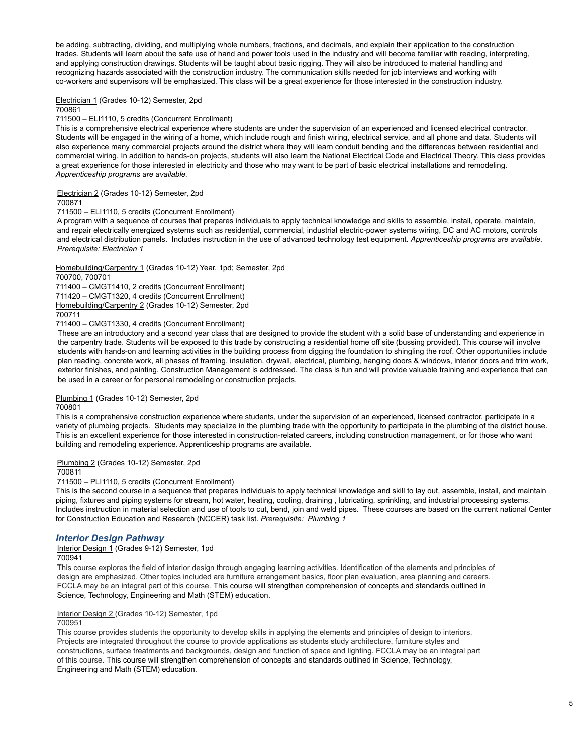be adding, subtracting, dividing, and multiplying whole numbers, fractions, and decimals, and explain their application to the construction trades. Students will learn about the safe use of hand and power tools used in the industry and will become familiar with reading, interpreting, and applying construction drawings. Students will be taught about basic rigging. They will also be introduced to material handling and recognizing hazards associated with the construction industry. The communication skills needed for job interviews and working with co-workers and supervisors will be emphasized. This class will be a great experience for those interested in the construction industry.

Electrician 1 (Grades 10-12) Semester, 2pd
700861
711500 – ELI1110, 5 credits (Concurrent Enrollment)
This is a comprehensive electrical experience where students are under the supervision of an experienced and licensed electrical contractor. Students will be engaged in the wiring of a home, which include rough and finish wiring, electrical service, and all phone and data. Students will also experience many commercial projects around the district where they will learn conduit bending and the differences between residential and commercial wiring. In addition to hands-on projects, students will also learn the National Electrical Code and Electrical Theory. This class provides a great experience for those interested in electricity and those who may want to be part of basic electrical installations and remodeling. *Apprenticeship programs are available.*

Electrician 2 (Grades 10-12) Semester, 2pd
700871
711500 – ELI1110, 5 credits (Concurrent Enrollment)
A program with a sequence of courses that prepares individuals to apply technical knowledge and skills to assemble, install, operate, maintain, and repair electrically energized systems such as residential, commercial, industrial electric-power systems wiring, DC and AC motors, controls and electrical distribution panels. Includes instruction in the use of advanced technology test equipment. *Apprenticeship programs are available. Prerequisite: Electrician 1*

Homebuilding/Carpentry 1 (Grades 10-12) Year, 1pd; Semester, 2pd
700700, 700701
711400 – CMGT1410, 2 credits (Concurrent Enrollment)
711420 – CMGT1320, 4 credits (Concurrent Enrollment)
Homebuilding/Carpentry 2 (Grades 10-12) Semester, 2pd
700711
711400 – CMGT1330, 4 credits (Concurrent Enrollment)
These are an introductory and a second year class that are designed to provide the student with a solid base of understanding and experience in the carpentry trade. Students will be exposed to this trade by constructing a residential home off site (bussing provided). This course will involve students with hands-on and learning activities in the building process from digging the foundation to shingling the roof. Other opportunities include plan reading, concrete work, all phases of framing, insulation, drywall, electrical, plumbing, hanging doors & windows, interior doors and trim work, exterior finishes, and painting. Construction Management is addressed. The class is fun and will provide valuable training and experience that can be used in a career or for personal remodeling or construction projects.

Plumbing 1 (Grades 10-12) Semester, 2pd
700801
This is a comprehensive construction experience where students, under the supervision of an experienced, licensed contractor, participate in a variety of plumbing projects. Students may specialize in the plumbing trade with the opportunity to participate in the plumbing of the district house. This is an excellent experience for those interested in construction-related careers, including construction management, or for those who want building and remodeling experience. Apprenticeship programs are available.

Plumbing 2 (Grades 10-12) Semester, 2pd
700811
711500 – PLI1110, 5 credits (Concurrent Enrollment)
This is the second course in a sequence that prepares individuals to apply technical knowledge and skill to lay out, assemble, install, and maintain piping, fixtures and piping systems for stream, hot water, heating, cooling, draining , lubricating, sprinkling, and industrial processing systems. Includes instruction in material selection and use of tools to cut, bend, join and weld pipes. These courses are based on the current national Center for Construction Education and Research (NCCER) task list. *Prerequisite: Plumbing 1*

### *Interior Design Pathway*

Interior Design 1 (Grades 9-12) Semester, 1pd
700941
This course explores the field of interior design through engaging learning activities. Identification of the elements and principles of design are emphasized. Other topics included are furniture arrangement basics, floor plan evaluation, area planning and careers. FCCLA may be an integral part of this course. This course will strengthen comprehension of concepts and standards outlined in Science, Technology, Engineering and Math (STEM) education.

Interior Design 2 (Grades 10-12) Semester, 1pd
700951
This course provides students the opportunity to develop skills in applying the elements and principles of design to interiors. Projects are integrated throughout the course to provide applications as students study architecture, furniture styles and constructions, surface treatments and backgrounds, design and function of space and lighting. FCCLA may be an integral part of this course. This course will strengthen comprehension of concepts and standards outlined in Science, Technology, Engineering and Math (STEM) education.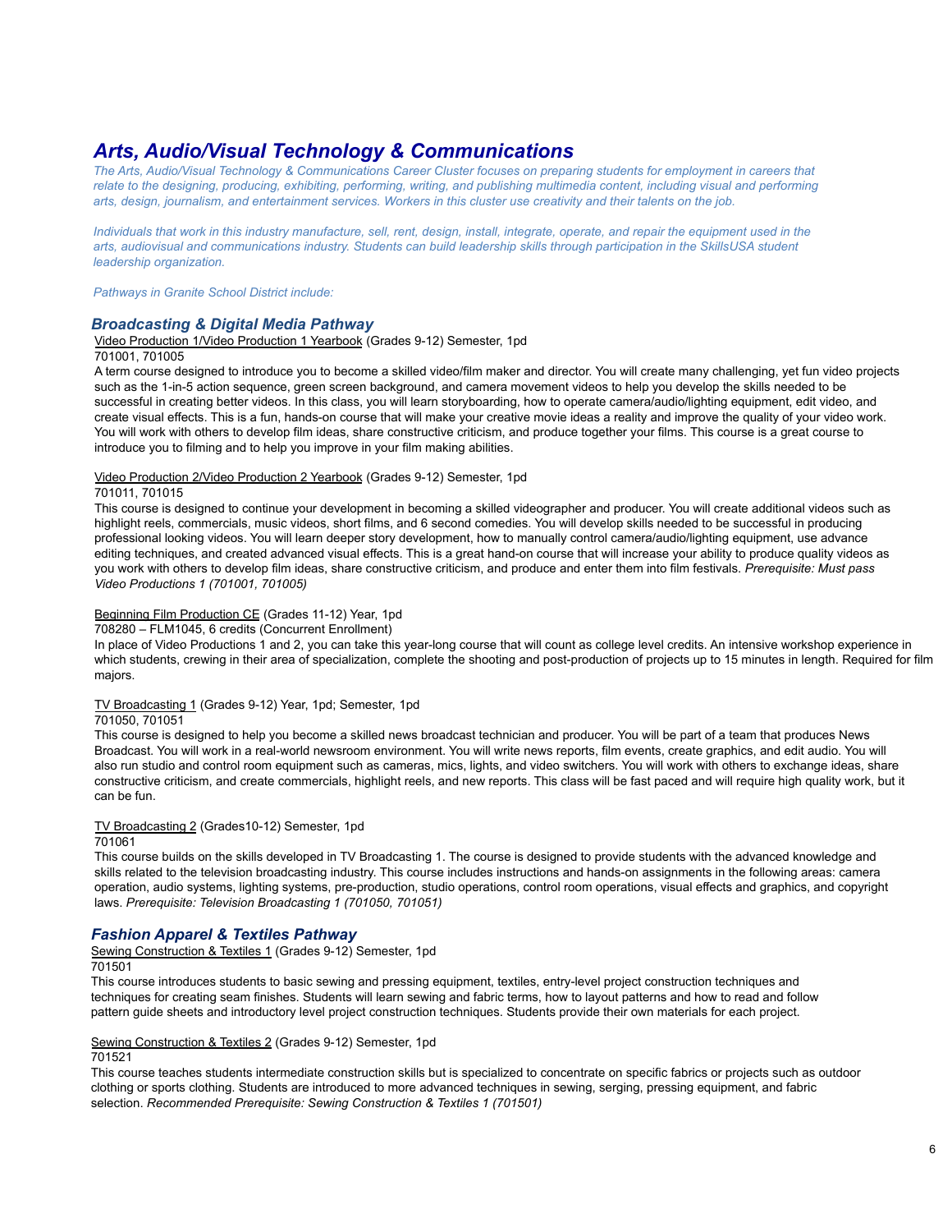# *Arts, Audio/Visual Technology & Communications*

*The Arts, Audio/Visual Technology & Communications Career Cluster focuses on preparing students for employment in careers that relate to the designing, producing, exhibiting, performing, writing, and publishing multimedia content, including visual and performing arts, design, journalism, and entertainment services. Workers in this cluster use creativity and their talents on the job.*

*Individuals that work in this industry manufacture, sell, rent, design, install, integrate, operate, and repair the equipment used in the arts, audiovisual and communications industry. Students can build leadership skills through participation in the SkillsUSA student leadership organization.*

*Pathways in Granite School District include:*

## *Broadcasting & Digital Media Pathway*

Video Production 1/Video Production 1 Yearbook (Grades 9-12) Semester, 1pd
701001, 701005
A term course designed to introduce you to become a skilled video/film maker and director. You will create many challenging, yet fun video projects such as the 1-in-5 action sequence, green screen background, and camera movement videos to help you develop the skills needed to be successful in creating better videos. In this class, you will learn storyboarding, how to operate camera/audio/lighting equipment, edit video, and create visual effects. This is a fun, hands-on course that will make your creative movie ideas a reality and improve the quality of your video work. You will work with others to develop film ideas, share constructive criticism, and produce together your films. This course is a great course to introduce you to filming and to help you improve in your film making abilities.

Video Production 2/Video Production 2 Yearbook (Grades 9-12) Semester, 1pd
701011, 701015
This course is designed to continue your development in becoming a skilled videographer and producer. You will create additional videos such as highlight reels, commercials, music videos, short films, and 6 second comedies. You will develop skills needed to be successful in producing professional looking videos. You will learn deeper story development, how to manually control camera/audio/lighting equipment, use advance editing techniques, and created advanced visual effects. This is a great hand-on course that will increase your ability to produce quality videos as you work with others to develop film ideas, share constructive criticism, and produce and enter them into film festivals. *Prerequisite: Must pass Video Productions 1 (701001, 701005)*

Beginning Film Production CE (Grades 11-12) Year, 1pd
708280 – FLM1045, 6 credits (Concurrent Enrollment)
In place of Video Productions 1 and 2, you can take this year-long course that will count as college level credits. An intensive workshop experience in which students, crewing in their area of specialization, complete the shooting and post-production of projects up to 15 minutes in length. Required for film majors.

TV Broadcasting 1 (Grades 9-12) Year, 1pd; Semester, 1pd
701050, 701051
This course is designed to help you become a skilled news broadcast technician and producer. You will be part of a team that produces News Broadcast. You will work in a real-world newsroom environment. You will write news reports, film events, create graphics, and edit audio. You will also run studio and control room equipment such as cameras, mics, lights, and video switchers. You will work with others to exchange ideas, share constructive criticism, and create commercials, highlight reels, and new reports. This class will be fast paced and will require high quality work, but it can be fun.

TV Broadcasting 2 (Grades10-12) Semester, 1pd
701061
This course builds on the skills developed in TV Broadcasting 1. The course is designed to provide students with the advanced knowledge and skills related to the television broadcasting industry. This course includes instructions and hands-on assignments in the following areas: camera operation, audio systems, lighting systems, pre-production, studio operations, control room operations, visual effects and graphics, and copyright laws. *Prerequisite: Television Broadcasting 1 (701050, 701051)*

## *Fashion Apparel & Textiles Pathway*

Sewing Construction & Textiles 1 (Grades 9-12) Semester, 1pd
701501
This course introduces students to basic sewing and pressing equipment, textiles, entry-level project construction techniques and techniques for creating seam finishes. Students will learn sewing and fabric terms, how to layout patterns and how to read and follow pattern guide sheets and introductory level project construction techniques. Students provide their own materials for each project.

Sewing Construction & Textiles 2 (Grades 9-12) Semester, 1pd
701521
This course teaches students intermediate construction skills but is specialized to concentrate on specific fabrics or projects such as outdoor clothing or sports clothing. Students are introduced to more advanced techniques in sewing, serging, pressing equipment, and fabric selection. *Recommended Prerequisite: Sewing Construction & Textiles 1 (701501)*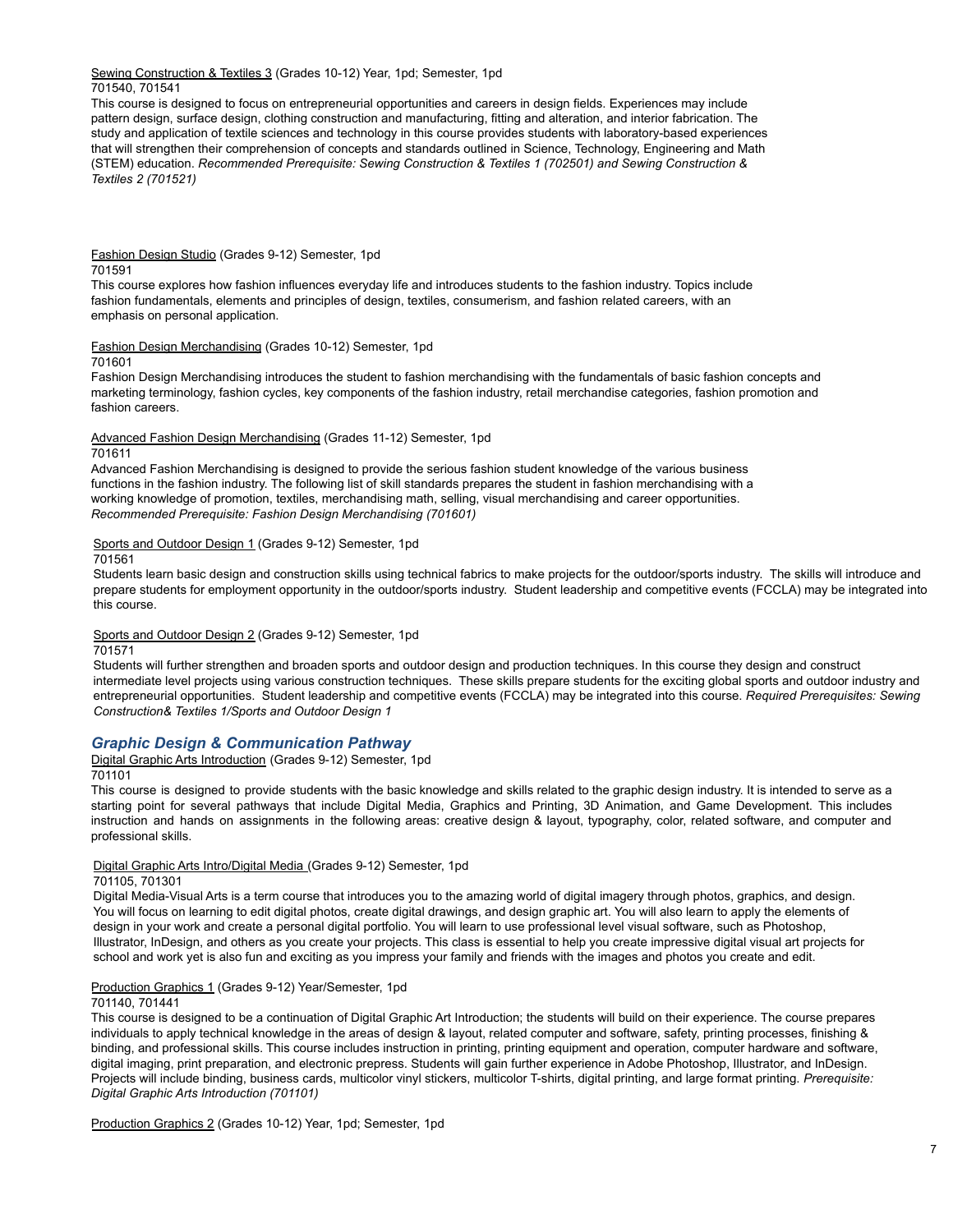Sewing Construction & Textiles 3 (Grades 10-12) Year, 1pd; Semester, 1pd
701540, 701541
This course is designed to focus on entrepreneurial opportunities and careers in design fields. Experiences may include pattern design, surface design, clothing construction and manufacturing, fitting and alteration, and interior fabrication. The study and application of textile sciences and technology in this course provides students with laboratory-based experiences that will strengthen their comprehension of concepts and standards outlined in Science, Technology, Engineering and Math (STEM) education. *Recommended Prerequisite: Sewing Construction & Textiles 1 (702501) and Sewing Construction & Textiles 2 (701521)*

Fashion Design Studio (Grades 9-12) Semester, 1pd
701591
This course explores how fashion influences everyday life and introduces students to the fashion industry. Topics include fashion fundamentals, elements and principles of design, textiles, consumerism, and fashion related careers, with an emphasis on personal application.

Fashion Design Merchandising (Grades 10-12) Semester, 1pd
701601
Fashion Design Merchandising introduces the student to fashion merchandising with the fundamentals of basic fashion concepts and marketing terminology, fashion cycles, key components of the fashion industry, retail merchandise categories, fashion promotion and fashion careers.

Advanced Fashion Design Merchandising (Grades 11-12) Semester, 1pd
701611
Advanced Fashion Merchandising is designed to provide the serious fashion student knowledge of the various business functions in the fashion industry. The following list of skill standards prepares the student in fashion merchandising with a working knowledge of promotion, textiles, merchandising math, selling, visual merchandising and career opportunities. *Recommended Prerequisite: Fashion Design Merchandising (701601)*

Sports and Outdoor Design 1 (Grades 9-12) Semester, 1pd
701561
Students learn basic design and construction skills using technical fabrics to make projects for the outdoor/sports industry. The skills will introduce and prepare students for employment opportunity in the outdoor/sports industry. Student leadership and competitive events (FCCLA) may be integrated into this course.

Sports and Outdoor Design 2 (Grades 9-12) Semester, 1pd
701571
Students will further strengthen and broaden sports and outdoor design and production techniques. In this course they design and construct intermediate level projects using various construction techniques. These skills prepare students for the exciting global sports and outdoor industry and entrepreneurial opportunities. Student leadership and competitive events (FCCLA) may be integrated into this course. *Required Prerequisites: Sewing Construction& Textiles 1/Sports and Outdoor Design 1*

## *Graphic Design & Communication Pathway*

Digital Graphic Arts Introduction (Grades 9-12) Semester, 1pd
701101
This course is designed to provide students with the basic knowledge and skills related to the graphic design industry. It is intended to serve as a starting point for several pathways that include Digital Media, Graphics and Printing, 3D Animation, and Game Development. This includes instruction and hands on assignments in the following areas: creative design & layout, typography, color, related software, and computer and professional skills.

Digital Graphic Arts Intro/Digital Media (Grades 9-12) Semester, 1pd
701105, 701301
Digital Media-Visual Arts is a term course that introduces you to the amazing world of digital imagery through photos, graphics, and design. You will focus on learning to edit digital photos, create digital drawings, and design graphic art. You will also learn to apply the elements of design in your work and create a personal digital portfolio. You will learn to use professional level visual software, such as Photoshop, Illustrator, InDesign, and others as you create your projects. This class is essential to help you create impressive digital visual art projects for school and work yet is also fun and exciting as you impress your family and friends with the images and photos you create and edit.

Production Graphics 1 (Grades 9-12) Year/Semester, 1pd
701140, 701441
This course is designed to be a continuation of Digital Graphic Art Introduction; the students will build on their experience. The course prepares individuals to apply technical knowledge in the areas of design & layout, related computer and software, safety, printing processes, finishing & binding, and professional skills. This course includes instruction in printing, printing equipment and operation, computer hardware and software, digital imaging, print preparation, and electronic prepress. Students will gain further experience in Adobe Photoshop, Illustrator, and InDesign. Projects will include binding, business cards, multicolor vinyl stickers, multicolor T-shirts, digital printing, and large format printing. *Prerequisite: Digital Graphic Arts Introduction (701101)*

Production Graphics 2 (Grades 10-12) Year, 1pd; Semester, 1pd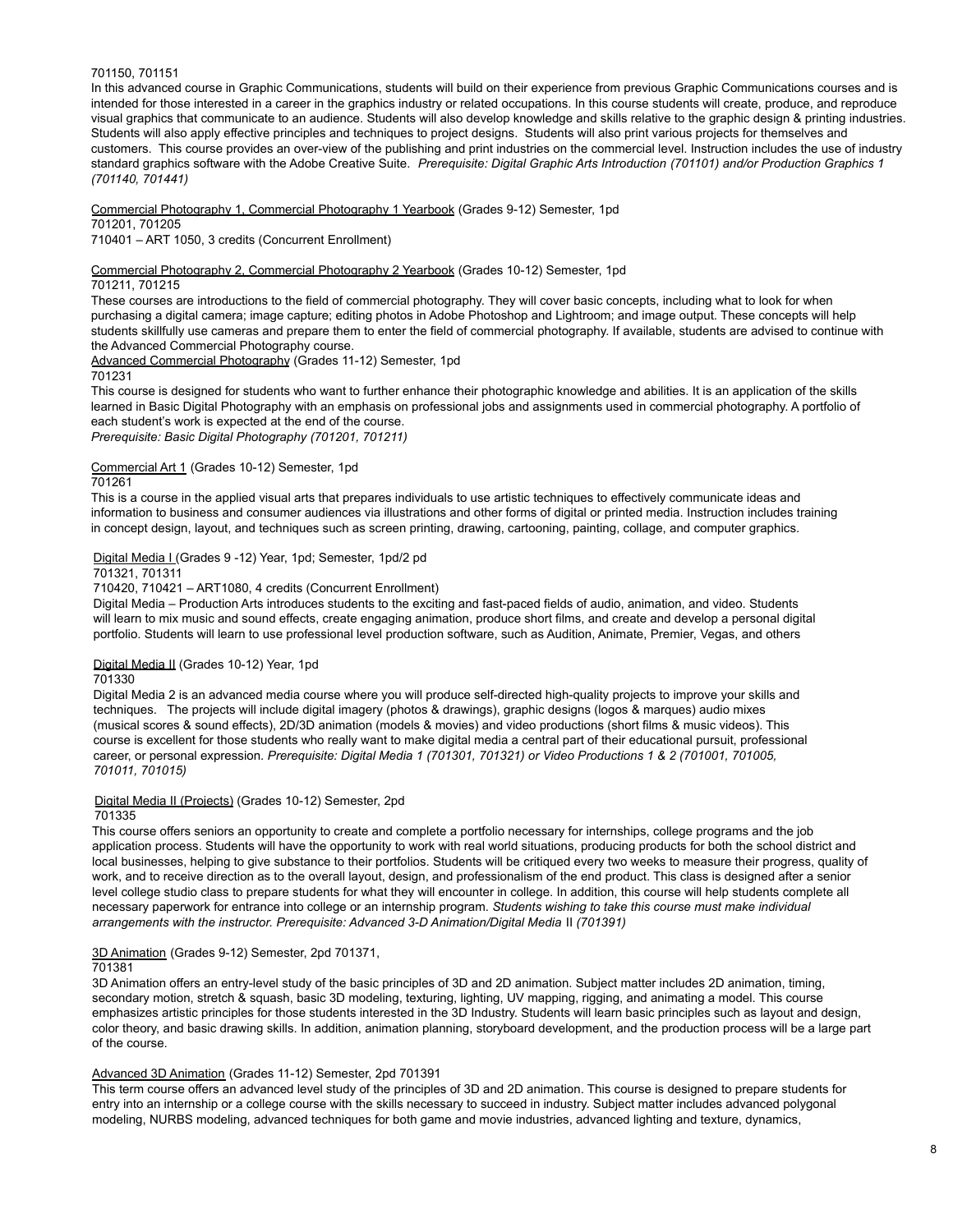701150, 701151

In this advanced course in Graphic Communications, students will build on their experience from previous Graphic Communications courses and is intended for those interested in a career in the graphics industry or related occupations. In this course students will create, produce, and reproduce visual graphics that communicate to an audience. Students will also develop knowledge and skills relative to the graphic design & printing industries. Students will also apply effective principles and techniques to project designs. Students will also print various projects for themselves and customers. This course provides an over-view of the publishing and print industries on the commercial level. Instruction includes the use of industry standard graphics software with the Adobe Creative Suite. *Prerequisite: Digital Graphic Arts Introduction (701101) and/or Production Graphics 1 (701140, 701441)*

Commercial Photography 1, Commercial Photography 1 Yearbook (Grades 9-12) Semester, 1pd
701201, 701205
710401 – ART 1050, 3 credits (Concurrent Enrollment)

Commercial Photography 2, Commercial Photography 2 Yearbook (Grades 10-12) Semester, 1pd
701211, 701215

These courses are introductions to the field of commercial photography. They will cover basic concepts, including what to look for when purchasing a digital camera; image capture; editing photos in Adobe Photoshop and Lightroom; and image output. These concepts will help students skillfully use cameras and prepare them to enter the field of commercial photography. If available, students are advised to continue with the Advanced Commercial Photography course.

Advanced Commercial Photography (Grades 11-12) Semester, 1pd
701231

This course is designed for students who want to further enhance their photographic knowledge and abilities. It is an application of the skills learned in Basic Digital Photography with an emphasis on professional jobs and assignments used in commercial photography. A portfolio of each student's work is expected at the end of the course.
*Prerequisite: Basic Digital Photography (701201, 701211)*

Commercial Art 1 (Grades 10-12) Semester, 1pd
701261

This is a course in the applied visual arts that prepares individuals to use artistic techniques to effectively communicate ideas and information to business and consumer audiences via illustrations and other forms of digital or printed media. Instruction includes training in concept design, layout, and techniques such as screen printing, drawing, cartooning, painting, collage, and computer graphics.

Digital Media I (Grades 9 -12) Year, 1pd; Semester, 1pd/2 pd
701321, 701311
710420, 710421 – ART1080, 4 credits (Concurrent Enrollment)

Digital Media – Production Arts introduces students to the exciting and fast-paced fields of audio, animation, and video. Students will learn to mix music and sound effects, create engaging animation, produce short films, and create and develop a personal digital portfolio. Students will learn to use professional level production software, such as Audition, Animate, Premier, Vegas, and others

Digital Media II (Grades 10-12) Year, 1pd
701330

Digital Media 2 is an advanced media course where you will produce self-directed high-quality projects to improve your skills and techniques. The projects will include digital imagery (photos & drawings), graphic designs (logos & marques) audio mixes (musical scores & sound effects), 2D/3D animation (models & movies) and video productions (short films & music videos). This course is excellent for those students who really want to make digital media a central part of their educational pursuit, professional career, or personal expression. *Prerequisite: Digital Media 1 (701301, 701321) or Video Productions 1 & 2 (701001, 701005, 701011, 701015)*

Digital Media II (Projects) (Grades 10-12) Semester, 2pd
701335

This course offers seniors an opportunity to create and complete a portfolio necessary for internships, college programs and the job application process. Students will have the opportunity to work with real world situations, producing products for both the school district and local businesses, helping to give substance to their portfolios. Students will be critiqued every two weeks to measure their progress, quality of work, and to receive direction as to the overall layout, design, and professionalism of the end product. This class is designed after a senior level college studio class to prepare students for what they will encounter in college. In addition, this course will help students complete all necessary paperwork for entrance into college or an internship program. *Students wishing to take this course must make individual arrangements with the instructor. Prerequisite: Advanced 3-D Animation/Digital Media* II *(701391)*

3D Animation (Grades 9-12) Semester, 2pd 701371,
701381

3D Animation offers an entry-level study of the basic principles of 3D and 2D animation. Subject matter includes 2D animation, timing, secondary motion, stretch & squash, basic 3D modeling, texturing, lighting, UV mapping, rigging, and animating a model. This course emphasizes artistic principles for those students interested in the 3D Industry. Students will learn basic principles such as layout and design, color theory, and basic drawing skills. In addition, animation planning, storyboard development, and the production process will be a large part of the course.

Advanced 3D Animation (Grades 11-12) Semester, 2pd 701391

This term course offers an advanced level study of the principles of 3D and 2D animation. This course is designed to prepare students for entry into an internship or a college course with the skills necessary to succeed in industry. Subject matter includes advanced polygonal modeling, NURBS modeling, advanced techniques for both game and movie industries, advanced lighting and texture, dynamics,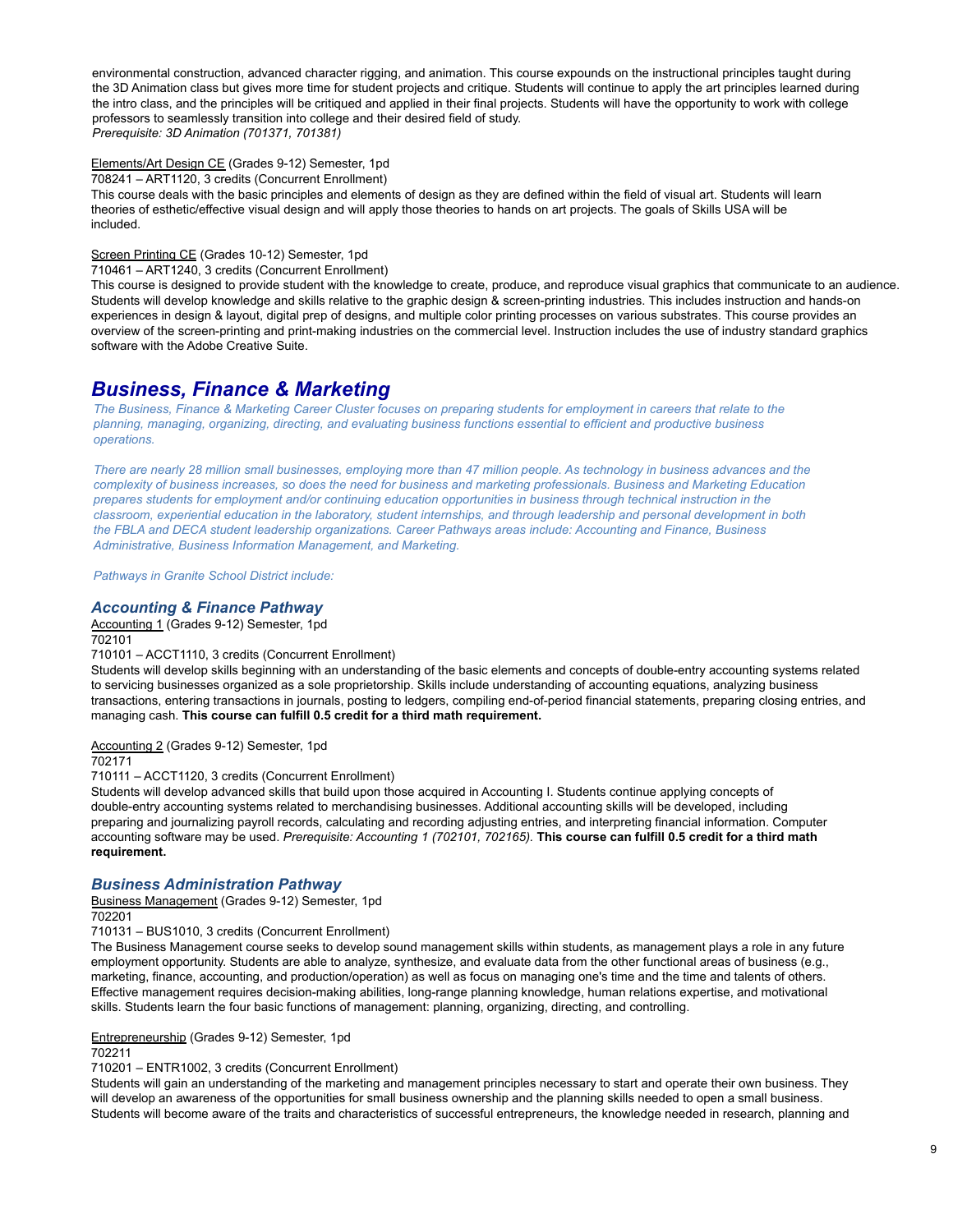environmental construction, advanced character rigging, and animation. This course expounds on the instructional principles taught during the 3D Animation class but gives more time for student projects and critique. Students will continue to apply the art principles learned during the intro class, and the principles will be critiqued and applied in their final projects. Students will have the opportunity to work with college professors to seamlessly transition into college and their desired field of study.
*Prerequisite: 3D Animation (701371, 701381)*

Elements/Art Design CE (Grades 9-12) Semester, 1pd
708241 – ART1120, 3 credits (Concurrent Enrollment)
This course deals with the basic principles and elements of design as they are defined within the field of visual art. Students will learn theories of esthetic/effective visual design and will apply those theories to hands on art projects. The goals of Skills USA will be included.

Screen Printing CE (Grades 10-12) Semester, 1pd
710461 – ART1240, 3 credits (Concurrent Enrollment)
This course is designed to provide student with the knowledge to create, produce, and reproduce visual graphics that communicate to an audience. Students will develop knowledge and skills relative to the graphic design & screen-printing industries. This includes instruction and hands-on experiences in design & layout, digital prep of designs, and multiple color printing processes on various substrates. This course provides an overview of the screen-printing and print-making industries on the commercial level. Instruction includes the use of industry standard graphics software with the Adobe Creative Suite.

# *Business, Finance & Marketing*

*The Business, Finance & Marketing Career Cluster focuses on preparing students for employment in careers that relate to the planning, managing, organizing, directing, and evaluating business functions essential to efficient and productive business operations.*

*There are nearly 28 million small businesses, employing more than 47 million people. As technology in business advances and the complexity of business increases, so does the need for business and marketing professionals. Business and Marketing Education prepares students for employment and/or continuing education opportunities in business through technical instruction in the classroom, experiential education in the laboratory, student internships, and through leadership and personal development in both the FBLA and DECA student leadership organizations. Career Pathways areas include: Accounting and Finance, Business Administrative, Business Information Management, and Marketing.*

*Pathways in Granite School District include:*

## *Accounting & Finance Pathway*

Accounting 1 (Grades 9-12) Semester, 1pd
702101
710101 – ACCT1110, 3 credits (Concurrent Enrollment)
Students will develop skills beginning with an understanding of the basic elements and concepts of double-entry accounting systems related to servicing businesses organized as a sole proprietorship. Skills include understanding of accounting equations, analyzing business transactions, entering transactions in journals, posting to ledgers, compiling end-of-period financial statements, preparing closing entries, and managing cash. **This course can fulfill 0.5 credit for a third math requirement.**

Accounting 2 (Grades 9-12) Semester, 1pd
702171
710111 – ACCT1120, 3 credits (Concurrent Enrollment)
Students will develop advanced skills that build upon those acquired in Accounting I. Students continue applying concepts of double-entry accounting systems related to merchandising businesses. Additional accounting skills will be developed, including preparing and journalizing payroll records, calculating and recording adjusting entries, and interpreting financial information. Computer accounting software may be used. *Prerequisite: Accounting 1 (702101, 702165).* **This course can fulfill 0.5 credit for a third math requirement.**

## *Business Administration Pathway*

Business Management (Grades 9-12) Semester, 1pd
702201
710131 – BUS1010, 3 credits (Concurrent Enrollment)
The Business Management course seeks to develop sound management skills within students, as management plays a role in any future employment opportunity. Students are able to analyze, synthesize, and evaluate data from the other functional areas of business (e.g., marketing, finance, accounting, and production/operation) as well as focus on managing one's time and the time and talents of others. Effective management requires decision-making abilities, long-range planning knowledge, human relations expertise, and motivational skills. Students learn the four basic functions of management: planning, organizing, directing, and controlling.

Entrepreneurship (Grades 9-12) Semester, 1pd
702211
710201 – ENTR1002, 3 credits (Concurrent Enrollment)
Students will gain an understanding of the marketing and management principles necessary to start and operate their own business. They will develop an awareness of the opportunities for small business ownership and the planning skills needed to open a small business. Students will become aware of the traits and characteristics of successful entrepreneurs, the knowledge needed in research, planning and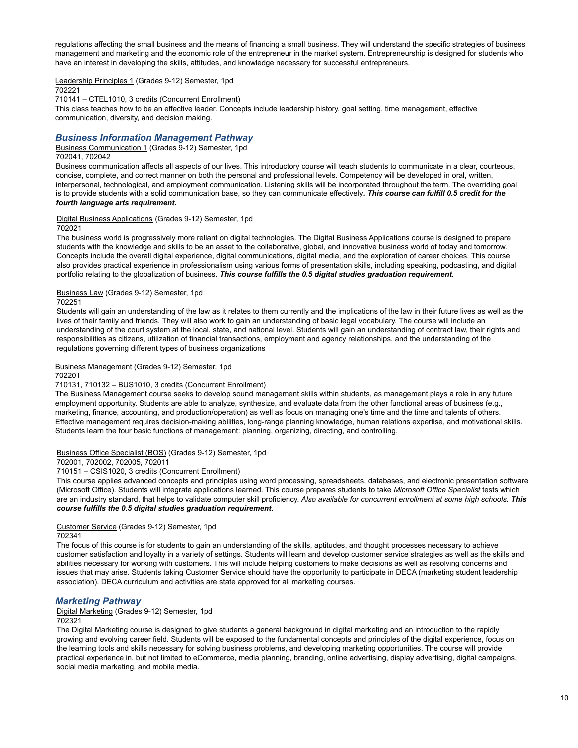regulations affecting the small business and the means of financing a small business. They will understand the specific strategies of business management and marketing and the economic role of the entrepreneur in the market system. Entrepreneurship is designed for students who have an interest in developing the skills, attitudes, and knowledge necessary for successful entrepreneurs.

Leadership Principles 1 (Grades 9-12) Semester, 1pd
702221
710141 – CTEL1010, 3 credits (Concurrent Enrollment)
This class teaches how to be an effective leader. Concepts include leadership history, goal setting, time management, effective communication, diversity, and decision making.

## *Business Information Management Pathway*

Business Communication 1 (Grades 9-12) Semester, 1pd
702041, 702042
Business communication affects all aspects of our lives. This introductory course will teach students to communicate in a clear, courteous, concise, complete, and correct manner on both the personal and professional levels. Competency will be developed in oral, written, interpersonal, technological, and employment communication. Listening skills will be incorporated throughout the term. The overriding goal is to provide students with a solid communication base, so they can communicate effectively***. This course can fulfill 0.5 credit for the fourth language arts requirement.***

Digital Business Applications (Grades 9-12) Semester, 1pd
702021
The business world is progressively more reliant on digital technologies. The Digital Business Applications course is designed to prepare students with the knowledge and skills to be an asset to the collaborative, global, and innovative business world of today and tomorrow. Concepts include the overall digital experience, digital communications, digital media, and the exploration of career choices. This course also provides practical experience in professionalism using various forms of presentation skills, including speaking, podcasting, and digital portfolio relating to the globalization of business. ***This course fulfills the 0.5 digital studies graduation requirement.***

Business Law (Grades 9-12) Semester, 1pd
702251
Students will gain an understanding of the law as it relates to them currently and the implications of the law in their future lives as well as the lives of their family and friends. They will also work to gain an understanding of basic legal vocabulary. The course will include an understanding of the court system at the local, state, and national level. Students will gain an understanding of contract law, their rights and responsibilities as citizens, utilization of financial transactions, employment and agency relationships, and the understanding of the regulations governing different types of business organizations

Business Management (Grades 9-12) Semester, 1pd
702201
710131, 710132 – BUS1010, 3 credits (Concurrent Enrollment)
The Business Management course seeks to develop sound management skills within students, as management plays a role in any future employment opportunity. Students are able to analyze, synthesize, and evaluate data from the other functional areas of business (e.g., marketing, finance, accounting, and production/operation) as well as focus on managing one's time and the time and talents of others. Effective management requires decision-making abilities, long-range planning knowledge, human relations expertise, and motivational skills. Students learn the four basic functions of management: planning, organizing, directing, and controlling.

Business Office Specialist (BOS) (Grades 9-12) Semester, 1pd
702001, 702002, 702005, 702011
710151 – CSIS1020, 3 credits (Concurrent Enrollment)
This course applies advanced concepts and principles using word processing, spreadsheets, databases, and electronic presentation software (Microsoft Office). Students will integrate applications learned. This course prepares students to take *Microsoft Office Specialist* tests which are an industry standard, that helps to validate computer skill proficiency. *Also available for concurrent enrollment at some high schools.* ***This course fulfills the 0.5 digital studies graduation requirement.***

Customer Service (Grades 9-12) Semester, 1pd
702341
The focus of this course is for students to gain an understanding of the skills, aptitudes, and thought processes necessary to achieve customer satisfaction and loyalty in a variety of settings. Students will learn and develop customer service strategies as well as the skills and abilities necessary for working with customers. This will include helping customers to make decisions as well as resolving concerns and issues that may arise. Students taking Customer Service should have the opportunity to participate in DECA (marketing student leadership association). DECA curriculum and activities are state approved for all marketing courses.

## *Marketing Pathway*

Digital Marketing (Grades 9-12) Semester, 1pd
702321
The Digital Marketing course is designed to give students a general background in digital marketing and an introduction to the rapidly growing and evolving career field. Students will be exposed to the fundamental concepts and principles of the digital experience, focus on the learning tools and skills necessary for solving business problems, and developing marketing opportunities. The course will provide practical experience in, but not limited to eCommerce, media planning, branding, online advertising, display advertising, digital campaigns, social media marketing, and mobile media.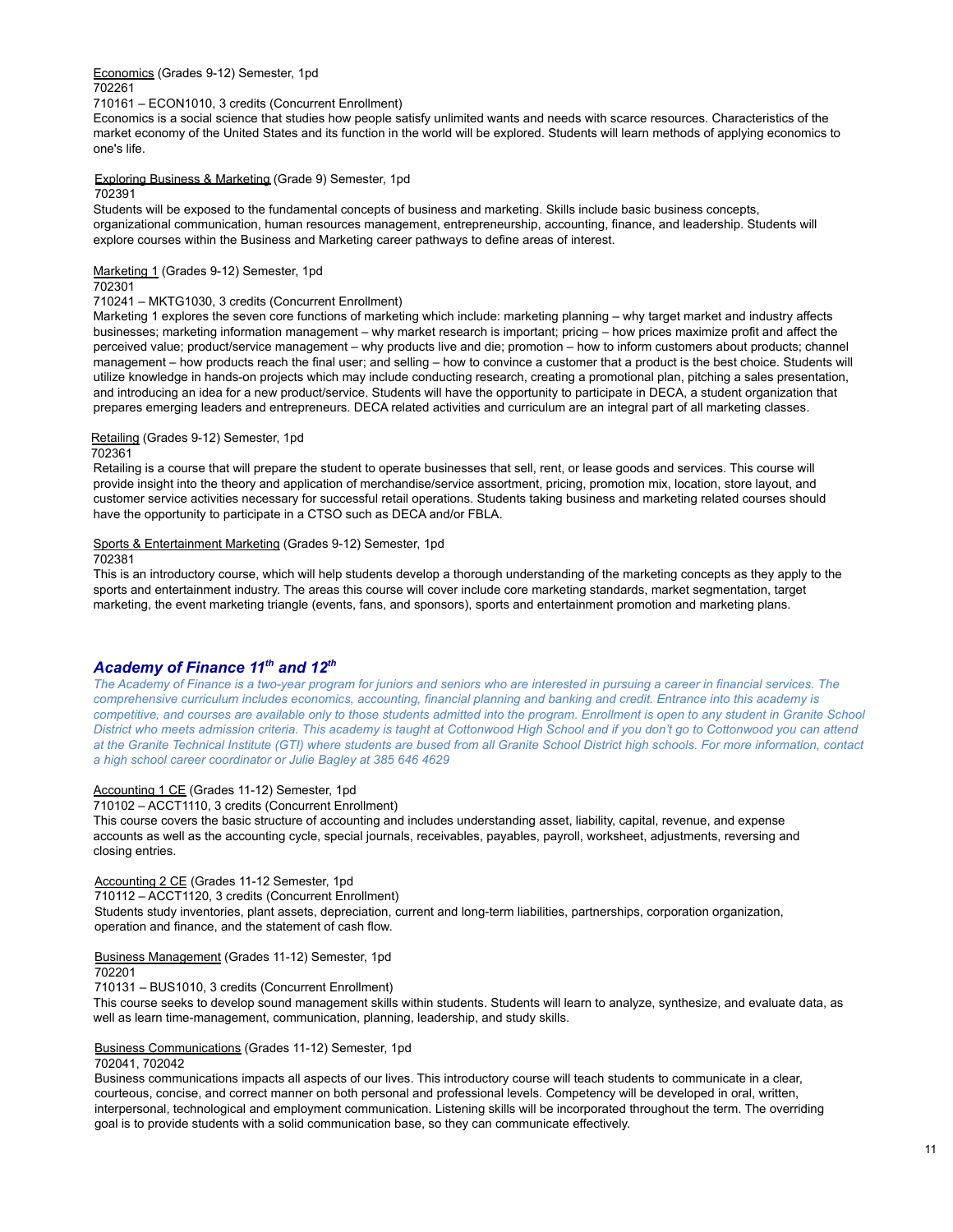Economics (Grades 9-12) Semester, 1pd
702261
710161 – ECON1010, 3 credits (Concurrent Enrollment)
Economics is a social science that studies how people satisfy unlimited wants and needs with scarce resources. Characteristics of the market economy of the United States and its function in the world will be explored. Students will learn methods of applying economics to one's life.

Exploring Business & Marketing (Grade 9) Semester, 1pd
702391
Students will be exposed to the fundamental concepts of business and marketing. Skills include basic business concepts, organizational communication, human resources management, entrepreneurship, accounting, finance, and leadership. Students will explore courses within the Business and Marketing career pathways to define areas of interest.

Marketing 1 (Grades 9-12) Semester, 1pd
702301
710241 – MKTG1030, 3 credits (Concurrent Enrollment)
Marketing 1 explores the seven core functions of marketing which include: marketing planning – why target market and industry affects businesses; marketing information management – why market research is important; pricing – how prices maximize profit and affect the perceived value; product/service management – why products live and die; promotion – how to inform customers about products; channel management – how products reach the final user; and selling – how to convince a customer that a product is the best choice. Students will utilize knowledge in hands-on projects which may include conducting research, creating a promotional plan, pitching a sales presentation, and introducing an idea for a new product/service. Students will have the opportunity to participate in DECA, a student organization that prepares emerging leaders and entrepreneurs. DECA related activities and curriculum are an integral part of all marketing classes.

Retailing (Grades 9-12) Semester, 1pd
702361
Retailing is a course that will prepare the student to operate businesses that sell, rent, or lease goods and services. This course will provide insight into the theory and application of merchandise/service assortment, pricing, promotion mix, location, store layout, and customer service activities necessary for successful retail operations. Students taking business and marketing related courses should have the opportunity to participate in a CTSO such as DECA and/or FBLA.

Sports & Entertainment Marketing (Grades 9-12) Semester, 1pd
702381
This is an introductory course, which will help students develop a thorough understanding of the marketing concepts as they apply to the sports and entertainment industry. The areas this course will cover include core marketing standards, market segmentation, target marketing, the event marketing triangle (events, fans, and sponsors), sports and entertainment promotion and marketing plans.

## *Academy of Finance 11th and 12th*

*The Academy of Finance is a two-year program for juniors and seniors who are interested in pursuing a career in financial services. The comprehensive curriculum includes economics, accounting, financial planning and banking and credit. Entrance into this academy is competitive, and courses are available only to those students admitted into the program. Enrollment is open to any student in Granite School District who meets admission criteria. This academy is taught at Cottonwood High School and if you don't go to Cottonwood you can attend at the Granite Technical Institute (GTI) where students are bused from all Granite School District high schools. For more information, contact a high school career coordinator or Julie Bagley at 385 646 4629*

Accounting 1 CE (Grades 11-12) Semester, 1pd
710102 – ACCT1110, 3 credits (Concurrent Enrollment)
This course covers the basic structure of accounting and includes understanding asset, liability, capital, revenue, and expense accounts as well as the accounting cycle, special journals, receivables, payables, payroll, worksheet, adjustments, reversing and closing entries.

Accounting 2 CE (Grades 11-12 Semester, 1pd
710112 – ACCT1120, 3 credits (Concurrent Enrollment)
Students study inventories, plant assets, depreciation, current and long-term liabilities, partnerships, corporation organization, operation and finance, and the statement of cash flow.

Business Management (Grades 11-12) Semester, 1pd
702201
710131 – BUS1010, 3 credits (Concurrent Enrollment)
This course seeks to develop sound management skills within students. Students will learn to analyze, synthesize, and evaluate data, as well as learn time-management, communication, planning, leadership, and study skills.

Business Communications (Grades 11-12) Semester, 1pd
702041, 702042
Business communications impacts all aspects of our lives. This introductory course will teach students to communicate in a clear, courteous, concise, and correct manner on both personal and professional levels. Competency will be developed in oral, written, interpersonal, technological and employment communication. Listening skills will be incorporated throughout the term. The overriding goal is to provide students with a solid communication base, so they can communicate effectively.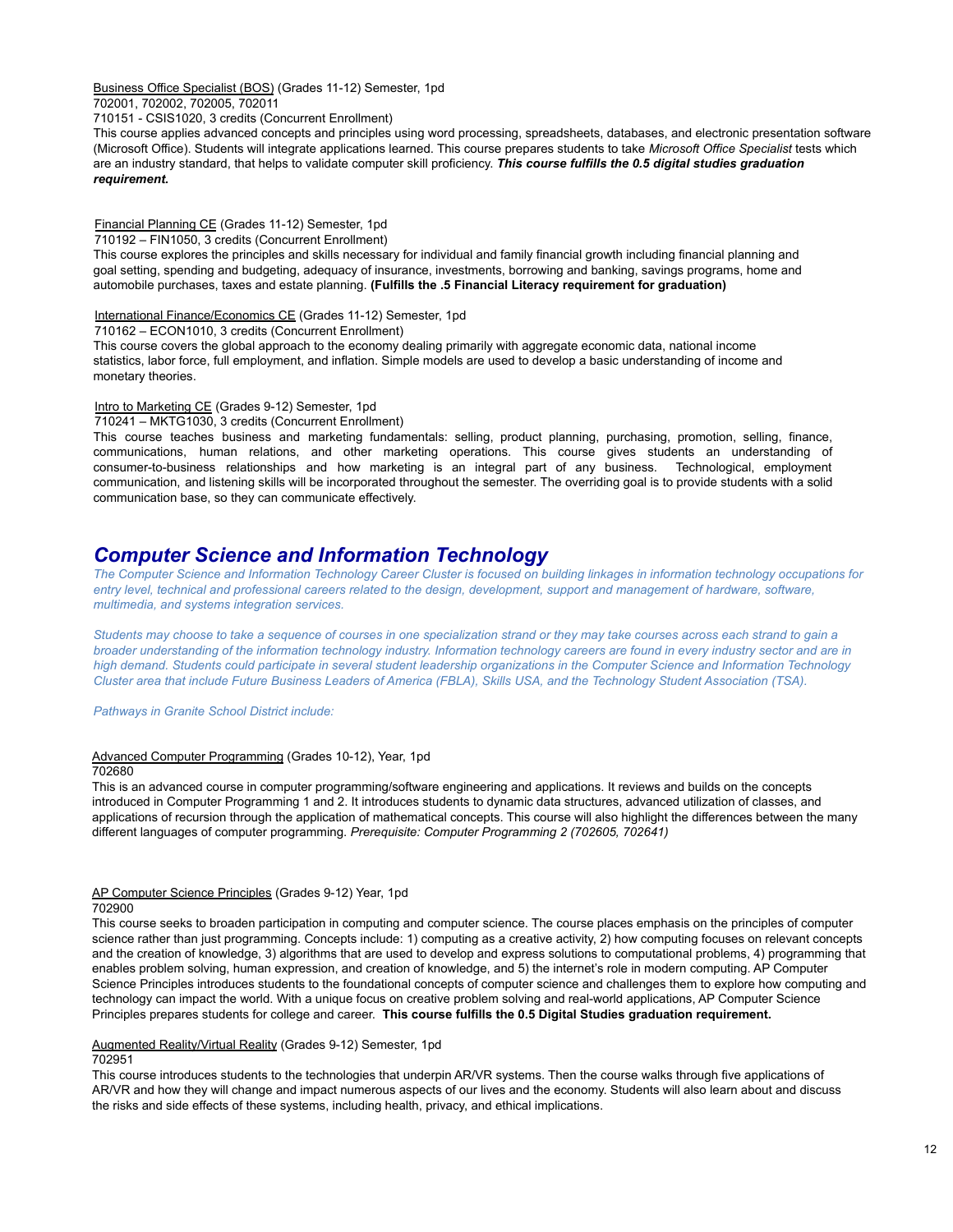Business Office Specialist (BOS) (Grades 11-12) Semester, 1pd
702001, 702002, 702005, 702011
710151 - CSIS1020, 3 credits (Concurrent Enrollment)
This course applies advanced concepts and principles using word processing, spreadsheets, databases, and electronic presentation software (Microsoft Office). Students will integrate applications learned. This course prepares students to take *Microsoft Office Specialist* tests which are an industry standard, that helps to validate computer skill proficiency. ***This course fulfills the 0.5 digital studies graduation requirement.***

Financial Planning CE (Grades 11-12) Semester, 1pd
710192 – FIN1050, 3 credits (Concurrent Enrollment)
This course explores the principles and skills necessary for individual and family financial growth including financial planning and goal setting, spending and budgeting, adequacy of insurance, investments, borrowing and banking, savings programs, home and automobile purchases, taxes and estate planning. **(Fulfills the .5 Financial Literacy requirement for graduation)**

International Finance/Economics CE (Grades 11-12) Semester, 1pd
710162 – ECON1010, 3 credits (Concurrent Enrollment)
This course covers the global approach to the economy dealing primarily with aggregate economic data, national income statistics, labor force, full employment, and inflation. Simple models are used to develop a basic understanding of income and monetary theories.

Intro to Marketing CE (Grades 9-12) Semester, 1pd
710241 – MKTG1030, 3 credits (Concurrent Enrollment)
This course teaches business and marketing fundamentals: selling, product planning, purchasing, promotion, selling, finance, communications, human relations, and other marketing operations. This course gives students an understanding of consumer-to-business relationships and how marketing is an integral part of any business. Technological, employment communication, and listening skills will be incorporated throughout the semester. The overriding goal is to provide students with a solid communication base, so they can communicate effectively.

## *Computer Science and Information Technology*

*The Computer Science and Information Technology Career Cluster is focused on building linkages in information technology occupations for entry level, technical and professional careers related to the design, development, support and management of hardware, software, multimedia, and systems integration services.*

*Students may choose to take a sequence of courses in one specialization strand or they may take courses across each strand to gain a broader understanding of the information technology industry. Information technology careers are found in every industry sector and are in high demand. Students could participate in several student leadership organizations in the Computer Science and Information Technology Cluster area that include Future Business Leaders of America (FBLA), Skills USA, and the Technology Student Association (TSA).*

*Pathways in Granite School District include:*

Advanced Computer Programming (Grades 10-12), Year, 1pd
702680
This is an advanced course in computer programming/software engineering and applications. It reviews and builds on the concepts introduced in Computer Programming 1 and 2. It introduces students to dynamic data structures, advanced utilization of classes, and applications of recursion through the application of mathematical concepts. This course will also highlight the differences between the many different languages of computer programming. *Prerequisite: Computer Programming 2 (702605, 702641)*

AP Computer Science Principles (Grades 9-12) Year, 1pd
702900
This course seeks to broaden participation in computing and computer science. The course places emphasis on the principles of computer science rather than just programming. Concepts include: 1) computing as a creative activity, 2) how computing focuses on relevant concepts and the creation of knowledge, 3) algorithms that are used to develop and express solutions to computational problems, 4) programming that enables problem solving, human expression, and creation of knowledge, and 5) the internet's role in modern computing. AP Computer Science Principles introduces students to the foundational concepts of computer science and challenges them to explore how computing and technology can impact the world. With a unique focus on creative problem solving and real-world applications, AP Computer Science Principles prepares students for college and career. **This course fulfills the 0.5 Digital Studies graduation requirement.**

Augmented Reality/Virtual Reality (Grades 9-12) Semester, 1pd
702951
This course introduces students to the technologies that underpin AR/VR systems. Then the course walks through five applications of AR/VR and how they will change and impact numerous aspects of our lives and the economy. Students will also learn about and discuss the risks and side effects of these systems, including health, privacy, and ethical implications.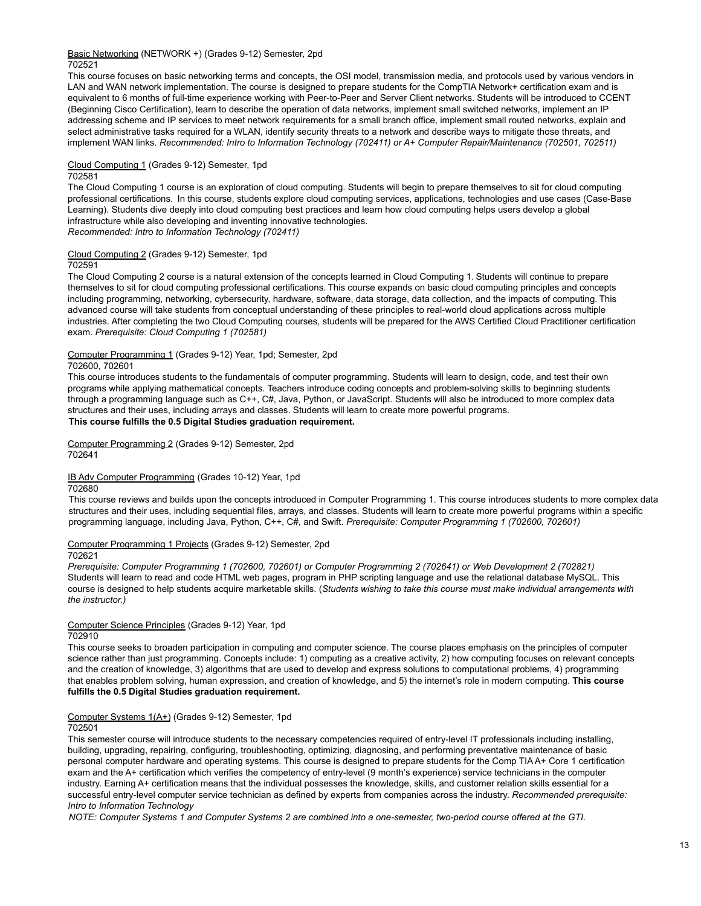Basic Networking (NETWORK +) (Grades 9-12) Semester, 2pd
702521

This course focuses on basic networking terms and concepts, the OSI model, transmission media, and protocols used by various vendors in LAN and WAN network implementation. The course is designed to prepare students for the CompTIA Network+ certification exam and is equivalent to 6 months of full-time experience working with Peer-to-Peer and Server Client networks. Students will be introduced to CCENT (Beginning Cisco Certification), learn to describe the operation of data networks, implement small switched networks, implement an IP addressing scheme and IP services to meet network requirements for a small branch office, implement small routed networks, explain and select administrative tasks required for a WLAN, identify security threats to a network and describe ways to mitigate those threats, and implement WAN links. *Recommended: Intro to Information Technology (702411) or A+ Computer Repair/Maintenance (702501, 702511)*

Cloud Computing 1 (Grades 9-12) Semester, 1pd
702581

The Cloud Computing 1 course is an exploration of cloud computing. Students will begin to prepare themselves to sit for cloud computing professional certifications. In this course, students explore cloud computing services, applications, technologies and use cases (Case-Base Learning). Students dive deeply into cloud computing best practices and learn how cloud computing helps users develop a global infrastructure while also developing and inventing innovative technologies.
*Recommended: Intro to Information Technology (702411)*

Cloud Computing 2 (Grades 9-12) Semester, 1pd
702591

The Cloud Computing 2 course is a natural extension of the concepts learned in Cloud Computing 1. Students will continue to prepare themselves to sit for cloud computing professional certifications. This course expands on basic cloud computing principles and concepts including programming, networking, cybersecurity, hardware, software, data storage, data collection, and the impacts of computing. This advanced course will take students from conceptual understanding of these principles to real-world cloud applications across multiple industries. After completing the two Cloud Computing courses, students will be prepared for the AWS Certified Cloud Practitioner certification exam. *Prerequisite: Cloud Computing 1 (702581)*

Computer Programming 1 (Grades 9-12) Year, 1pd; Semester, 2pd
702600, 702601

This course introduces students to the fundamentals of computer programming. Students will learn to design, code, and test their own programs while applying mathematical concepts. Teachers introduce coding concepts and problem-solving skills to beginning students through a programming language such as C++, C#, Java, Python, or JavaScript. Students will also be introduced to more complex data structures and their uses, including arrays and classes. Students will learn to create more powerful programs.
**This course fulfills the 0.5 Digital Studies graduation requirement.**

Computer Programming 2 (Grades 9-12) Semester, 2pd
702641

IB Adv Computer Programming (Grades 10-12) Year, 1pd
702680

This course reviews and builds upon the concepts introduced in Computer Programming 1. This course introduces students to more complex data structures and their uses, including sequential files, arrays, and classes. Students will learn to create more powerful programs within a specific programming language, including Java, Python, C++, C#, and Swift. *Prerequisite: Computer Programming 1 (702600, 702601)*

Computer Programming 1 Projects (Grades 9-12) Semester, 2pd
702621

*Prerequisite: Computer Programming 1 (702600, 702601) or Computer Programming 2 (702641) or Web Development 2 (702821)*
Students will learn to read and code HTML web pages, program in PHP scripting language and use the relational database MySQL. This course is designed to help students acquire marketable skills. (*Students wishing to take this course must make individual arrangements with the instructor.)*

Computer Science Principles (Grades 9-12) Year, 1pd
702910

This course seeks to broaden participation in computing and computer science. The course places emphasis on the principles of computer science rather than just programming. Concepts include: 1) computing as a creative activity, 2) how computing focuses on relevant concepts and the creation of knowledge, 3) algorithms that are used to develop and express solutions to computational problems, 4) programming that enables problem solving, human expression, and creation of knowledge, and 5) the internet's role in modern computing. **This course fulfills the 0.5 Digital Studies graduation requirement.**

Computer Systems 1(A+) (Grades 9-12) Semester, 1pd
702501

This semester course will introduce students to the necessary competencies required of entry-level IT professionals including installing, building, upgrading, repairing, configuring, troubleshooting, optimizing, diagnosing, and performing preventative maintenance of basic personal computer hardware and operating systems. This course is designed to prepare students for the Comp TIA A+ Core 1 certification exam and the A+ certification which verifies the competency of entry-level (9 month's experience) service technicians in the computer industry. Earning A+ certification means that the individual possesses the knowledge, skills, and customer relation skills essential for a successful entry-level computer service technician as defined by experts from companies across the industry. *Recommended prerequisite: Intro to Information Technology*

*NOTE: Computer Systems 1 and Computer Systems 2 are combined into a one-semester, two-period course offered at the GTI.*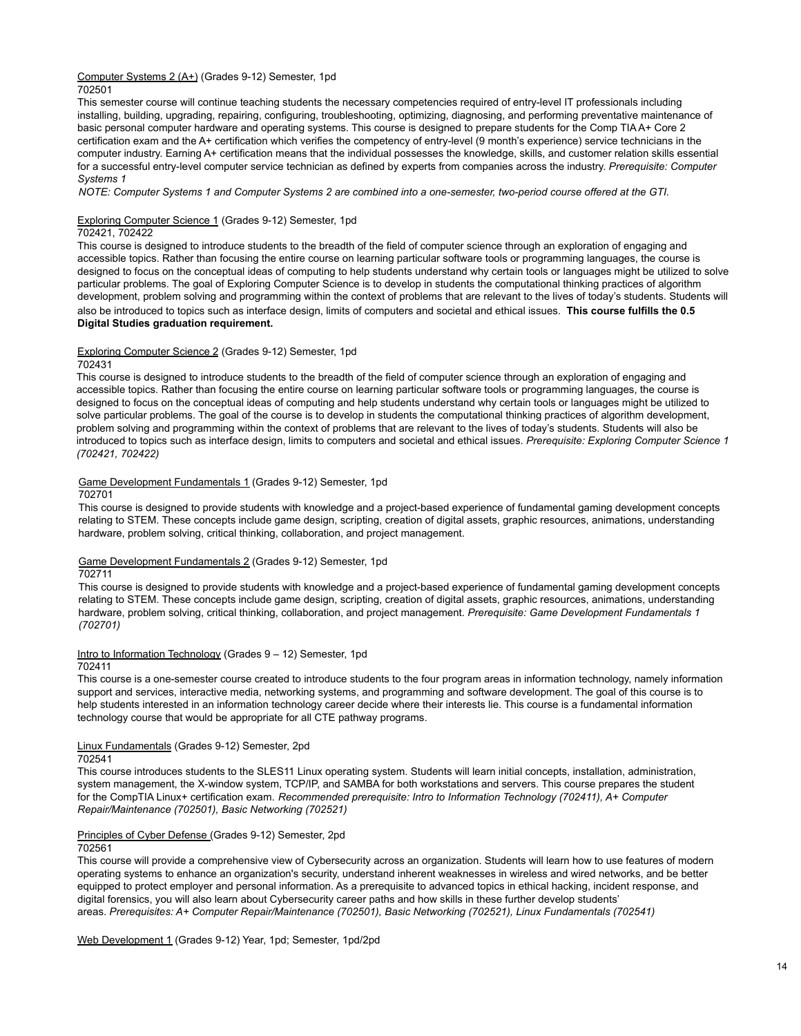Computer Systems 2 (A+) (Grades 9-12) Semester, 1pd
702501

This semester course will continue teaching students the necessary competencies required of entry-level IT professionals including installing, building, upgrading, repairing, configuring, troubleshooting, optimizing, diagnosing, and performing preventative maintenance of basic personal computer hardware and operating systems. This course is designed to prepare students for the Comp TIA A+ Core 2 certification exam and the A+ certification which verifies the competency of entry-level (9 month's experience) service technicians in the computer industry. Earning A+ certification means that the individual possesses the knowledge, skills, and customer relation skills essential for a successful entry-level computer service technician as defined by experts from companies across the industry. *Prerequisite: Computer Systems 1*

*NOTE: Computer Systems 1 and Computer Systems 2 are combined into a one-semester, two-period course offered at the GTI.*

Exploring Computer Science 1 (Grades 9-12) Semester, 1pd
702421, 702422

This course is designed to introduce students to the breadth of the field of computer science through an exploration of engaging and accessible topics. Rather than focusing the entire course on learning particular software tools or programming languages, the course is designed to focus on the conceptual ideas of computing to help students understand why certain tools or languages might be utilized to solve particular problems. The goal of Exploring Computer Science is to develop in students the computational thinking practices of algorithm development, problem solving and programming within the context of problems that are relevant to the lives of today's students. Students will also be introduced to topics such as interface design, limits of computers and societal and ethical issues. **This course fulfills the 0.5 Digital Studies graduation requirement.**

Exploring Computer Science 2 (Grades 9-12) Semester, 1pd
702431

This course is designed to introduce students to the breadth of the field of computer science through an exploration of engaging and accessible topics. Rather than focusing the entire course on learning particular software tools or programming languages, the course is designed to focus on the conceptual ideas of computing and help students understand why certain tools or languages might be utilized to solve particular problems. The goal of the course is to develop in students the computational thinking practices of algorithm development, problem solving and programming within the context of problems that are relevant to the lives of today's students. Students will also be introduced to topics such as interface design, limits to computers and societal and ethical issues. *Prerequisite: Exploring Computer Science 1 (702421, 702422)*

Game Development Fundamentals 1 (Grades 9-12) Semester, 1pd
702701

This course is designed to provide students with knowledge and a project-based experience of fundamental gaming development concepts relating to STEM. These concepts include game design, scripting, creation of digital assets, graphic resources, animations, understanding hardware, problem solving, critical thinking, collaboration, and project management.

Game Development Fundamentals 2 (Grades 9-12) Semester, 1pd
702711

This course is designed to provide students with knowledge and a project-based experience of fundamental gaming development concepts relating to STEM. These concepts include game design, scripting, creation of digital assets, graphic resources, animations, understanding hardware, problem solving, critical thinking, collaboration, and project management. *Prerequisite: Game Development Fundamentals 1 (702701)*

Intro to Information Technology (Grades 9 – 12) Semester, 1pd
702411

This course is a one-semester course created to introduce students to the four program areas in information technology, namely information support and services, interactive media, networking systems, and programming and software development. The goal of this course is to help students interested in an information technology career decide where their interests lie. This course is a fundamental information technology course that would be appropriate for all CTE pathway programs.

Linux Fundamentals (Grades 9-12) Semester, 2pd
702541

This course introduces students to the SLES11 Linux operating system. Students will learn initial concepts, installation, administration, system management, the X-window system, TCP/IP, and SAMBA for both workstations and servers. This course prepares the student for the CompTIA Linux+ certification exam. *Recommended prerequisite: Intro to Information Technology (702411), A+ Computer Repair/Maintenance (702501), Basic Networking (702521)*

Principles of Cyber Defense (Grades 9-12) Semester, 2pd
702561

This course will provide a comprehensive view of Cybersecurity across an organization. Students will learn how to use features of modern operating systems to enhance an organization's security, understand inherent weaknesses in wireless and wired networks, and be better equipped to protect employer and personal information. As a prerequisite to advanced topics in ethical hacking, incident response, and digital forensics, you will also learn about Cybersecurity career paths and how skills in these further develop students' areas. *Prerequisites: A+ Computer Repair/Maintenance (702501), Basic Networking (702521), Linux Fundamentals (702541)*

Web Development 1 (Grades 9-12) Year, 1pd; Semester, 1pd/2pd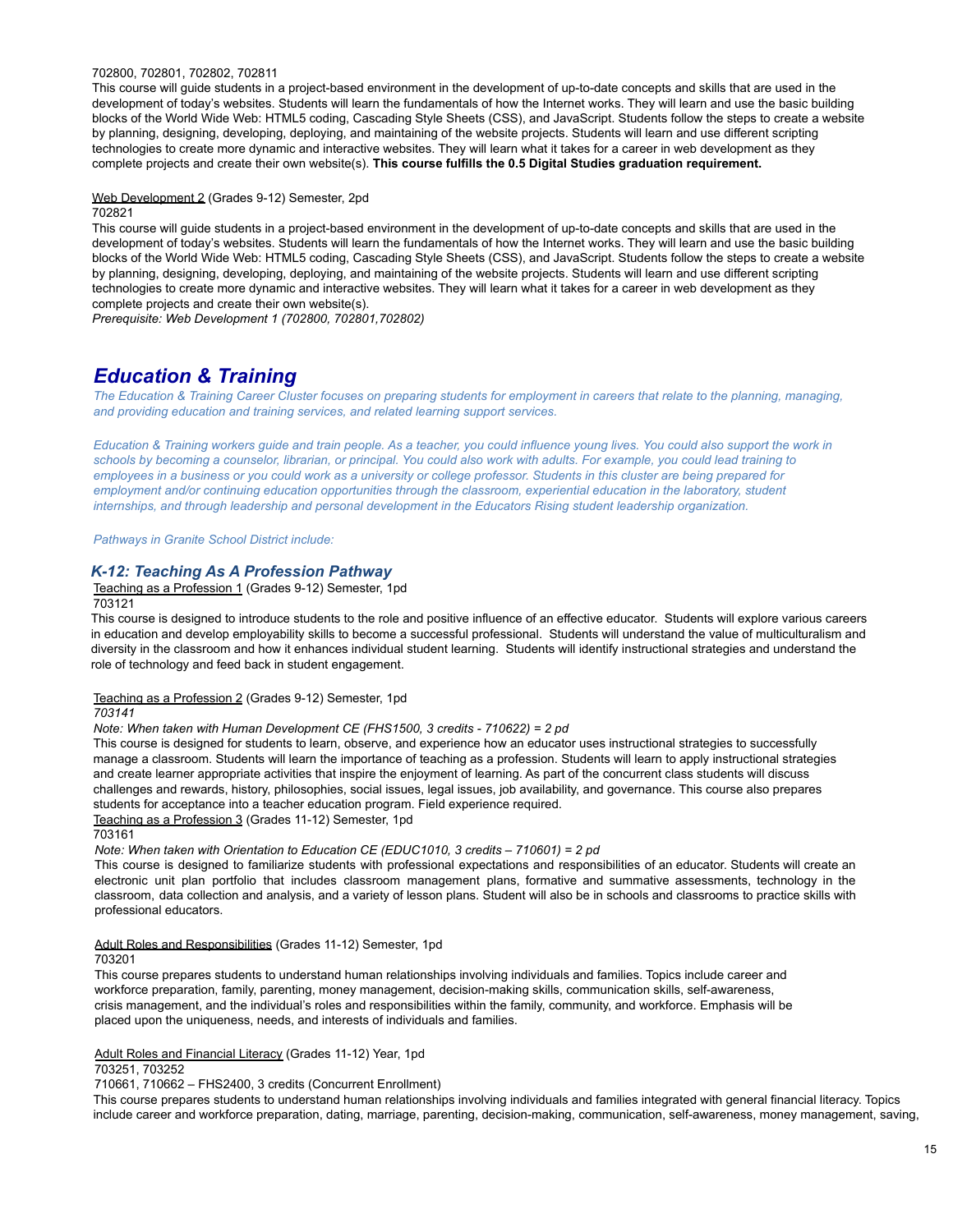702800, 702801, 702802, 702811

This course will guide students in a project-based environment in the development of up-to-date concepts and skills that are used in the development of today's websites. Students will learn the fundamentals of how the Internet works. They will learn and use the basic building blocks of the World Wide Web: HTML5 coding, Cascading Style Sheets (CSS), and JavaScript. Students follow the steps to create a website by planning, designing, developing, deploying, and maintaining of the website projects. Students will learn and use different scripting technologies to create more dynamic and interactive websites. They will learn what it takes for a career in web development as they complete projects and create their own website(s). **This course fulfills the 0.5 Digital Studies graduation requirement.**

Web Development 2 (Grades 9-12) Semester, 2pd

702821

This course will guide students in a project-based environment in the development of up-to-date concepts and skills that are used in the development of today's websites. Students will learn the fundamentals of how the Internet works. They will learn and use the basic building blocks of the World Wide Web: HTML5 coding, Cascading Style Sheets (CSS), and JavaScript. Students follow the steps to create a website by planning, designing, developing, deploying, and maintaining of the website projects. Students will learn and use different scripting technologies to create more dynamic and interactive websites. They will learn what it takes for a career in web development as they complete projects and create their own website(s).

*Prerequisite: Web Development 1 (702800, 702801,702802)*

## *Education & Training*

*The Education & Training Career Cluster focuses on preparing students for employment in careers that relate to the planning, managing, and providing education and training services, and related learning support services.*

*Education & Training workers guide and train people. As a teacher, you could influence young lives. You could also support the work in schools by becoming a counselor, librarian, or principal. You could also work with adults. For example, you could lead training to employees in a business or you could work as a university or college professor. Students in this cluster are being prepared for employment and/or continuing education opportunities through the classroom, experiential education in the laboratory, student internships, and through leadership and personal development in the Educators Rising student leadership organization.*

*Pathways in Granite School District include:*

### *K-12: Teaching As A Profession Pathway*

Teaching as a Profession 1 (Grades 9-12) Semester, 1pd

703121

This course is designed to introduce students to the role and positive influence of an effective educator. Students will explore various careers in education and develop employability skills to become a successful professional. Students will understand the value of multiculturalism and diversity in the classroom and how it enhances individual student learning. Students will identify instructional strategies and understand the role of technology and feed back in student engagement.

Teaching as a Profession 2 (Grades 9-12) Semester, 1pd

*703141*

*Note: When taken with Human Development CE (FHS1500, 3 credits - 710622) = 2 pd*

This course is designed for students to learn, observe, and experience how an educator uses instructional strategies to successfully manage a classroom. Students will learn the importance of teaching as a profession. Students will learn to apply instructional strategies and create learner appropriate activities that inspire the enjoyment of learning. As part of the concurrent class students will discuss challenges and rewards, history, philosophies, social issues, legal issues, job availability, and governance. This course also prepares students for acceptance into a teacher education program. Field experience required.

Teaching as a Profession 3 (Grades 11-12) Semester, 1pd

703161

*Note: When taken with Orientation to Education CE (EDUC1010, 3 credits – 710601) = 2 pd*

This course is designed to familiarize students with professional expectations and responsibilities of an educator. Students will create an electronic unit plan portfolio that includes classroom management plans, formative and summative assessments, technology in the classroom, data collection and analysis, and a variety of lesson plans. Student will also be in schools and classrooms to practice skills with professional educators.

Adult Roles and Responsibilities (Grades 11-12) Semester, 1pd

703201

This course prepares students to understand human relationships involving individuals and families. Topics include career and workforce preparation, family, parenting, money management, decision-making skills, communication skills, self-awareness, crisis management, and the individual's roles and responsibilities within the family, community, and workforce. Emphasis will be placed upon the uniqueness, needs, and interests of individuals and families.

Adult Roles and Financial Literacy (Grades 11-12) Year, 1pd

703251, 703252

710661, 710662 – FHS2400, 3 credits (Concurrent Enrollment)

This course prepares students to understand human relationships involving individuals and families integrated with general financial literacy. Topics include career and workforce preparation, dating, marriage, parenting, decision-making, communication, self-awareness, money management, saving,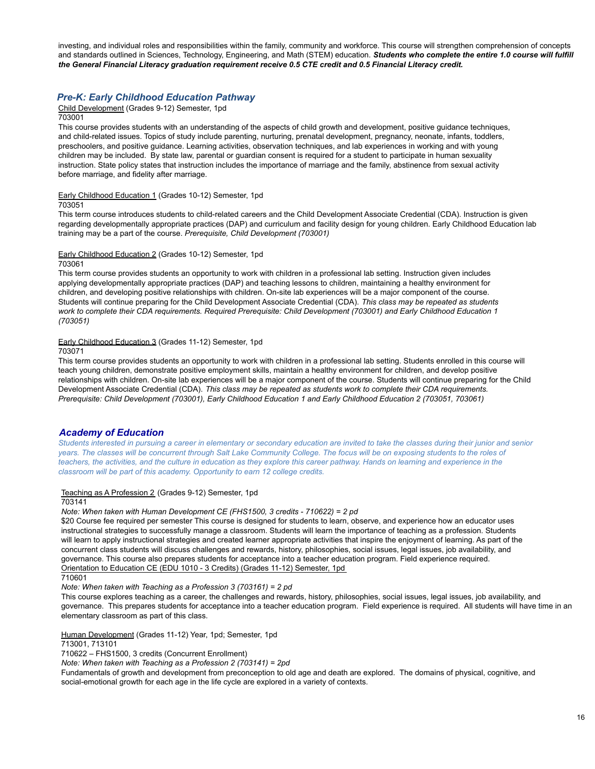investing, and individual roles and responsibilities within the family, community and workforce. This course will strengthen comprehension of concepts and standards outlined in Sciences, Technology, Engineering, and Math (STEM) education. ***Students who complete the entire 1.0 course will fulfill the General Financial Literacy graduation requirement receive 0.5 CTE credit and 0.5 Financial Literacy credit.***

## *Pre-K: Early Childhood Education Pathway*

<u>Child Development</u> (Grades 9-12) Semester, 1pd
703001
This course provides students with an understanding of the aspects of child growth and development, positive guidance techniques, and child-related issues. Topics of study include parenting, nurturing, prenatal development, pregnancy, neonate, infants, toddlers, preschoolers, and positive guidance. Learning activities, observation techniques, and lab experiences in working and with young children may be included. By state law, parental or guardian consent is required for a student to participate in human sexuality instruction. State policy states that instruction includes the importance of marriage and the family, abstinence from sexual activity before marriage, and fidelity after marriage.

<u>Early Childhood Education 1</u> (Grades 10-12) Semester, 1pd
703051
This term course introduces students to child-related careers and the Child Development Associate Credential (CDA). Instruction is given regarding developmentally appropriate practices (DAP) and curriculum and facility design for young children. Early Childhood Education lab training may be a part of the course. *Prerequisite, Child Development (703001)*

<u>Early Childhood Education 2</u> (Grades 10-12) Semester, 1pd
703061
This term course provides students an opportunity to work with children in a professional lab setting. Instruction given includes applying developmentally appropriate practices (DAP) and teaching lessons to children, maintaining a healthy environment for children, and developing positive relationships with children. On-site lab experiences will be a major component of the course. Students will continue preparing for the Child Development Associate Credential (CDA). *This class may be repeated as students work to complete their CDA requirements. Required Prerequisite: Child Development (703001) and Early Childhood Education 1 (703051)*

<u>Early Childhood Education 3</u> (Grades 11-12) Semester, 1pd
703071
This term course provides students an opportunity to work with children in a professional lab setting. Students enrolled in this course will teach young children, demonstrate positive employment skills, maintain a healthy environment for children, and develop positive relationships with children. On-site lab experiences will be a major component of the course. Students will continue preparing for the Child Development Associate Credential (CDA). *This class may be repeated as students work to complete their CDA requirements. Prerequisite: Child Development (703001), Early Childhood Education 1 and Early Childhood Education 2 (703051, 703061)*

## *Academy of Education*

*Students interested in pursuing a career in elementary or secondary education are invited to take the classes during their junior and senior years. The classes will be concurrent through Salt Lake Community College. The focus will be on exposing students to the roles of teachers, the activities, and the culture in education as they explore this career pathway. Hands on learning and experience in the classroom will be part of this academy. Opportunity to earn 12 college credits.*

<u>Teaching as A Profession 2</u> (Grades 9-12) Semester, 1pd
703141
*Note: When taken with Human Development CE (FHS1500, 3 credits - 710622) = 2 pd*
$20 Course fee required per semester This course is designed for students to learn, observe, and experience how an educator uses instructional strategies to successfully manage a classroom. Students will learn the importance of teaching as a profession. Students will learn to apply instructional strategies and created learner appropriate activities that inspire the enjoyment of learning. As part of the concurrent class students will discuss challenges and rewards, history, philosophies, social issues, legal issues, job availability, and governance. This course also prepares students for acceptance into a teacher education program. Field experience required.
<u>Orientation to Education CE (EDU 1010 - 3 Credits) (Grades 11-12) Semester, 1pd</u>
710601
*Note: When taken with Teaching as a Profession 3 (703161) = 2 pd*
This course explores teaching as a career, the challenges and rewards, history, philosophies, social issues, legal issues, job availability, and governance. This prepares students for acceptance into a teacher education program. Field experience is required. All students will have time in an elementary classroom as part of this class.

<u>Human Development</u> (Grades 11-12) Year, 1pd; Semester, 1pd
713001, 713101
710622 – FHS1500, 3 credits (Concurrent Enrollment)
*Note: When taken with Teaching as a Profession 2 (703141) = 2pd*
Fundamentals of growth and development from preconception to old age and death are explored. The domains of physical, cognitive, and social-emotional growth for each age in the life cycle are explored in a variety of contexts.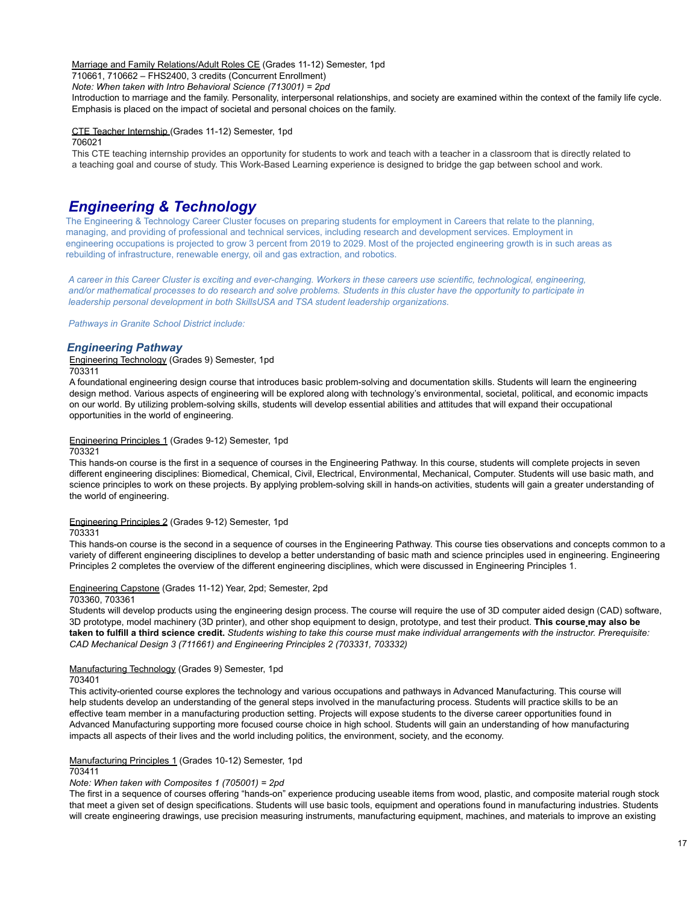Marriage and Family Relations/Adult Roles CE (Grades 11-12) Semester, 1pd
710661, 710662 – FHS2400, 3 credits (Concurrent Enrollment)
*Note: When taken with Intro Behavioral Science (713001) = 2pd*
Introduction to marriage and the family. Personality, interpersonal relationships, and society are examined within the context of the family life cycle. Emphasis is placed on the impact of societal and personal choices on the family.

CTE Teacher Internship (Grades 11-12) Semester, 1pd
706021
This CTE teaching internship provides an opportunity for students to work and teach with a teacher in a classroom that is directly related to a teaching goal and course of study. This Work-Based Learning experience is designed to bridge the gap between school and work.

# *Engineering & Technology*

The Engineering & Technology Career Cluster focuses on preparing students for employment in Careers that relate to the planning, managing, and providing of professional and technical services, including research and development services. Employment in engineering occupations is projected to grow 3 percent from 2019 to 2029. Most of the projected engineering growth is in such areas as rebuilding of infrastructure, renewable energy, oil and gas extraction, and robotics.

*A career in this Career Cluster is exciting and ever-changing. Workers in these careers use scientific, technological, engineering, and/or mathematical processes to do research and solve problems. Students in this cluster have the opportunity to participate in leadership personal development in both SkillsUSA and TSA student leadership organizations.*

*Pathways in Granite School District include:*

## *Engineering Pathway*

Engineering Technology (Grades 9) Semester, 1pd
703311
A foundational engineering design course that introduces basic problem-solving and documentation skills. Students will learn the engineering design method. Various aspects of engineering will be explored along with technology's environmental, societal, political, and economic impacts on our world. By utilizing problem-solving skills, students will develop essential abilities and attitudes that will expand their occupational opportunities in the world of engineering.

Engineering Principles 1 (Grades 9-12) Semester, 1pd
703321
This hands-on course is the first in a sequence of courses in the Engineering Pathway. In this course, students will complete projects in seven different engineering disciplines: Biomedical, Chemical, Civil, Electrical, Environmental, Mechanical, Computer. Students will use basic math, and science principles to work on these projects. By applying problem-solving skill in hands-on activities, students will gain a greater understanding of the world of engineering.

Engineering Principles 2 (Grades 9-12) Semester, 1pd
703331
This hands-on course is the second in a sequence of courses in the Engineering Pathway. This course ties observations and concepts common to a variety of different engineering disciplines to develop a better understanding of basic math and science principles used in engineering. Engineering Principles 2 completes the overview of the different engineering disciplines, which were discussed in Engineering Principles 1.

Engineering Capstone (Grades 11-12) Year, 2pd; Semester, 2pd
703360, 703361
Students will develop products using the engineering design process. The course will require the use of 3D computer aided design (CAD) software, 3D prototype, model machinery (3D printer), and other shop equipment to design, prototype, and test their product. **This course may also be taken to fulfill a third science credit.** *Students wishing to take this course must make individual arrangements with the instructor. Prerequisite: CAD Mechanical Design 3 (711661) and Engineering Principles 2 (703331, 703332)*

Manufacturing Technology (Grades 9) Semester, 1pd
703401
This activity-oriented course explores the technology and various occupations and pathways in Advanced Manufacturing. This course will help students develop an understanding of the general steps involved in the manufacturing process. Students will practice skills to be an effective team member in a manufacturing production setting. Projects will expose students to the diverse career opportunities found in Advanced Manufacturing supporting more focused course choice in high school. Students will gain an understanding of how manufacturing impacts all aspects of their lives and the world including politics, the environment, society, and the economy.

Manufacturing Principles 1 (Grades 10-12) Semester, 1pd
703411
*Note: When taken with Composites 1 (705001) = 2pd*
The first in a sequence of courses offering "hands-on" experience producing useable items from wood, plastic, and composite material rough stock that meet a given set of design specifications. Students will use basic tools, equipment and operations found in manufacturing industries. Students will create engineering drawings, use precision measuring instruments, manufacturing equipment, machines, and materials to improve an existing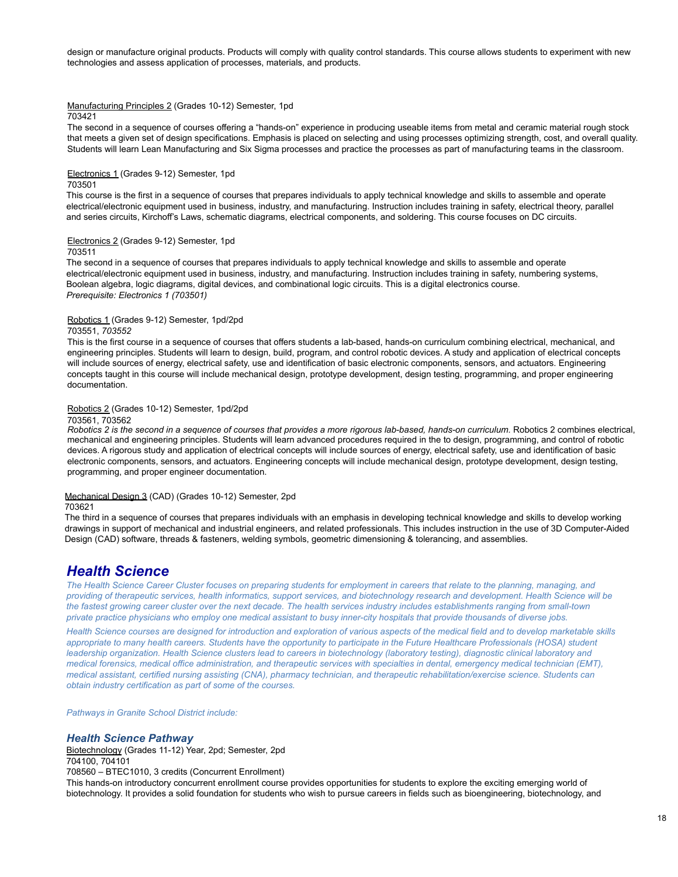design or manufacture original products. Products will comply with quality control standards. This course allows students to experiment with new technologies and assess application of processes, materials, and products.

Manufacturing Principles 2 (Grades 10-12) Semester, 1pd
703421
The second in a sequence of courses offering a "hands-on" experience in producing useable items from metal and ceramic material rough stock that meets a given set of design specifications. Emphasis is placed on selecting and using processes optimizing strength, cost, and overall quality. Students will learn Lean Manufacturing and Six Sigma processes and practice the processes as part of manufacturing teams in the classroom.

Electronics 1 (Grades 9-12) Semester, 1pd
703501
This course is the first in a sequence of courses that prepares individuals to apply technical knowledge and skills to assemble and operate electrical/electronic equipment used in business, industry, and manufacturing. Instruction includes training in safety, electrical theory, parallel and series circuits, Kirchoff's Laws, schematic diagrams, electrical components, and soldering. This course focuses on DC circuits.

Electronics 2 (Grades 9-12) Semester, 1pd
703511
The second in a sequence of courses that prepares individuals to apply technical knowledge and skills to assemble and operate electrical/electronic equipment used in business, industry, and manufacturing. Instruction includes training in safety, numbering systems, Boolean algebra, logic diagrams, digital devices, and combinational logic circuits. This is a digital electronics course.
*Prerequisite: Electronics 1 (703501)*

Robotics 1 (Grades 9-12) Semester, 1pd/2pd
703551, *703552*
This is the first course in a sequence of courses that offers students a lab-based, hands-on curriculum combining electrical, mechanical, and engineering principles. Students will learn to design, build, program, and control robotic devices. A study and application of electrical concepts will include sources of energy, electrical safety, use and identification of basic electronic components, sensors, and actuators. Engineering concepts taught in this course will include mechanical design, prototype development, design testing, programming, and proper engineering documentation.

Robotics 2 (Grades 10-12) Semester, 1pd/2pd
703561, 703562
*Robotics 2 is the second in a sequence of courses that provides a more rigorous lab-based, hands-on curriculum.* Robotics 2 combines electrical, mechanical and engineering principles. Students will learn advanced procedures required in the to design, programming, and control of robotic devices. A rigorous study and application of electrical concepts will include sources of energy, electrical safety, use and identification of basic electronic components, sensors, and actuators. Engineering concepts will include mechanical design, prototype development, design testing, programming, and proper engineer documentation.

Mechanical Design 3 (CAD) (Grades 10-12) Semester, 2pd
703621
The third in a sequence of courses that prepares individuals with an emphasis in developing technical knowledge and skills to develop working drawings in support of mechanical and industrial engineers, and related professionals. This includes instruction in the use of 3D Computer-Aided Design (CAD) software, threads & fasteners, welding symbols, geometric dimensioning & tolerancing, and assemblies.

## *Health Science*

*The Health Science Career Cluster focuses on preparing students for employment in careers that relate to the planning, managing, and providing of therapeutic services, health informatics, support services, and biotechnology research and development. Health Science will be the fastest growing career cluster over the next decade. The health services industry includes establishments ranging from small-town private practice physicians who employ one medical assistant to busy inner-city hospitals that provide thousands of diverse jobs.*

*Health Science courses are designed for introduction and exploration of various aspects of the medical field and to develop marketable skills appropriate to many health careers. Students have the opportunity to participate in the Future Healthcare Professionals (HOSA) student leadership organization. Health Science clusters lead to careers in biotechnology (laboratory testing), diagnostic clinical laboratory and medical forensics, medical office administration, and therapeutic services with specialties in dental, emergency medical technician (EMT), medical assistant, certified nursing assisting (CNA), pharmacy technician, and therapeutic rehabilitation/exercise science. Students can obtain industry certification as part of some of the courses.*

*Pathways in Granite School District include:*

### *Health Science Pathway*

Biotechnology (Grades 11-12) Year, 2pd; Semester, 2pd
704100, 704101
708560 – BTEC1010, 3 credits (Concurrent Enrollment)
This hands-on introductory concurrent enrollment course provides opportunities for students to explore the exciting emerging world of biotechnology. It provides a solid foundation for students who wish to pursue careers in fields such as bioengineering, biotechnology, and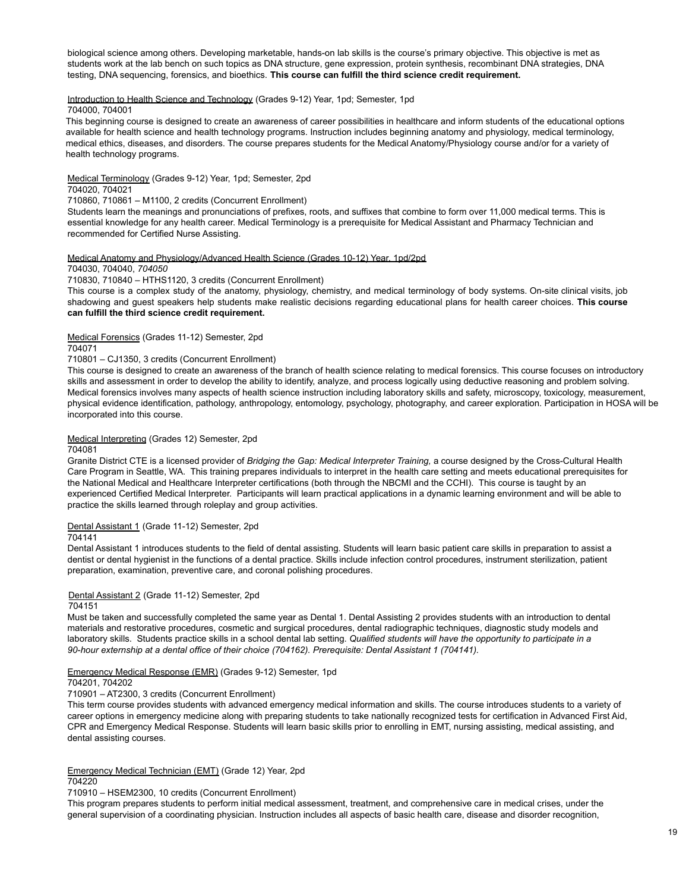biological science among others. Developing marketable, hands-on lab skills is the course's primary objective. This objective is met as students work at the lab bench on such topics as DNA structure, gene expression, protein synthesis, recombinant DNA strategies, DNA testing, DNA sequencing, forensics, and bioethics. **This course can fulfill the third science credit requirement.**

Introduction to Health Science and Technology (Grades 9-12) Year, 1pd; Semester, 1pd
704000, 704001
This beginning course is designed to create an awareness of career possibilities in healthcare and inform students of the educational options available for health science and health technology programs. Instruction includes beginning anatomy and physiology, medical terminology, medical ethics, diseases, and disorders. The course prepares students for the Medical Anatomy/Physiology course and/or for a variety of health technology programs.

Medical Terminology (Grades 9-12) Year, 1pd; Semester, 2pd
704020, 704021
710860, 710861 – M1100, 2 credits (Concurrent Enrollment)
Students learn the meanings and pronunciations of prefixes, roots, and suffixes that combine to form over 11,000 medical terms. This is essential knowledge for any health career. Medical Terminology is a prerequisite for Medical Assistant and Pharmacy Technician and recommended for Certified Nurse Assisting.

Medical Anatomy and Physiology/Advanced Health Science (Grades 10-12) Year, 1pd/2pd
704030, 704040, *704050*
710830, 710840 – HTHS1120, 3 credits (Concurrent Enrollment)
This course is a complex study of the anatomy, physiology, chemistry, and medical terminology of body systems. On-site clinical visits, job shadowing and guest speakers help students make realistic decisions regarding educational plans for health career choices. **This course can fulfill the third science credit requirement.**

Medical Forensics (Grades 11-12) Semester, 2pd
704071
710801 – CJ1350, 3 credits (Concurrent Enrollment)
This course is designed to create an awareness of the branch of health science relating to medical forensics. This course focuses on introductory skills and assessment in order to develop the ability to identify, analyze, and process logically using deductive reasoning and problem solving. Medical forensics involves many aspects of health science instruction including laboratory skills and safety, microscopy, toxicology, measurement, physical evidence identification, pathology, anthropology, entomology, psychology, photography, and career exploration. Participation in HOSA will be incorporated into this course.

Medical Interpreting (Grades 12) Semester, 2pd
704081
Granite District CTE is a licensed provider of *Bridging the Gap: Medical Interpreter Training,* a course designed by the Cross-Cultural Health Care Program in Seattle, WA. This training prepares individuals to interpret in the health care setting and meets educational prerequisites for the National Medical and Healthcare Interpreter certifications (both through the NBCMI and the CCHI). This course is taught by an experienced Certified Medical Interpreter. Participants will learn practical applications in a dynamic learning environment and will be able to practice the skills learned through roleplay and group activities.

Dental Assistant 1 (Grade 11-12) Semester, 2pd
704141
Dental Assistant 1 introduces students to the field of dental assisting. Students will learn basic patient care skills in preparation to assist a dentist or dental hygienist in the functions of a dental practice. Skills include infection control procedures, instrument sterilization, patient preparation, examination, preventive care, and coronal polishing procedures.

Dental Assistant 2 (Grade 11-12) Semester, 2pd
704151
Must be taken and successfully completed the same year as Dental 1. Dental Assisting 2 provides students with an introduction to dental materials and restorative procedures, cosmetic and surgical procedures, dental radiographic techniques, diagnostic study models and laboratory skills. Students practice skills in a school dental lab setting. *Qualified students will have the opportunity to participate in a 90-hour externship at a dental office of their choice (704162). Prerequisite: Dental Assistant 1 (704141).*

Emergency Medical Response (EMR) (Grades 9-12) Semester, 1pd
704201, 704202
710901 – AT2300, 3 credits (Concurrent Enrollment)
This term course provides students with advanced emergency medical information and skills. The course introduces students to a variety of career options in emergency medicine along with preparing students to take nationally recognized tests for certification in Advanced First Aid, CPR and Emergency Medical Response. Students will learn basic skills prior to enrolling in EMT, nursing assisting, medical assisting, and dental assisting courses.

Emergency Medical Technician (EMT) (Grade 12) Year, 2pd
704220
710910 – HSEM2300, 10 credits (Concurrent Enrollment)
This program prepares students to perform initial medical assessment, treatment, and comprehensive care in medical crises, under the general supervision of a coordinating physician. Instruction includes all aspects of basic health care, disease and disorder recognition,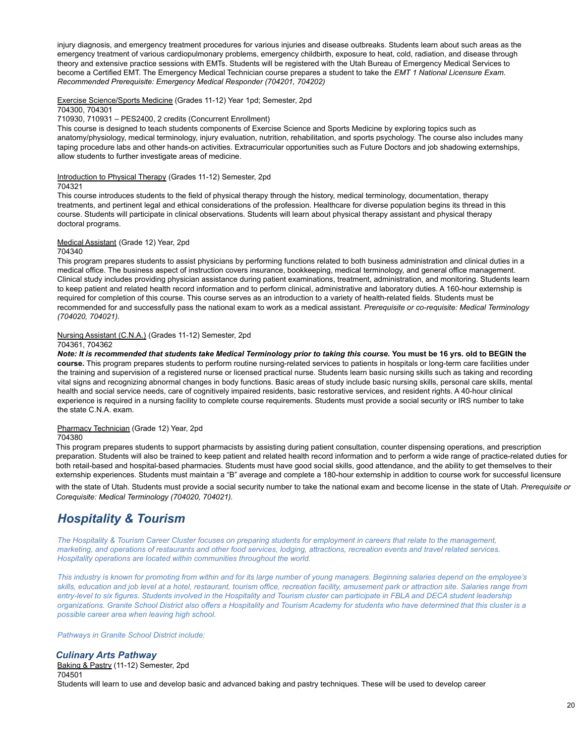injury diagnosis, and emergency treatment procedures for various injuries and disease outbreaks. Students learn about such areas as the emergency treatment of various cardiopulmonary problems, emergency childbirth, exposure to heat, cold, radiation, and disease through theory and extensive practice sessions with EMTs. Students will be registered with the Utah Bureau of Emergency Medical Services to become a Certified EMT. The Emergency Medical Technician course prepares a student to take the *EMT 1 National Licensure Exam*. *Recommended Prerequisite: Emergency Medical Responder (704201, 704202)*

<u>Exercise Science/Sports Medicine</u> (Grades 11-12) Year 1pd; Semester, 2pd
704300, 704301
710930, 710931 – PES2400, 2 credits (Concurrent Enrollment)
This course is designed to teach students components of Exercise Science and Sports Medicine by exploring topics such as anatomy/physiology, medical terminology, injury evaluation, nutrition, rehabilitation, and sports psychology. The course also includes many taping procedure labs and other hands-on activities. Extracurricular opportunities such as Future Doctors and job shadowing externships, allow students to further investigate areas of medicine.

<u>Introduction to Physical Therapy</u> (Grades 11-12) Semester, 2pd
704321
This course introduces students to the field of physical therapy through the history, medical terminology, documentation, therapy treatments, and pertinent legal and ethical considerations of the profession. Healthcare for diverse population begins its thread in this course. Students will participate in clinical observations. Students will learn about physical therapy assistant and physical therapy doctoral programs.

<u>Medical Assistant</u> (Grade 12) Year, 2pd
704340
This program prepares students to assist physicians by performing functions related to both business administration and clinical duties in a medical office. The business aspect of instruction covers insurance, bookkeeping, medical terminology, and general office management. Clinical study includes providing physician assistance during patient examinations, treatment, administration, and monitoring. Students learn to keep patient and related health record information and to perform clinical, administrative and laboratory duties. A 160-hour externship is required for completion of this course. This course serves as an introduction to a variety of health-related fields. Students must be recommended for and successfully pass the national exam to work as a medical assistant. *Prerequisite or co-requisite: Medical Terminology (704020, 704021).*

<u>Nursing Assistant (C.N.A.)</u> (Grades 11-12) Semester, 2pd
704361, 704362
***Note: It is recommended that students take Medical Terminology prior to taking this course.*** **You must be 16 yrs. old to BEGIN the course.** This program prepares students to perform routine nursing-related services to patients in hospitals or long-term care facilities under the training and supervision of a registered nurse or licensed practical nurse. Students learn basic nursing skills such as taking and recording vital signs and recognizing abnormal changes in body functions. Basic areas of study include basic nursing skills, personal care skills, mental health and social service needs, care of cognitively impaired residents, basic restorative services, and resident rights. A 40-hour clinical experience is required in a nursing facility to complete course requirements. Students must provide a social security or IRS number to take the state C.N.A. exam.

<u>Pharmacy Technician</u> (Grade 12) Year, 2pd
704380
This program prepares students to support pharmacists by assisting during patient consultation, counter dispensing operations, and prescription preparation. Students will also be trained to keep patient and related health record information and to perform a wide range of practice-related duties for both retail-based and hospital-based pharmacies. Students must have good social skills, good attendance, and the ability to get themselves to their externship experiences. Students must maintain a "B" average and complete a 180-hour externship in addition to course work for successful licensure with the state of Utah. Students must provide a social security number to take the national exam and become license in the state of Utah. *Prerequisite or Corequisite: Medical Terminology (704020, 704021).*

## *Hospitality & Tourism*

*The Hospitality & Tourism Career Cluster focuses on preparing students for employment in careers that relate to the management, marketing, and operations of restaurants and other food services, lodging, attractions, recreation events and travel related services. Hospitality operations are located within communities throughout the world.*

*This industry is known for promoting from within and for its large number of young managers. Beginning salaries depend on the employee's skills, education and job level at a hotel, restaurant, tourism office, recreation facility, amusement park or attraction site. Salaries range from entry-level to six figures. Students involved in the Hospitality and Tourism cluster can participate in FBLA and DECA student leadership organizations. Granite School District also offers a Hospitality and Tourism Academy for students who have determined that this cluster is a possible career area when leaving high school.*

*Pathways in Granite School District include:*

### *Culinary Arts Pathway*

<u>Baking & Pastry</u> (11-12) Semester, 2pd
704501
Students will learn to use and develop basic and advanced baking and pastry techniques. These will be used to develop career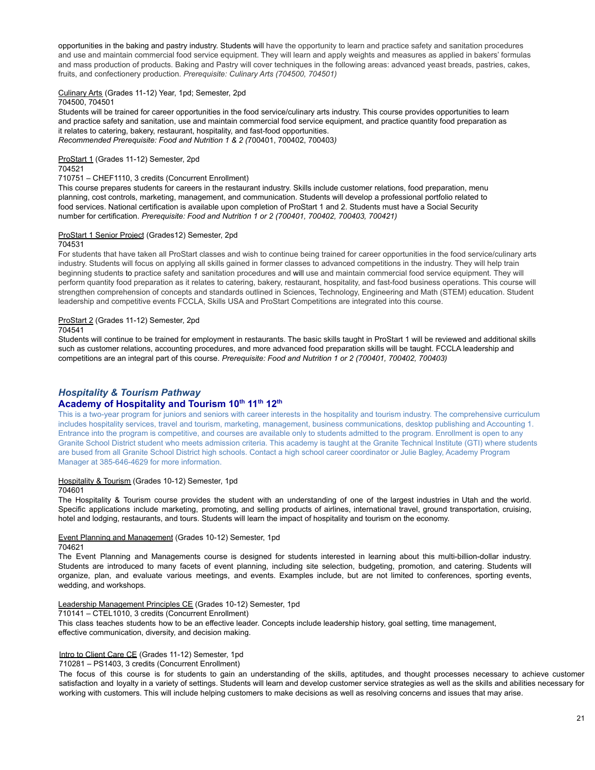opportunities in the baking and pastry industry. Students will have the opportunity to learn and practice safety and sanitation procedures and use and maintain commercial food service equipment. They will learn and apply weights and measures as applied in bakers' formulas and mass production of products. Baking and Pastry will cover techniques in the following areas: advanced yeast breads, pastries, cakes, fruits, and confectionery production. *Prerequisite: Culinary Arts (704500, 704501)*

Culinary Arts (Grades 11-12) Year, 1pd; Semester, 2pd
704500, 704501
Students will be trained for career opportunities in the food service/culinary arts industry. This course provides opportunities to learn and practice safety and sanitation, use and maintain commercial food service equipment, and practice quantity food preparation as it relates to catering, bakery, restaurant, hospitality, and fast-food opportunities.
*Recommended Prerequisite: Food and Nutrition 1 & 2 (*700401, 700402, 700403*)*

ProStart 1 (Grades 11-12) Semester, 2pd
704521
710751 – CHEF1110, 3 credits (Concurrent Enrollment)
This course prepares students for careers in the restaurant industry. Skills include customer relations, food preparation, menu planning, cost controls, marketing, management, and communication. Students will develop a professional portfolio related to food services. National certification is available upon completion of ProStart 1 and 2. Students must have a Social Security number for certification. *Prerequisite: Food and Nutrition 1 or 2 (700401, 700402, 700403, 700421)*

ProStart 1 Senior Project (Grades12) Semester, 2pd
704531
For students that have taken all ProStart classes and wish to continue being trained for career opportunities in the food service/culinary arts industry. Students will focus on applying all skills gained in former classes to advanced competitions in the industry. They will help train beginning students to practice safety and sanitation procedures and will use and maintain commercial food service equipment. They will perform quantity food preparation as it relates to catering, bakery, restaurant, hospitality, and fast-food business operations. This course will strengthen comprehension of concepts and standards outlined in Sciences, Technology, Engineering and Math (STEM) education. Student leadership and competitive events FCCLA, Skills USA and ProStart Competitions are integrated into this course.

ProStart 2 (Grades 11-12) Semester, 2pd
704541
Students will continue to be trained for employment in restaurants. The basic skills taught in ProStart 1 will be reviewed and additional skills such as customer relations, accounting procedures, and more advanced food preparation skills will be taught. FCCLA leadership and competitions are an integral part of this course. *Prerequisite: Food and Nutrition 1 or 2 (700401, 700402, 700403)*

## *Hospitality & Tourism Pathway*

### Academy of Hospitality and Tourism 10th 11th 12th

This is a two-year program for juniors and seniors with career interests in the hospitality and tourism industry. The comprehensive curriculum includes hospitality services, travel and tourism, marketing, management, business communications, desktop publishing and Accounting 1. Entrance into the program is competitive, and courses are available only to students admitted to the program. Enrollment is open to any Granite School District student who meets admission criteria. This academy is taught at the Granite Technical Institute (GTI) where students are bused from all Granite School District high schools. Contact a high school career coordinator or Julie Bagley, Academy Program Manager at 385-646-4629 for more information.

Hospitality & Tourism (Grades 10-12) Semester, 1pd
704601
The Hospitality & Tourism course provides the student with an understanding of one of the largest industries in Utah and the world. Specific applications include marketing, promoting, and selling products of airlines, international travel, ground transportation, cruising, hotel and lodging, restaurants, and tours. Students will learn the impact of hospitality and tourism on the economy.

Event Planning and Management (Grades 10-12) Semester, 1pd
704621
The Event Planning and Managements course is designed for students interested in learning about this multi-billion-dollar industry. Students are introduced to many facets of event planning, including site selection, budgeting, promotion, and catering. Students will organize, plan, and evaluate various meetings, and events. Examples include, but are not limited to conferences, sporting events, wedding, and workshops.

Leadership Management Principles CE (Grades 10-12) Semester, 1pd
710141 – CTEL1010, 3 credits (Concurrent Enrollment)
This class teaches students how to be an effective leader. Concepts include leadership history, goal setting, time management, effective communication, diversity, and decision making.

Intro to Client Care CE (Grades 11-12) Semester, 1pd
710281 – PS1403, 3 credits (Concurrent Enrollment)
The focus of this course is for students to gain an understanding of the skills, aptitudes, and thought processes necessary to achieve customer satisfaction and loyalty in a variety of settings. Students will learn and develop customer service strategies as well as the skills and abilities necessary for working with customers. This will include helping customers to make decisions as well as resolving concerns and issues that may arise.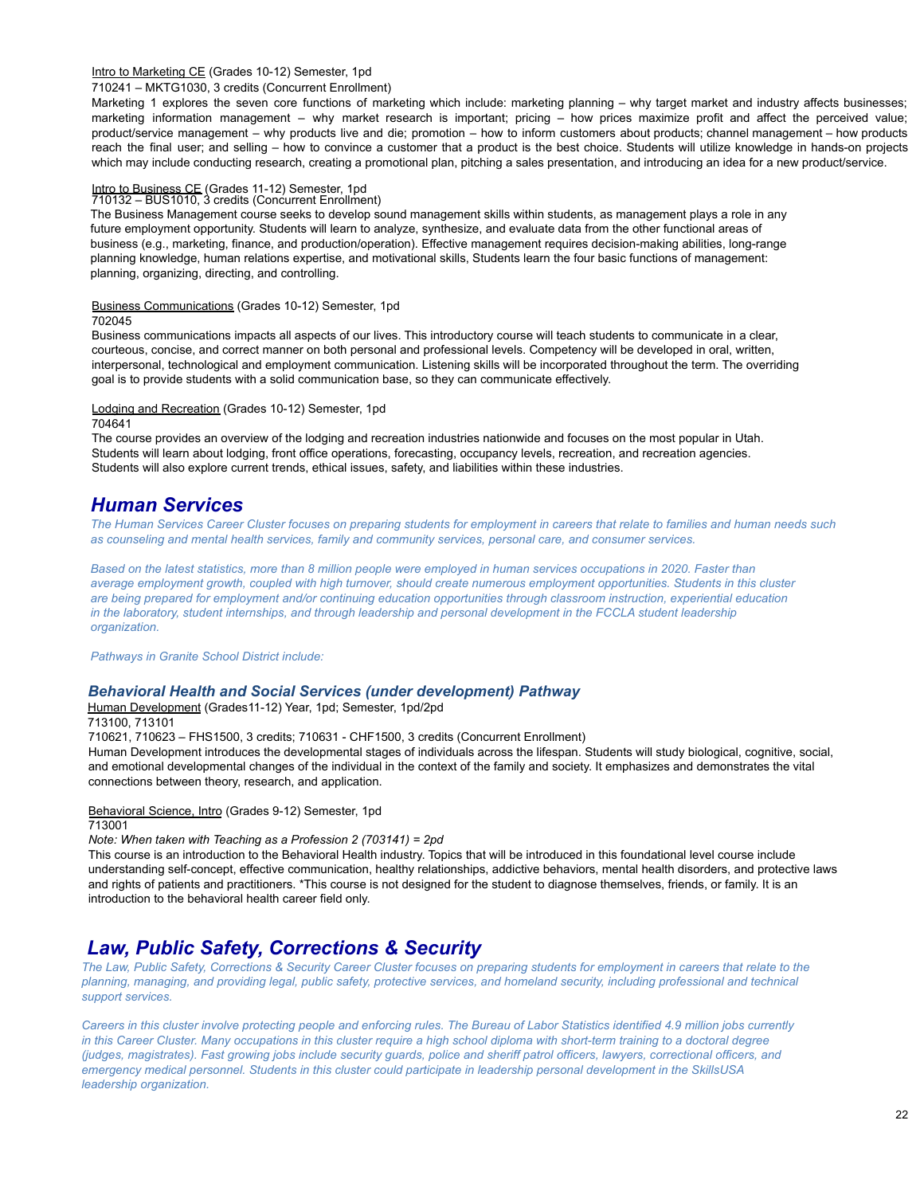Intro to Marketing CE (Grades 10-12) Semester, 1pd
710241 – MKTG1030, 3 credits (Concurrent Enrollment)
Marketing 1 explores the seven core functions of marketing which include: marketing planning – why target market and industry affects businesses; marketing information management – why market research is important; pricing – how prices maximize profit and affect the perceived value; product/service management – why products live and die; promotion – how to inform customers about products; channel management – how products reach the final user; and selling – how to convince a customer that a product is the best choice. Students will utilize knowledge in hands-on projects which may include conducting research, creating a promotional plan, pitching a sales presentation, and introducing an idea for a new product/service.

Intro to Business CE (Grades 11-12) Semester, 1pd
710132 – BUS1010, 3 credits (Concurrent Enrollment)
The Business Management course seeks to develop sound management skills within students, as management plays a role in any future employment opportunity. Students will learn to analyze, synthesize, and evaluate data from the other functional areas of business (e.g., marketing, finance, and production/operation). Effective management requires decision-making abilities, long-range planning knowledge, human relations expertise, and motivational skills, Students learn the four basic functions of management: planning, organizing, directing, and controlling.

Business Communications (Grades 10-12) Semester, 1pd
702045
Business communications impacts all aspects of our lives. This introductory course will teach students to communicate in a clear, courteous, concise, and correct manner on both personal and professional levels. Competency will be developed in oral, written, interpersonal, technological and employment communication. Listening skills will be incorporated throughout the term. The overriding goal is to provide students with a solid communication base, so they can communicate effectively.

Lodging and Recreation (Grades 10-12) Semester, 1pd
704641
The course provides an overview of the lodging and recreation industries nationwide and focuses on the most popular in Utah. Students will learn about lodging, front office operations, forecasting, occupancy levels, recreation, and recreation agencies. Students will also explore current trends, ethical issues, safety, and liabilities within these industries.

## Human Services

*The Human Services Career Cluster focuses on preparing students for employment in careers that relate to families and human needs such as counseling and mental health services, family and community services, personal care, and consumer services.*

*Based on the latest statistics, more than 8 million people were employed in human services occupations in 2020. Faster than average employment growth, coupled with high turnover, should create numerous employment opportunities. Students in this cluster are being prepared for employment and/or continuing education opportunities through classroom instruction, experiential education in the laboratory, student internships, and through leadership and personal development in the FCCLA student leadership organization.*

*Pathways in Granite School District include:*

### Behavioral Health and Social Services (under development) Pathway

Human Development (Grades11-12) Year, 1pd; Semester, 1pd/2pd
713100, 713101
710621, 710623 – FHS1500, 3 credits; 710631 - CHF1500, 3 credits (Concurrent Enrollment)
Human Development introduces the developmental stages of individuals across the lifespan. Students will study biological, cognitive, social, and emotional developmental changes of the individual in the context of the family and society. It emphasizes and demonstrates the vital connections between theory, research, and application.

Behavioral Science, Intro (Grades 9-12) Semester, 1pd
713001
*Note: When taken with Teaching as a Profession 2 (703141) = 2pd*
This course is an introduction to the Behavioral Health industry. Topics that will be introduced in this foundational level course include understanding self-concept, effective communication, healthy relationships, addictive behaviors, mental health disorders, and protective laws and rights of patients and practitioners. *This course is not designed for the student to diagnose themselves, friends, or family. It is an introduction to the behavioral health career field only.

## Law, Public Safety, Corrections & Security

*The Law, Public Safety, Corrections & Security Career Cluster focuses on preparing students for employment in careers that relate to the planning, managing, and providing legal, public safety, protective services, and homeland security, including professional and technical support services.*

*Careers in this cluster involve protecting people and enforcing rules. The Bureau of Labor Statistics identified 4.9 million jobs currently in this Career Cluster. Many occupations in this cluster require a high school diploma with short-term training to a doctoral degree (judges, magistrates). Fast growing jobs include security guards, police and sheriff patrol officers, lawyers, correctional officers, and emergency medical personnel. Students in this cluster could participate in leadership personal development in the SkillsUSA leadership organization.*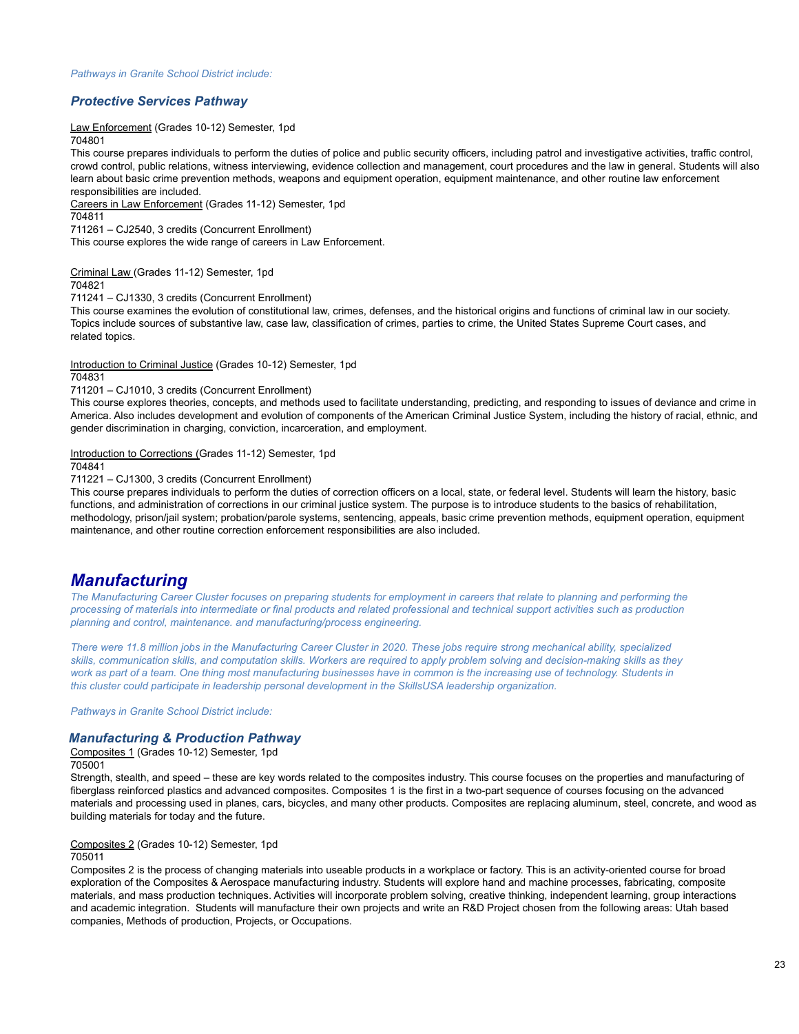*Pathways in Granite School District include:*

### *Protective Services Pathway*

Law Enforcement (Grades 10-12) Semester, 1pd
704801
This course prepares individuals to perform the duties of police and public security officers, including patrol and investigative activities, traffic control, crowd control, public relations, witness interviewing, evidence collection and management, court procedures and the law in general. Students will also learn about basic crime prevention methods, weapons and equipment operation, equipment maintenance, and other routine law enforcement responsibilities are included.

Careers in Law Enforcement (Grades 11-12) Semester, 1pd
704811
711261 – CJ2540, 3 credits (Concurrent Enrollment)
This course explores the wide range of careers in Law Enforcement.

Criminal Law (Grades 11-12) Semester, 1pd
704821
711241 – CJ1330, 3 credits (Concurrent Enrollment)
This course examines the evolution of constitutional law, crimes, defenses, and the historical origins and functions of criminal law in our society. Topics include sources of substantive law, case law, classification of crimes, parties to crime, the United States Supreme Court cases, and related topics.

Introduction to Criminal Justice (Grades 10-12) Semester, 1pd
704831
711201 – CJ1010, 3 credits (Concurrent Enrollment)
This course explores theories, concepts, and methods used to facilitate understanding, predicting, and responding to issues of deviance and crime in America. Also includes development and evolution of components of the American Criminal Justice System, including the history of racial, ethnic, and gender discrimination in charging, conviction, incarceration, and employment.

Introduction to Corrections (Grades 11-12) Semester, 1pd
704841
711221 – CJ1300, 3 credits (Concurrent Enrollment)
This course prepares individuals to perform the duties of correction officers on a local, state, or federal level. Students will learn the history, basic functions, and administration of corrections in our criminal justice system. The purpose is to introduce students to the basics of rehabilitation, methodology, prison/jail system; probation/parole systems, sentencing, appeals, basic crime prevention methods, equipment operation, equipment maintenance, and other routine correction enforcement responsibilities are also included.

## *Manufacturing*

*The Manufacturing Career Cluster focuses on preparing students for employment in careers that relate to planning and performing the processing of materials into intermediate or final products and related professional and technical support activities such as production planning and control, maintenance. and manufacturing/process engineering.*

*There were 11.8 million jobs in the Manufacturing Career Cluster in 2020. These jobs require strong mechanical ability, specialized skills, communication skills, and computation skills. Workers are required to apply problem solving and decision-making skills as they work as part of a team. One thing most manufacturing businesses have in common is the increasing use of technology. Students in this cluster could participate in leadership personal development in the SkillsUSA leadership organization.*

*Pathways in Granite School District include:*

### *Manufacturing & Production Pathway*

Composites 1 (Grades 10-12) Semester, 1pd
705001
Strength, stealth, and speed – these are key words related to the composites industry. This course focuses on the properties and manufacturing of fiberglass reinforced plastics and advanced composites. Composites 1 is the first in a two-part sequence of courses focusing on the advanced materials and processing used in planes, cars, bicycles, and many other products. Composites are replacing aluminum, steel, concrete, and wood as building materials for today and the future.

Composites 2 (Grades 10-12) Semester, 1pd
705011
Composites 2 is the process of changing materials into useable products in a workplace or factory. This is an activity-oriented course for broad exploration of the Composites & Aerospace manufacturing industry. Students will explore hand and machine processes, fabricating, composite materials, and mass production techniques. Activities will incorporate problem solving, creative thinking, independent learning, group interactions and academic integration. Students will manufacture their own projects and write an R&D Project chosen from the following areas: Utah based companies, Methods of production, Projects, or Occupations.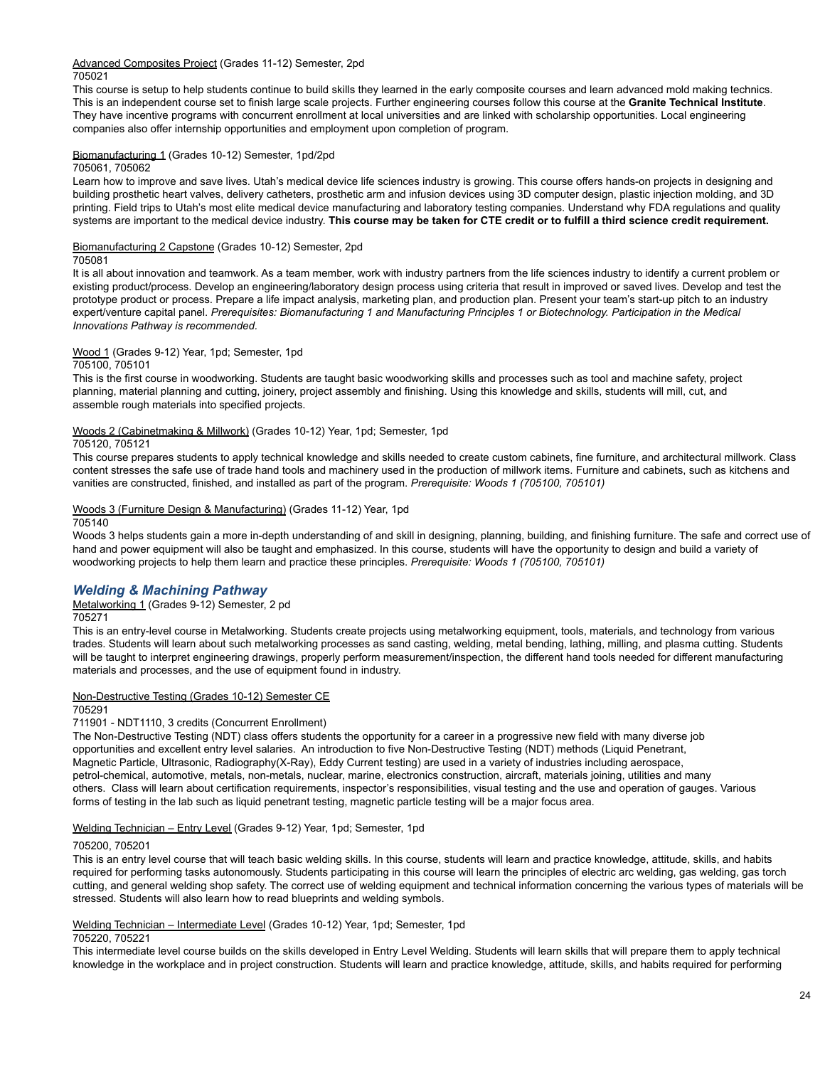Advanced Composites Project (Grades 11-12) Semester, 2pd
705021
This course is setup to help students continue to build skills they learned in the early composite courses and learn advanced mold making technics. This is an independent course set to finish large scale projects. Further engineering courses follow this course at the **Granite Technical Institute**. They have incentive programs with concurrent enrollment at local universities and are linked with scholarship opportunities. Local engineering companies also offer internship opportunities and employment upon completion of program.

Biomanufacturing 1 (Grades 10-12) Semester, 1pd/2pd
705061, 705062
Learn how to improve and save lives. Utah's medical device life sciences industry is growing. This course offers hands-on projects in designing and building prosthetic heart valves, delivery catheters, prosthetic arm and infusion devices using 3D computer design, plastic injection molding, and 3D printing. Field trips to Utah's most elite medical device manufacturing and laboratory testing companies. Understand why FDA regulations and quality systems are important to the medical device industry. **This course may be taken for CTE credit or to fulfill a third science credit requirement.**

Biomanufacturing 2 Capstone (Grades 10-12) Semester, 2pd
705081
It is all about innovation and teamwork. As a team member, work with industry partners from the life sciences industry to identify a current problem or existing product/process. Develop an engineering/laboratory design process using criteria that result in improved or saved lives. Develop and test the prototype product or process. Prepare a life impact analysis, marketing plan, and production plan. Present your team's start-up pitch to an industry expert/venture capital panel. *Prerequisites: Biomanufacturing 1 and Manufacturing Principles 1 or Biotechnology. Participation in the Medical Innovations Pathway is recommended.*

Wood 1 (Grades 9-12) Year, 1pd; Semester, 1pd
705100, 705101
This is the first course in woodworking. Students are taught basic woodworking skills and processes such as tool and machine safety, project planning, material planning and cutting, joinery, project assembly and finishing. Using this knowledge and skills, students will mill, cut, and assemble rough materials into specified projects.

Woods 2 (Cabinetmaking & Millwork) (Grades 10-12) Year, 1pd; Semester, 1pd
705120, 705121
This course prepares students to apply technical knowledge and skills needed to create custom cabinets, fine furniture, and architectural millwork. Class content stresses the safe use of trade hand tools and machinery used in the production of millwork items. Furniture and cabinets, such as kitchens and vanities are constructed, finished, and installed as part of the program. *Prerequisite: Woods 1 (705100, 705101)*

Woods 3 (Furniture Design & Manufacturing) (Grades 11-12) Year, 1pd
705140
Woods 3 helps students gain a more in-depth understanding of and skill in designing, planning, building, and finishing furniture. The safe and correct use of hand and power equipment will also be taught and emphasized. In this course, students will have the opportunity to design and build a variety of woodworking projects to help them learn and practice these principles. *Prerequisite: Woods 1 (705100, 705101)*

### *Welding & Machining Pathway*

Metalworking 1 (Grades 9-12) Semester, 2 pd
705271
This is an entry-level course in Metalworking. Students create projects using metalworking equipment, tools, materials, and technology from various trades. Students will learn about such metalworking processes as sand casting, welding, metal bending, lathing, milling, and plasma cutting. Students will be taught to interpret engineering drawings, properly perform measurement/inspection, the different hand tools needed for different manufacturing materials and processes, and the use of equipment found in industry.

Non-Destructive Testing (Grades 10-12) Semester CE
705291
711901 - NDT1110, 3 credits (Concurrent Enrollment)
The Non-Destructive Testing (NDT) class offers students the opportunity for a career in a progressive new field with many diverse job opportunities and excellent entry level salaries. An introduction to five Non-Destructive Testing (NDT) methods (Liquid Penetrant, Magnetic Particle, Ultrasonic, Radiography(X-Ray), Eddy Current testing) are used in a variety of industries including aerospace, petro-chemical, automotive, metals, non-metals, nuclear, marine, electronics construction, aircraft, materials joining, utilities and many others. Class will learn about certification requirements, inspector's responsibilities, visual testing and the use and operation of gauges. Various forms of testing in the lab such as liquid penetrant testing, magnetic particle testing will be a major focus area.

Welding Technician – Entry Level (Grades 9-12) Year, 1pd; Semester, 1pd

705200, 705201
This is an entry level course that will teach basic welding skills. In this course, students will learn and practice knowledge, attitude, skills, and habits required for performing tasks autonomously. Students participating in this course will learn the principles of electric arc welding, gas welding, gas torch cutting, and general welding shop safety. The correct use of welding equipment and technical information concerning the various types of materials will be stressed. Students will also learn how to read blueprints and welding symbols.

Welding Technician – Intermediate Level (Grades 10-12) Year, 1pd; Semester, 1pd
705220, 705221
This intermediate level course builds on the skills developed in Entry Level Welding. Students will learn skills that will prepare them to apply technical knowledge in the workplace and in project construction. Students will learn and practice knowledge, attitude, skills, and habits required for performing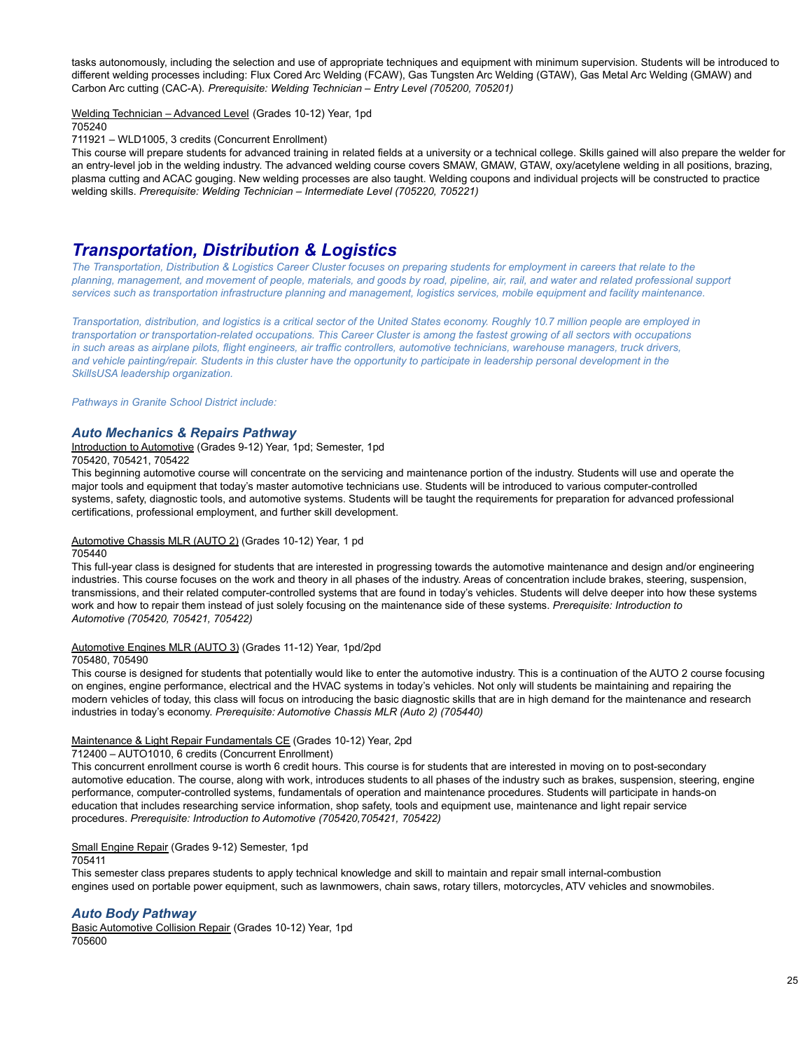tasks autonomously, including the selection and use of appropriate techniques and equipment with minimum supervision. Students will be introduced to different welding processes including: Flux Cored Arc Welding (FCAW), Gas Tungsten Arc Welding (GTAW), Gas Metal Arc Welding (GMAW) and Carbon Arc cutting (CAC-A). *Prerequisite: Welding Technician – Entry Level (705200, 705201)*

Welding Technician – Advanced Level (Grades 10-12) Year, 1pd
705240
711921 – WLD1005, 3 credits (Concurrent Enrollment)
This course will prepare students for advanced training in related fields at a university or a technical college. Skills gained will also prepare the welder for an entry-level job in the welding industry. The advanced welding course covers SMAW, GMAW, GTAW, oxy/acetylene welding in all positions, brazing, plasma cutting and ACAC gouging. New welding processes are also taught. Welding coupons and individual projects will be constructed to practice welding skills. *Prerequisite: Welding Technician – Intermediate Level (705220, 705221)*

# *Transportation, Distribution & Logistics*

*The Transportation, Distribution & Logistics Career Cluster focuses on preparing students for employment in careers that relate to the planning, management, and movement of people, materials, and goods by road, pipeline, air, rail, and water and related professional support services such as transportation infrastructure planning and management, logistics services, mobile equipment and facility maintenance.*

*Transportation, distribution, and logistics is a critical sector of the United States economy. Roughly 10.7 million people are employed in transportation or transportation-related occupations. This Career Cluster is among the fastest growing of all sectors with occupations in such areas as airplane pilots, flight engineers, air traffic controllers, automotive technicians, warehouse managers, truck drivers, and vehicle painting/repair. Students in this cluster have the opportunity to participate in leadership personal development in the SkillsUSA leadership organization.*

*Pathways in Granite School District include:*

## *Auto Mechanics & Repairs Pathway*

Introduction to Automotive (Grades 9-12) Year, 1pd; Semester, 1pd
705420, 705421, 705422
This beginning automotive course will concentrate on the servicing and maintenance portion of the industry. Students will use and operate the major tools and equipment that today's master automotive technicians use. Students will be introduced to various computer-controlled systems, safety, diagnostic tools, and automotive systems. Students will be taught the requirements for preparation for advanced professional certifications, professional employment, and further skill development.

Automotive Chassis MLR (AUTO 2) (Grades 10-12) Year, 1 pd
705440
This full-year class is designed for students that are interested in progressing towards the automotive maintenance and design and/or engineering industries. This course focuses on the work and theory in all phases of the industry. Areas of concentration include brakes, steering, suspension, transmissions, and their related computer-controlled systems that are found in today's vehicles. Students will delve deeper into how these systems work and how to repair them instead of just solely focusing on the maintenance side of these systems. *Prerequisite: Introduction to Automotive (705420, 705421, 705422)*

Automotive Engines MLR (AUTO 3) (Grades 11-12) Year, 1pd/2pd
705480, 705490
This course is designed for students that potentially would like to enter the automotive industry. This is a continuation of the AUTO 2 course focusing on engines, engine performance, electrical and the HVAC systems in today's vehicles. Not only will students be maintaining and repairing the modern vehicles of today, this class will focus on introducing the basic diagnostic skills that are in high demand for the maintenance and research industries in today's economy. *Prerequisite: Automotive Chassis MLR (Auto 2) (705440)*

Maintenance & Light Repair Fundamentals CE (Grades 10-12) Year, 2pd
712400 – AUTO1010, 6 credits (Concurrent Enrollment)
This concurrent enrollment course is worth 6 credit hours. This course is for students that are interested in moving on to post-secondary automotive education. The course, along with work, introduces students to all phases of the industry such as brakes, suspension, steering, engine performance, computer-controlled systems, fundamentals of operation and maintenance procedures. Students will participate in hands-on education that includes researching service information, shop safety, tools and equipment use, maintenance and light repair service procedures. *Prerequisite: Introduction to Automotive (705420,705421, 705422)*

Small Engine Repair (Grades 9-12) Semester, 1pd
705411
This semester class prepares students to apply technical knowledge and skill to maintain and repair small internal-combustion engines used on portable power equipment, such as lawnmowers, chain saws, rotary tillers, motorcycles, ATV vehicles and snowmobiles.

## *Auto Body Pathway*

Basic Automotive Collision Repair (Grades 10-12) Year, 1pd
705600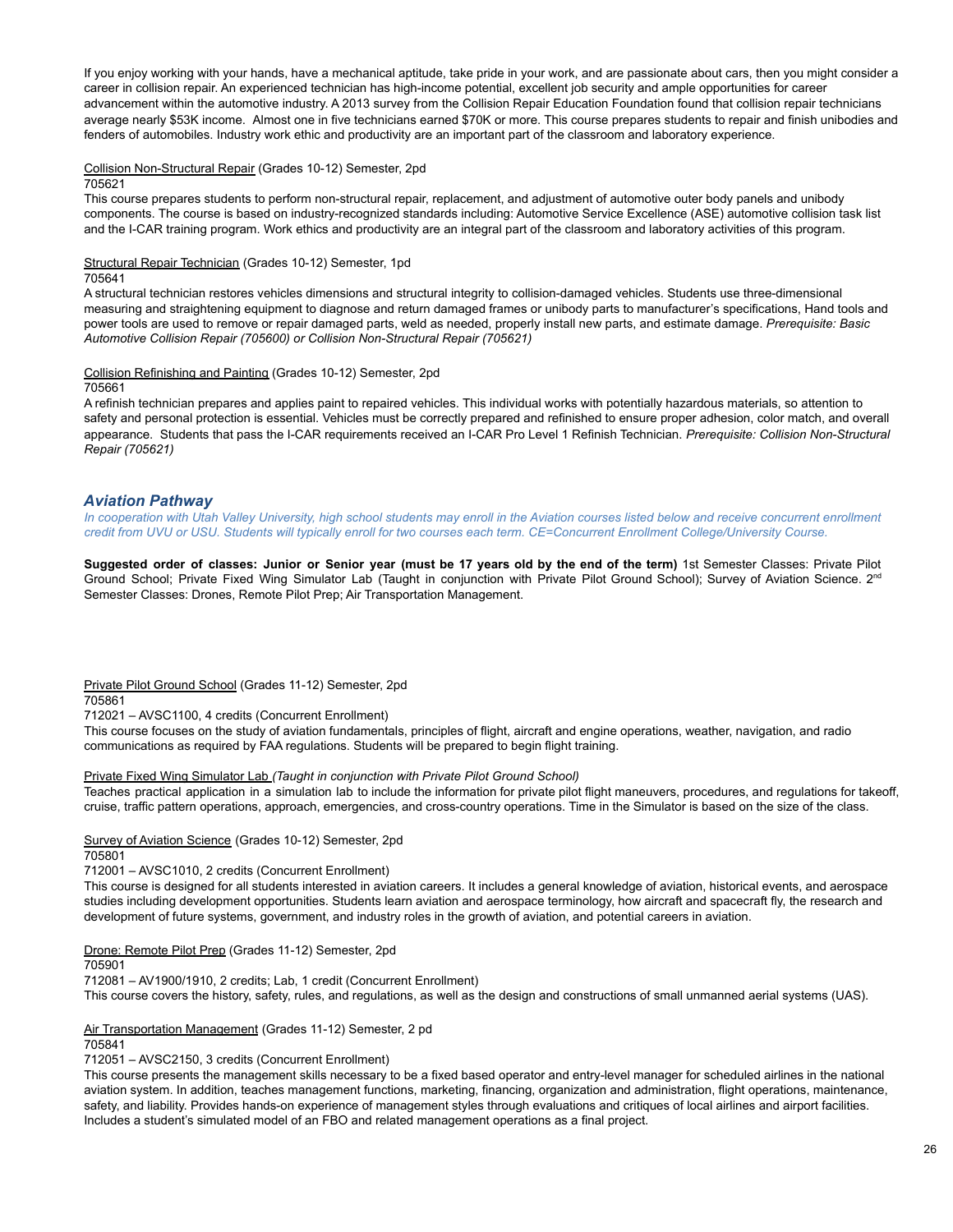If you enjoy working with your hands, have a mechanical aptitude, take pride in your work, and are passionate about cars, then you might consider a career in collision repair. An experienced technician has high-income potential, excellent job security and ample opportunities for career advancement within the automotive industry. A 2013 survey from the Collision Repair Education Foundation found that collision repair technicians average nearly $53K income.  Almost one in five technicians earned $70K or more. This course prepares students to repair and finish unibodies and fenders of automobiles. Industry work ethic and productivity are an important part of the classroom and laboratory experience.

Collision Non-Structural Repair (Grades 10-12) Semester, 2pd
705621
This course prepares students to perform non-structural repair, replacement, and adjustment of automotive outer body panels and unibody components. The course is based on industry-recognized standards including: Automotive Service Excellence (ASE) automotive collision task list and the I-CAR training program. Work ethics and productivity are an integral part of the classroom and laboratory activities of this program.

Structural Repair Technician (Grades 10-12) Semester, 1pd
705641
A structural technician restores vehicles dimensions and structural integrity to collision-damaged vehicles. Students use three-dimensional measuring and straightening equipment to diagnose and return damaged frames or unibody parts to manufacturer's specifications, Hand tools and power tools are used to remove or repair damaged parts, weld as needed, properly install new parts, and estimate damage. *Prerequisite: Basic Automotive Collision Repair (705600) or Collision Non-Structural Repair (705621)*

Collision Refinishing and Painting (Grades 10-12) Semester, 2pd
705661
A refinish technician prepares and applies paint to repaired vehicles. This individual works with potentially hazardous materials, so attention to safety and personal protection is essential. Vehicles must be correctly prepared and refinished to ensure proper adhesion, color match, and overall appearance.  Students that pass the I-CAR requirements received an I-CAR Pro Level 1 Refinish Technician. *Prerequisite: Collision Non-Structural Repair (705621)*

## *Aviation Pathway*

*In cooperation with Utah Valley University, high school students may enroll in the Aviation courses listed below and receive concurrent enrollment credit from UVU or USU. Students will typically enroll for two courses each term. CE=Concurrent Enrollment College/University Course.*

**Suggested order of classes: Junior or Senior year (must be 17 years old by the end of the term)** 1st Semester Classes: Private Pilot Ground School; Private Fixed Wing Simulator Lab (Taught in conjunction with Private Pilot Ground School); Survey of Aviation Science. 2nd Semester Classes: Drones, Remote Pilot Prep; Air Transportation Management.

Private Pilot Ground School (Grades 11-12) Semester, 2pd
705861
712021 – AVSC1100, 4 credits (Concurrent Enrollment)
This course focuses on the study of aviation fundamentals, principles of flight, aircraft and engine operations, weather, navigation, and radio communications as required by FAA regulations. Students will be prepared to begin flight training.

Private Fixed Wing Simulator Lab *(Taught in conjunction with Private Pilot Ground School)*
Teaches practical application in a simulation lab to include the information for private pilot flight maneuvers, procedures, and regulations for takeoff, cruise, traffic pattern operations, approach, emergencies, and cross-country operations. Time in the Simulator is based on the size of the class.

Survey of Aviation Science (Grades 10-12) Semester, 2pd
705801
712001 – AVSC1010, 2 credits (Concurrent Enrollment)
This course is designed for all students interested in aviation careers. It includes a general knowledge of aviation, historical events, and aerospace studies including development opportunities. Students learn aviation and aerospace terminology, how aircraft and spacecraft fly, the research and development of future systems, government, and industry roles in the growth of aviation, and potential careers in aviation.

Drone: Remote Pilot Prep (Grades 11-12) Semester, 2pd
705901
712081 – AV1900/1910, 2 credits; Lab, 1 credit (Concurrent Enrollment)
This course covers the history, safety, rules, and regulations, as well as the design and constructions of small unmanned aerial systems (UAS).

Air Transportation Management (Grades 11-12) Semester, 2 pd
705841
712051 – AVSC2150, 3 credits (Concurrent Enrollment)
This course presents the management skills necessary to be a fixed based operator and entry-level manager for scheduled airlines in the national aviation system. In addition, teaches management functions, marketing, financing, organization and administration, flight operations, maintenance, safety, and liability. Provides hands-on experience of management styles through evaluations and critiques of local airlines and airport facilities. Includes a student's simulated model of an FBO and related management operations as a final project.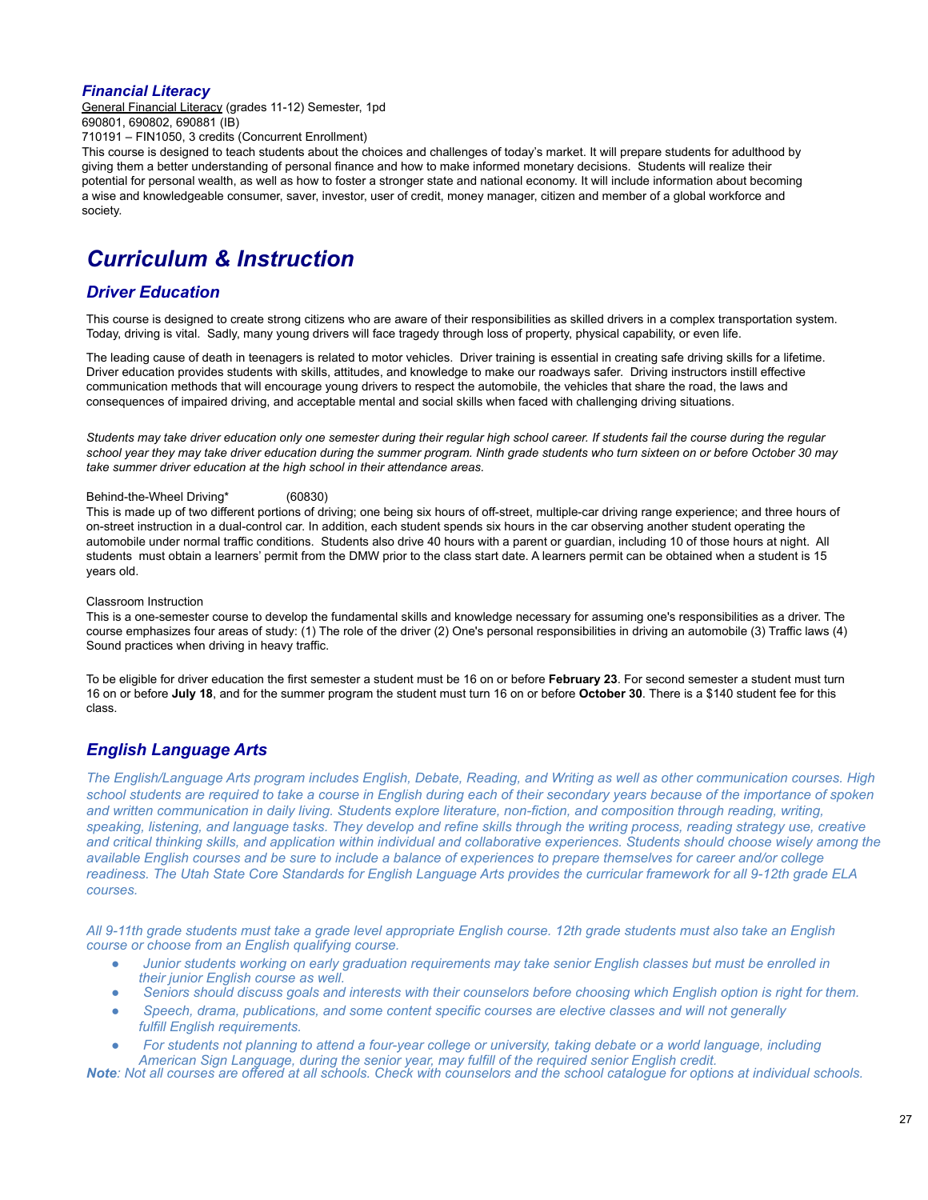### *Financial Literacy*

General Financial Literacy (grades 11-12) Semester, 1pd
690801, 690802, 690881 (IB)
710191 – FIN1050, 3 credits (Concurrent Enrollment)
This course is designed to teach students about the choices and challenges of today's market. It will prepare students for adulthood by giving them a better understanding of personal finance and how to make informed monetary decisions. Students will realize their potential for personal wealth, as well as how to foster a stronger state and national economy. It will include information about becoming a wise and knowledgeable consumer, saver, investor, user of credit, money manager, citizen and member of a global workforce and society.

# *Curriculum & Instruction*

## *Driver Education*

This course is designed to create strong citizens who are aware of their responsibilities as skilled drivers in a complex transportation system. Today, driving is vital. Sadly, many young drivers will face tragedy through loss of property, physical capability, or even life.

The leading cause of death in teenagers is related to motor vehicles. Driver training is essential in creating safe driving skills for a lifetime. Driver education provides students with skills, attitudes, and knowledge to make our roadways safer. Driving instructors instill effective communication methods that will encourage young drivers to respect the automobile, the vehicles that share the road, the laws and consequences of impaired driving, and acceptable mental and social skills when faced with challenging driving situations.

*Students may take driver education only one semester during their regular high school career. If students fail the course during the regular school year they may take driver education during the summer program. Ninth grade students who turn sixteen on or before October 30 may take summer driver education at the high school in their attendance areas.*

Behind-the-Wheel Driving* (60830)
This is made up of two different portions of driving; one being six hours of off-street, multiple-car driving range experience; and three hours of on-street instruction in a dual-control car. In addition, each student spends six hours in the car observing another student operating the automobile under normal traffic conditions. Students also drive 40 hours with a parent or guardian, including 10 of those hours at night. All students must obtain a learners' permit from the DMW prior to the class start date. A learners permit can be obtained when a student is 15 years old.

Classroom Instruction
This is a one-semester course to develop the fundamental skills and knowledge necessary for assuming one's responsibilities as a driver. The course emphasizes four areas of study: (1) The role of the driver (2) One's personal responsibilities in driving an automobile (3) Traffic laws (4) Sound practices when driving in heavy traffic.

To be eligible for driver education the first semester a student must be 16 on or before **February 23**. For second semester a student must turn 16 on or before **July 18**, and for the summer program the student must turn 16 on or before **October 30**. There is a $140 student fee for this class.

## *English Language Arts*

*The English/Language Arts program includes English, Debate, Reading, and Writing as well as other communication courses. High school students are required to take a course in English during each of their secondary years because of the importance of spoken and written communication in daily living. Students explore literature, non-fiction, and composition through reading, writing, speaking, listening, and language tasks. They develop and refine skills through the writing process, reading strategy use, creative and critical thinking skills, and application within individual and collaborative experiences. Students should choose wisely among the available English courses and be sure to include a balance of experiences to prepare themselves for career and/or college readiness. The Utah State Core Standards for English Language Arts provides the curricular framework for all 9-12th grade ELA courses.*

*All 9-11th grade students must take a grade level appropriate English course. 12th grade students must also take an English course or choose from an English qualifying course.*

- *Junior students working on early graduation requirements may take senior English classes but must be enrolled in their junior English course as well.*
- *Seniors should discuss goals and interests with their counselors before choosing which English option is right for them.*
- *Speech, drama, publications, and some content specific courses are elective classes and will not generally fulfill English requirements.*
- *For students not planning to attend a four-year college or university, taking debate or a world language, including American Sign Language, during the senior year, may fulfill of the required senior English credit.*

***Note**: Not all courses are offered at all schools. Check with counselors and the school catalogue for options at individual schools.*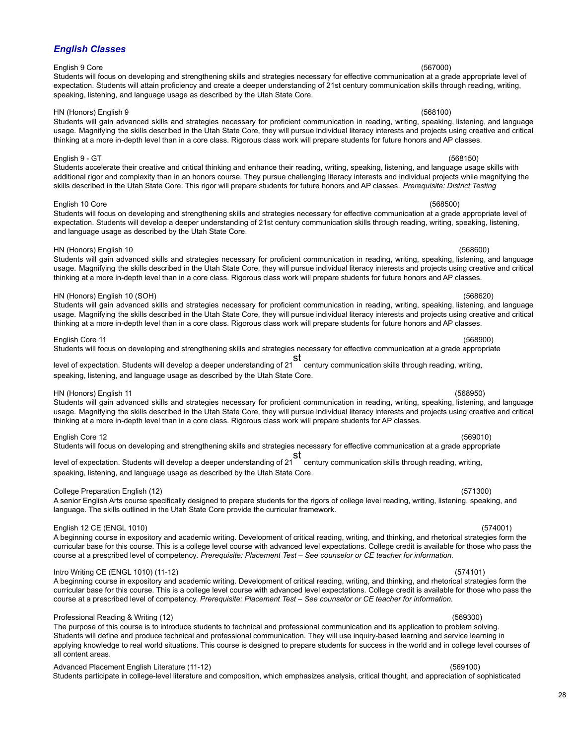## *English Classes*

English 9 Core (567000)
Students will focus on developing and strengthening skills and strategies necessary for effective communication at a grade appropriate level of expectation. Students will attain proficiency and create a deeper understanding of 21st century communication skills through reading, writing, speaking, listening, and language usage as described by the Utah State Core.

HN (Honors) English 9 (568100)
Students will gain advanced skills and strategies necessary for proficient communication in reading, writing, speaking, listening, and language usage. Magnifying the skills described in the Utah State Core, they will pursue individual literacy interests and projects using creative and critical thinking at a more in-depth level than in a core class. Rigorous class work will prepare students for future honors and AP classes.

English 9 - GT (568150)
Students accelerate their creative and critical thinking and enhance their reading, writing, speaking, listening, and language usage skills with additional rigor and complexity than in an honors course. They pursue challenging literacy interests and individual projects while magnifying the skills described in the Utah State Core. This rigor will prepare students for future honors and AP classes. *Prerequisite: District Testing*

English 10 Core (568500)
Students will focus on developing and strengthening skills and strategies necessary for effective communication at a grade appropriate level of expectation. Students will develop a deeper understanding of 21st century communication skills through reading, writing, speaking, listening, and language usage as described by the Utah State Core.

HN (Honors) English 10 (568600)
Students will gain advanced skills and strategies necessary for proficient communication in reading, writing, speaking, listening, and language usage. Magnifying the skills described in the Utah State Core, they will pursue individual literacy interests and projects using creative and critical thinking at a more in-depth level than in a core class. Rigorous class work will prepare students for future honors and AP classes.

HN (Honors) English 10 (SOH) (568620)
Students will gain advanced skills and strategies necessary for proficient communication in reading, writing, speaking, listening, and language usage. Magnifying the skills described in the Utah State Core, they will pursue individual literacy interests and projects using creative and critical thinking at a more in-depth level than in a core class. Rigorous class work will prepare students for future honors and AP classes.

English Core 11 (568900)
Students will focus on developing and strengthening skills and strategies necessary for effective communication at a grade appropriate level of expectation. Students will develop a deeper understanding of 21st century communication skills through reading, writing, speaking, listening, and language usage as described by the Utah State Core.

HN (Honors) English 11 (568950)
Students will gain advanced skills and strategies necessary for proficient communication in reading, writing, speaking, listening, and language usage. Magnifying the skills described in the Utah State Core, they will pursue individual literacy interests and projects using creative and critical thinking at a more in-depth level than in a core class. Rigorous class work will prepare students for AP classes.

English Core 12 (569010)
Students will focus on developing and strengthening skills and strategies necessary for effective communication at a grade appropriate level of expectation. Students will develop a deeper understanding of 21st century communication skills through reading, writing, speaking, listening, and language usage as described by the Utah State Core.

College Preparation English (12) (571300)
A senior English Arts course specifically designed to prepare students for the rigors of college level reading, writing, listening, speaking, and language. The skills outlined in the Utah State Core provide the curricular framework.

English 12 CE (ENGL 1010) (574001)
A beginning course in expository and academic writing. Development of critical reading, writing, and thinking, and rhetorical strategies form the curricular base for this course. This is a college level course with advanced level expectations. College credit is available for those who pass the course at a prescribed level of competency. *Prerequisite: Placement Test – See counselor or CE teacher for information.*

Intro Writing CE (ENGL 1010) (11-12) (574101)
A beginning course in expository and academic writing. Development of critical reading, writing, and thinking, and rhetorical strategies form the curricular base for this course. This is a college level course with advanced level expectations. College credit is available for those who pass the course at a prescribed level of competency. *Prerequisite: Placement Test – See counselor or CE teacher for information.*

Professional Reading & Writing (12) (569300)
The purpose of this course is to introduce students to technical and professional communication and its application to problem solving. Students will define and produce technical and professional communication. They will use inquiry-based learning and service learning in applying knowledge to real world situations. This course is designed to prepare students for success in the world and in college level courses of all content areas.

Advanced Placement English Literature (11-12) (569100)
Students participate in college-level literature and composition, which emphasizes analysis, critical thought, and appreciation of sophisticated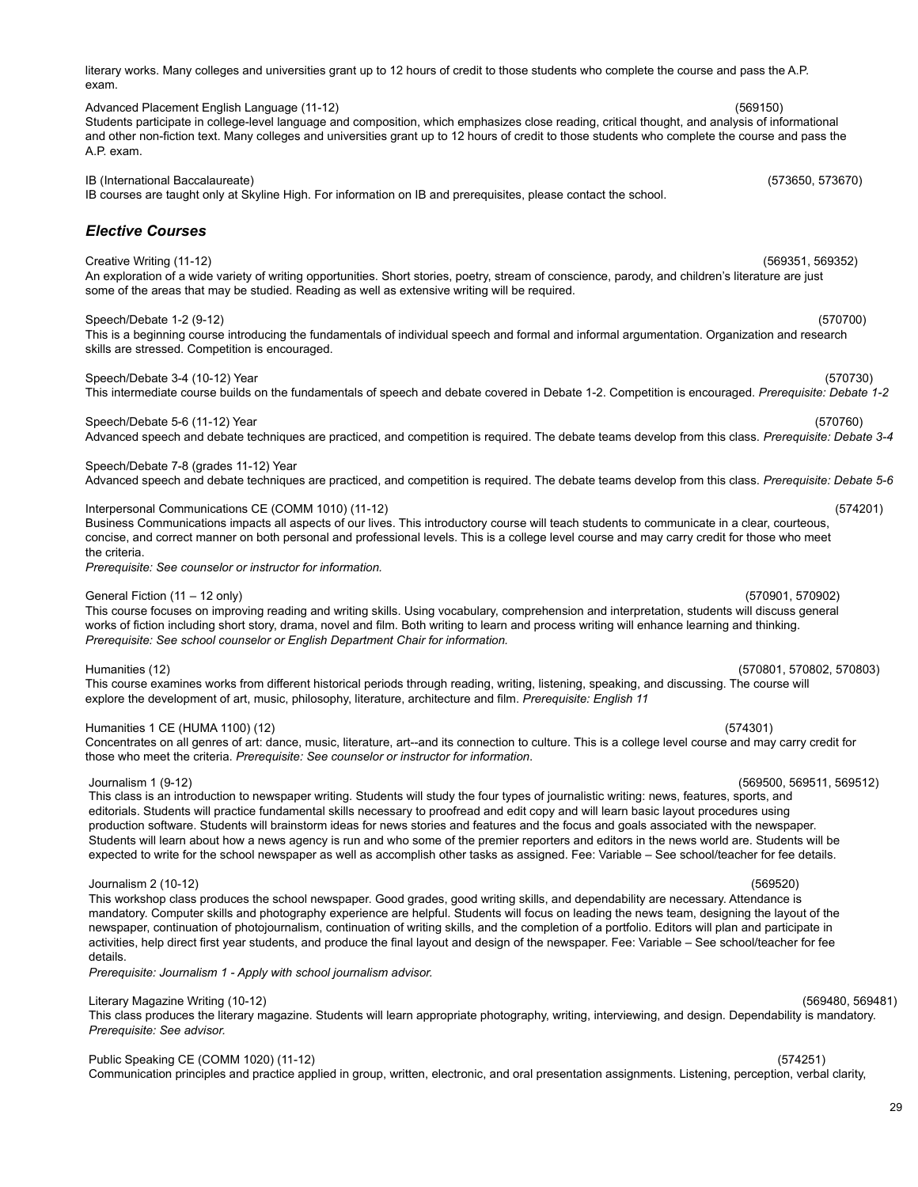literary works. Many colleges and universities grant up to 12 hours of credit to those students who complete the course and pass the A.P. exam.

Advanced Placement English Language (11-12) (569150)
Students participate in college-level language and composition, which emphasizes close reading, critical thought, and analysis of informational and other non-fiction text. Many colleges and universities grant up to 12 hours of credit to those students who complete the course and pass the A.P. exam.

IB (International Baccalaureate) (573650, 573670)
IB courses are taught only at Skyline High. For information on IB and prerequisites, please contact the school.

## *Elective Courses*

Creative Writing (11-12) (569351, 569352)
An exploration of a wide variety of writing opportunities. Short stories, poetry, stream of conscience, parody, and children's literature are just some of the areas that may be studied. Reading as well as extensive writing will be required.

Speech/Debate 1-2 (9-12) (570700)
This is a beginning course introducing the fundamentals of individual speech and formal and informal argumentation. Organization and research skills are stressed. Competition is encouraged.

Speech/Debate 3-4 (10-12) Year (570730)
This intermediate course builds on the fundamentals of speech and debate covered in Debate 1-2. Competition is encouraged. *Prerequisite: Debate 1-2*

Speech/Debate 5-6 (11-12) Year (570760)
Advanced speech and debate techniques are practiced, and competition is required. The debate teams develop from this class. *Prerequisite: Debate 3-4*

Speech/Debate 7-8 (grades 11-12) Year
Advanced speech and debate techniques are practiced, and competition is required. The debate teams develop from this class. *Prerequisite: Debate 5-6*

Interpersonal Communications CE (COMM 1010) (11-12) (574201)
Business Communications impacts all aspects of our lives. This introductory course will teach students to communicate in a clear, courteous, concise, and correct manner on both personal and professional levels. This is a college level course and may carry credit for those who meet the criteria.
*Prerequisite: See counselor or instructor for information.*

General Fiction (11 – 12 only) (570901, 570902)
This course focuses on improving reading and writing skills. Using vocabulary, comprehension and interpretation, students will discuss general works of fiction including short story, drama, novel and film. Both writing to learn and process writing will enhance learning and thinking.
*Prerequisite: See school counselor or English Department Chair for information.*

Humanities (12) (570801, 570802, 570803)
This course examines works from different historical periods through reading, writing, listening, speaking, and discussing. The course will explore the development of art, music, philosophy, literature, architecture and film. *Prerequisite: English 11*

Humanities 1 CE (HUMA 1100) (12) (574301)
Concentrates on all genres of art: dance, music, literature, art--and its connection to culture. This is a college level course and may carry credit for those who meet the criteria. *Prerequisite: See counselor or instructor for information*.

Journalism 1 (9-12) (569500, 569511, 569512)
This class is an introduction to newspaper writing. Students will study the four types of journalistic writing: news, features, sports, and editorials. Students will practice fundamental skills necessary to proofread and edit copy and will learn basic layout procedures using production software. Students will brainstorm ideas for news stories and features and the focus and goals associated with the newspaper. Students will learn about how a news agency is run and who some of the premier reporters and editors in the news world are. Students will be expected to write for the school newspaper as well as accomplish other tasks as assigned. Fee: Variable – See school/teacher for fee details.

Journalism 2 (10-12) (569520)
This workshop class produces the school newspaper. Good grades, good writing skills, and dependability are necessary. Attendance is mandatory. Computer skills and photography experience are helpful. Students will focus on leading the news team, designing the layout of the newspaper, continuation of photojournalism, continuation of writing skills, and the completion of a portfolio. Editors will plan and participate in activities, help direct first year students, and produce the final layout and design of the newspaper. Fee: Variable – See school/teacher for fee details.
*Prerequisite: Journalism 1 - Apply with school journalism advisor.*

Literary Magazine Writing (10-12) (569480, 569481)
This class produces the literary magazine. Students will learn appropriate photography, writing, interviewing, and design. Dependability is mandatory.
*Prerequisite: See advisor.*

Public Speaking CE (COMM 1020) (11-12) (574251)
Communication principles and practice applied in group, written, electronic, and oral presentation assignments. Listening, perception, verbal clarity,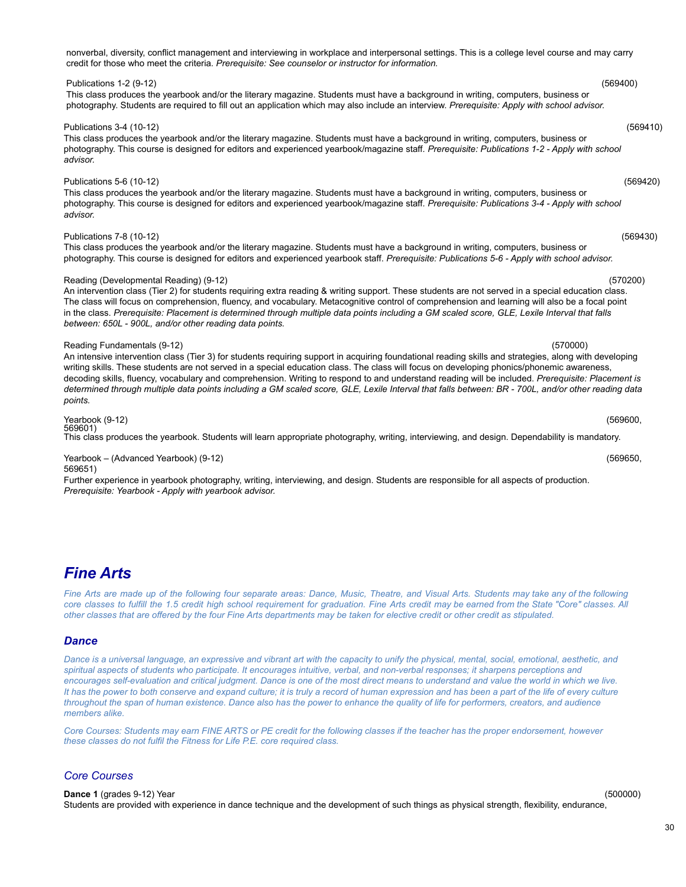nonverbal, diversity, conflict management and interviewing in workplace and interpersonal settings. This is a college level course and may carry credit for those who meet the criteria. *Prerequisite: See counselor or instructor for information.*

Publications 1-2 (9-12) (569400)
This class produces the yearbook and/or the literary magazine. Students must have a background in writing, computers, business or photography. Students are required to fill out an application which may also include an interview. *Prerequisite: Apply with school advisor.*

Publications 3-4 (10-12) (569410)
This class produces the yearbook and/or the literary magazine. Students must have a background in writing, computers, business or photography. This course is designed for editors and experienced yearbook/magazine staff. *Prerequisite: Publications 1-2 - Apply with school advisor.*

Publications 5-6 (10-12) (569420)
This class produces the yearbook and/or the literary magazine. Students must have a background in writing, computers, business or photography. This course is designed for editors and experienced yearbook/magazine staff. *Prerequisite: Publications 3-4 - Apply with school advisor.*

Publications 7-8 (10-12) (569430)
This class produces the yearbook and/or the literary magazine. Students must have a background in writing, computers, business or photography. This course is designed for editors and experienced yearbook staff. *Prerequisite: Publications 5-6 - Apply with school advisor.*

Reading (Developmental Reading) (9-12) (570200)
An intervention class (Tier 2) for students requiring extra reading & writing support. These students are not served in a special education class. The class will focus on comprehension, fluency, and vocabulary. Metacognitive control of comprehension and learning will also be a focal point in the class. *Prerequisite: Placement is determined through multiple data points including a GM scaled score, GLE, Lexile Interval that falls between: 650L - 900L, and/or other reading data points.*

Reading Fundamentals (9-12) (570000)
An intensive intervention class (Tier 3) for students requiring support in acquiring foundational reading skills and strategies, along with developing writing skills. These students are not served in a special education class. The class will focus on developing phonics/phonemic awareness, decoding skills, fluency, vocabulary and comprehension. Writing to respond to and understand reading will be included. *Prerequisite: Placement is determined through multiple data points including a GM scaled score, GLE, Lexile Interval that falls between: BR - 700L, and/or other reading data points.*

Yearbook (9-12) (569600, 569601)
This class produces the yearbook. Students will learn appropriate photography, writing, interviewing, and design. Dependability is mandatory.

Yearbook – (Advanced Yearbook) (9-12) (569650, 569651)
Further experience in yearbook photography, writing, interviewing, and design. Students are responsible for all aspects of production. *Prerequisite: Yearbook - Apply with yearbook advisor.*

# *Fine Arts*

*Fine Arts are made up of the following four separate areas: Dance, Music, Theatre, and Visual Arts. Students may take any of the following core classes to fulfill the 1.5 credit high school requirement for graduation. Fine Arts credit may be earned from the State "Core" classes. All other classes that are offered by the four Fine Arts departments may be taken for elective credit or other credit as stipulated.*

## *Dance*

*Dance is a universal language, an expressive and vibrant art with the capacity to unify the physical, mental, social, emotional, aesthetic, and spiritual aspects of students who participate. It encourages intuitive, verbal, and non-verbal responses; it sharpens perceptions and encourages self-evaluation and critical judgment. Dance is one of the most direct means to understand and value the world in which we live. It has the power to both conserve and expand culture; it is truly a record of human expression and has been a part of the life of every culture throughout the span of human existence. Dance also has the power to enhance the quality of life for performers, creators, and audience members alike.*

*Core Courses: Students may earn FINE ARTS or PE credit for the following classes if the teacher has the proper endorsement, however these classes do not fulfil the Fitness for Life P.E. core required class.*

### *Core Courses*

**Dance 1** (grades 9-12) Year (500000)
Students are provided with experience in dance technique and the development of such things as physical strength, flexibility, endurance,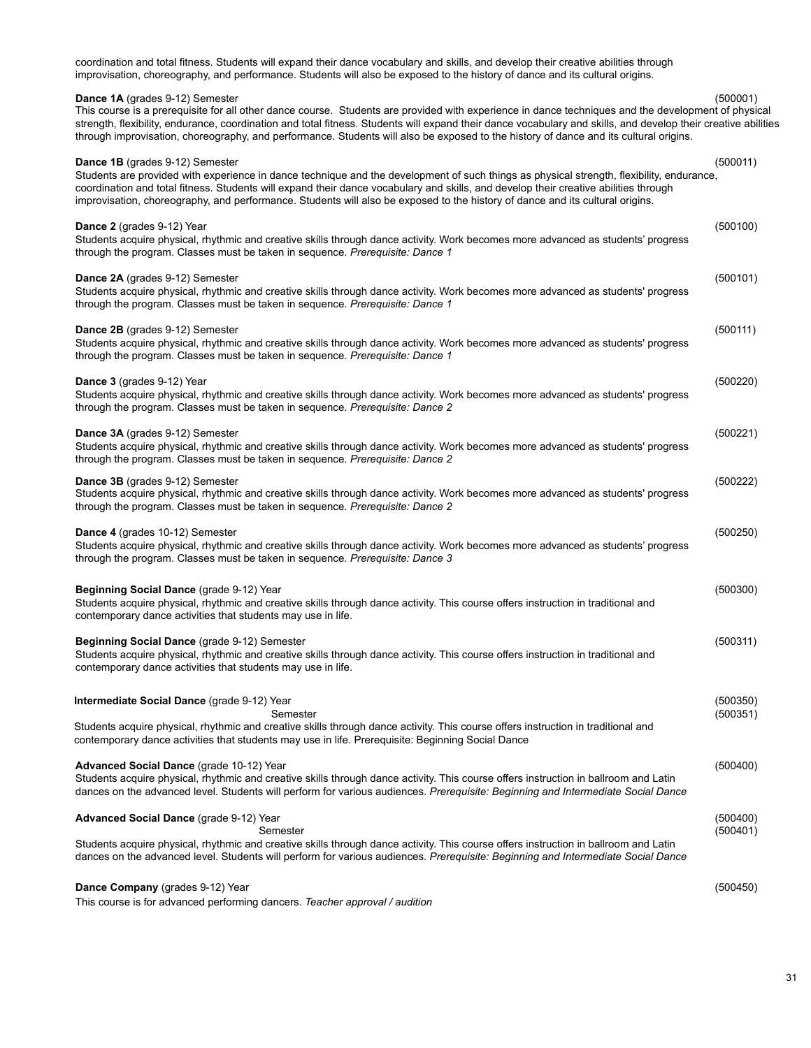coordination and total fitness. Students will expand their dance vocabulary and skills, and develop their creative abilities through improvisation, choreography, and performance. Students will also be exposed to the history of dance and its cultural origins.

**Dance 1A** (grades 9-12) Semester (500001)
This course is a prerequisite for all other dance course. Students are provided with experience in dance techniques and the development of physical strength, flexibility, endurance, coordination and total fitness. Students will expand their dance vocabulary and skills, and develop their creative abilities through improvisation, choreography, and performance. Students will also be exposed to the history of dance and its cultural origins.

**Dance 1B** (grades 9-12) Semester (500011)
Students are provided with experience in dance technique and the development of such things as physical strength, flexibility, endurance, coordination and total fitness. Students will expand their dance vocabulary and skills, and develop their creative abilities through improvisation, choreography, and performance. Students will also be exposed to the history of dance and its cultural origins.

**Dance 2** (grades 9-12) Year (500100)
Students acquire physical, rhythmic and creative skills through dance activity. Work becomes more advanced as students' progress through the program. Classes must be taken in sequence. *Prerequisite: Dance 1*

**Dance 2A** (grades 9-12) Semester (500101)
Students acquire physical, rhythmic and creative skills through dance activity. Work becomes more advanced as students' progress through the program. Classes must be taken in sequence. *Prerequisite: Dance 1*

**Dance 2B** (grades 9-12) Semester (500111)
Students acquire physical, rhythmic and creative skills through dance activity. Work becomes more advanced as students' progress through the program. Classes must be taken in sequence. *Prerequisite: Dance 1*

**Dance 3** (grades 9-12) Year (500220)
Students acquire physical, rhythmic and creative skills through dance activity. Work becomes more advanced as students' progress through the program. Classes must be taken in sequence. *Prerequisite: Dance 2*

**Dance 3A** (grades 9-12) Semester (500221)
Students acquire physical, rhythmic and creative skills through dance activity. Work becomes more advanced as students' progress through the program. Classes must be taken in sequence. *Prerequisite: Dance 2*

**Dance 3B** (grades 9-12) Semester (500222)
Students acquire physical, rhythmic and creative skills through dance activity. Work becomes more advanced as students' progress through the program. Classes must be taken in sequence. *Prerequisite: Dance 2*

**Dance 4** (grades 10-12) Semester (500250)
Students acquire physical, rhythmic and creative skills through dance activity. Work becomes more advanced as students' progress through the program. Classes must be taken in sequence. *Prerequisite: Dance 3*

**Beginning Social Dance** (grade 9-12) Year (500300)
Students acquire physical, rhythmic and creative skills through dance activity. This course offers instruction in traditional and contemporary dance activities that students may use in life.

**Beginning Social Dance** (grade 9-12) Semester (500311)
Students acquire physical, rhythmic and creative skills through dance activity. This course offers instruction in traditional and contemporary dance activities that students may use in life.

**Intermediate Social Dance** (grade 9-12) Year (500350)
Semester (500351)
Students acquire physical, rhythmic and creative skills through dance activity. This course offers instruction in traditional and contemporary dance activities that students may use in life. Prerequisite: Beginning Social Dance

**Advanced Social Dance** (grade 10-12) Year (500400)
Students acquire physical, rhythmic and creative skills through dance activity. This course offers instruction in ballroom and Latin dances on the advanced level. Students will perform for various audiences. *Prerequisite: Beginning and Intermediate Social Dance*

**Advanced Social Dance** (grade 9-12) Year (500400)
Semester (500401)
Students acquire physical, rhythmic and creative skills through dance activity. This course offers instruction in ballroom and Latin dances on the advanced level. Students will perform for various audiences. *Prerequisite: Beginning and Intermediate Social Dance*

**Dance Company** (grades 9-12) Year (500450)
This course is for advanced performing dancers. *Teacher approval / audition*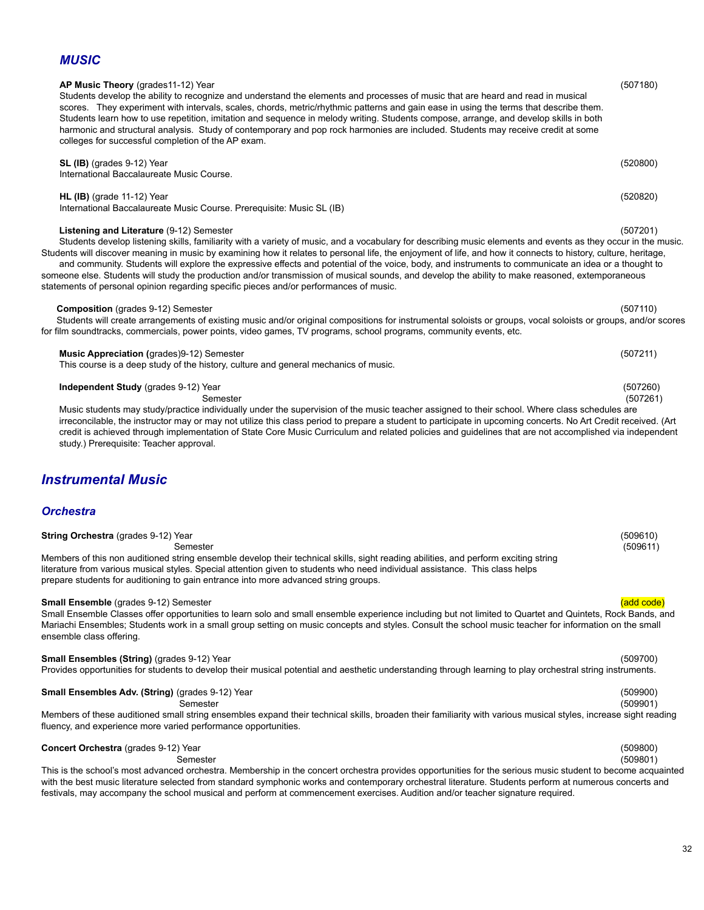## MUSIC

**AP Music Theory** (grades11-12) Year (507180)
Students develop the ability to recognize and understand the elements and processes of music that are heard and read in musical scores. They experiment with intervals, scales, chords, metric/rhythmic patterns and gain ease in using the terms that describe them. Students learn how to use repetition, imitation and sequence in melody writing. Students compose, arrange, and develop skills in both harmonic and structural analysis. Study of contemporary and pop rock harmonies are included. Students may receive credit at some colleges for successful completion of the AP exam.

**SL (IB)** (grades 9-12) Year (520800)
International Baccalaureate Music Course.

**HL (IB)** (grade 11-12) Year (520820)
International Baccalaureate Music Course. Prerequisite: Music SL (IB)

**Listening and Literature** (9-12) Semester (507201)
Students develop listening skills, familiarity with a variety of music, and a vocabulary for describing music elements and events as they occur in the music. Students will discover meaning in music by examining how it relates to personal life, the enjoyment of life, and how it connects to history, culture, heritage, and community. Students will explore the expressive effects and potential of the voice, body, and instruments to communicate an idea or a thought to someone else. Students will study the production and/or transmission of musical sounds, and develop the ability to make reasoned, extemporaneous statements of personal opinion regarding specific pieces and/or performances of music.

**Composition** (grades 9-12) Semester (507110)
Students will create arrangements of existing music and/or original compositions for instrumental soloists or groups, vocal soloists or groups, and/or scores for film soundtracks, commercials, power points, video games, TV programs, school programs, community events, etc.

**Music Appreciation (**grades)9-12) Semester (507211)
This course is a deep study of the history, culture and general mechanics of music.

**Independent Study** (grades 9-12) Year (507260)
Semester (507261)
Music students may study/practice individually under the supervision of the music teacher assigned to their school. Where class schedules are irreconcilable, the instructor may or may not utilize this class period to prepare a student to participate in upcoming concerts. No Art Credit received. (Art credit is achieved through implementation of State Core Music Curriculum and related policies and guidelines that are not accomplished via independent study.) Prerequisite: Teacher approval.

## Instrumental Music

### Orchestra

**String Orchestra** (grades 9-12) Year (509610)
Semester (509611)
Members of this non auditioned string ensemble develop their technical skills, sight reading abilities, and perform exciting string literature from various musical styles. Special attention given to students who need individual assistance. This class helps prepare students for auditioning to gain entrance into more advanced string groups.

**Small Ensemble** (grades 9-12) Semester (add code)
Small Ensemble Classes offer opportunities to learn solo and small ensemble experience including but not limited to Quartet and Quintets, Rock Bands, and Mariachi Ensembles; Students work in a small group setting on music concepts and styles. Consult the school music teacher for information on the small ensemble class offering.

**Small Ensembles (String)** (grades 9-12) Year (509700)
Provides opportunities for students to develop their musical potential and aesthetic understanding through learning to play orchestral string instruments.

**Small Ensembles Adv. (String)** (grades 9-12) Year (509900)
Semester (509901)
Members of these auditioned small string ensembles expand their technical skills, broaden their familiarity with various musical styles, increase sight reading fluency, and experience more varied performance opportunities.

**Concert Orchestra** (grades 9-12) Year (509800)
Semester (509801)
This is the school's most advanced orchestra. Membership in the concert orchestra provides opportunities for the serious music student to become acquainted with the best music literature selected from standard symphonic works and contemporary orchestral literature. Students perform at numerous concerts and festivals, may accompany the school musical and perform at commencement exercises. Audition and/or teacher signature required.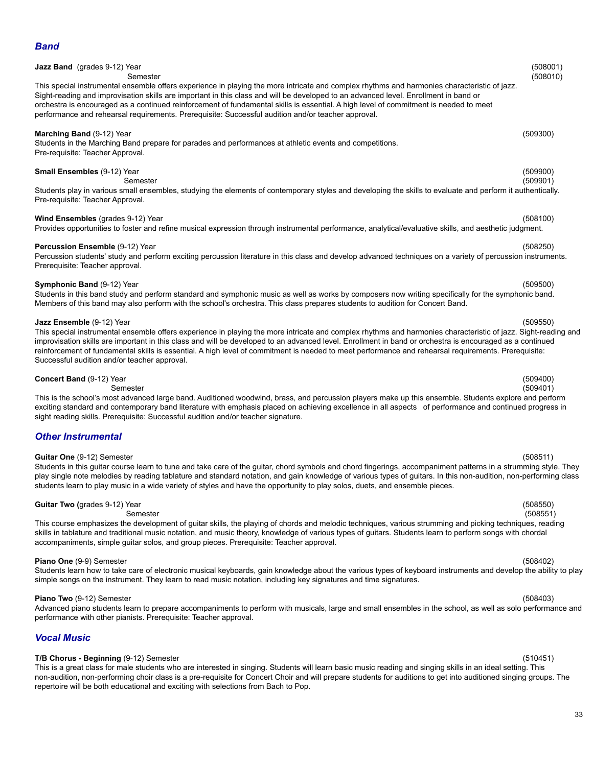## *Band*

**Jazz Band** (grades 9-12) Year (508001)
Semester (508010)

This special instrumental ensemble offers experience in playing the more intricate and complex rhythms and harmonies characteristic of jazz. Sight-reading and improvisation skills are important in this class and will be developed to an advanced level. Enrollment in band or orchestra is encouraged as a continued reinforcement of fundamental skills is essential. A high level of commitment is needed to meet performance and rehearsal requirements. Prerequisite: Successful audition and/or teacher approval.

**Marching Band** (9-12) Year (509300)

Students in the Marching Band prepare for parades and performances at athletic events and competitions.
Pre-requisite: Teacher Approval.

**Small Ensembles** (9-12) Year (509900)
Semester (509901)

Students play in various small ensembles, studying the elements of contemporary styles and developing the skills to evaluate and perform it authentically. Pre-requisite: Teacher Approval.

**Wind Ensembles** (grades 9-12) Year (508100)

Provides opportunities to foster and refine musical expression through instrumental performance, analytical/evaluative skills, and aesthetic judgment.

**Percussion Ensemble** (9-12) Year (508250)

Percussion students' study and perform exciting percussion literature in this class and develop advanced techniques on a variety of percussion instruments. Prerequisite: Teacher approval.

**Symphonic Band** (9-12) Year (509500)

Students in this band study and perform standard and symphonic music as well as works by composers now writing specifically for the symphonic band. Members of this band may also perform with the school's orchestra. This class prepares students to audition for Concert Band.

**Jazz Ensemble** (9-12) Year (509550)

This special instrumental ensemble offers experience in playing the more intricate and complex rhythms and harmonies characteristic of jazz. Sight-reading and improvisation skills are important in this class and will be developed to an advanced level. Enrollment in band or orchestra is encouraged as a continued reinforcement of fundamental skills is essential. A high level of commitment is needed to meet performance and rehearsal requirements. Prerequisite: Successful audition and/or teacher approval.

**Concert Band** (9-12) Year (509400)
Semester (509401)

This is the school's most advanced large band. Auditioned woodwind, brass, and percussion players make up this ensemble. Students explore and perform exciting standard and contemporary band literature with emphasis placed on achieving excellence in all aspects of performance and continued progress in sight reading skills. Prerequisite: Successful audition and/or teacher signature.

## *Other Instrumental*

**Guitar One** (9-12) Semester (508511)

Students in this guitar course learn to tune and take care of the guitar, chord symbols and chord fingerings, accompaniment patterns in a strumming style. They play single note melodies by reading tablature and standard notation, and gain knowledge of various types of guitars. In this non-audition, non-performing class students learn to play music in a wide variety of styles and have the opportunity to play solos, duets, and ensemble pieces.

**Guitar Two (**grades 9-12) Year (508550)
Semester (508551)

This course emphasizes the development of guitar skills, the playing of chords and melodic techniques, various strumming and picking techniques, reading skills in tablature and traditional music notation, and music theory, knowledge of various types of guitars. Students learn to perform songs with chordal accompaniments, simple guitar solos, and group pieces. Prerequisite: Teacher approval.

**Piano One** (9-9) Semester (508402)

Students learn how to take care of electronic musical keyboards, gain knowledge about the various types of keyboard instruments and develop the ability to play simple songs on the instrument. They learn to read music notation, including key signatures and time signatures.

**Piano Two** (9-12) Semester (508403)

Advanced piano students learn to prepare accompaniments to perform with musicals, large and small ensembles in the school, as well as solo performance and performance with other pianists. Prerequisite: Teacher approval.

## *Vocal Music*

**T/B Chorus - Beginning** (9-12) Semester (510451)

This is a great class for male students who are interested in singing. Students will learn basic music reading and singing skills in an ideal setting. This non-audition, non-performing choir class is a pre-requisite for Concert Choir and will prepare students for auditions to get into auditioned singing groups. The repertoire will be both educational and exciting with selections from Bach to Pop.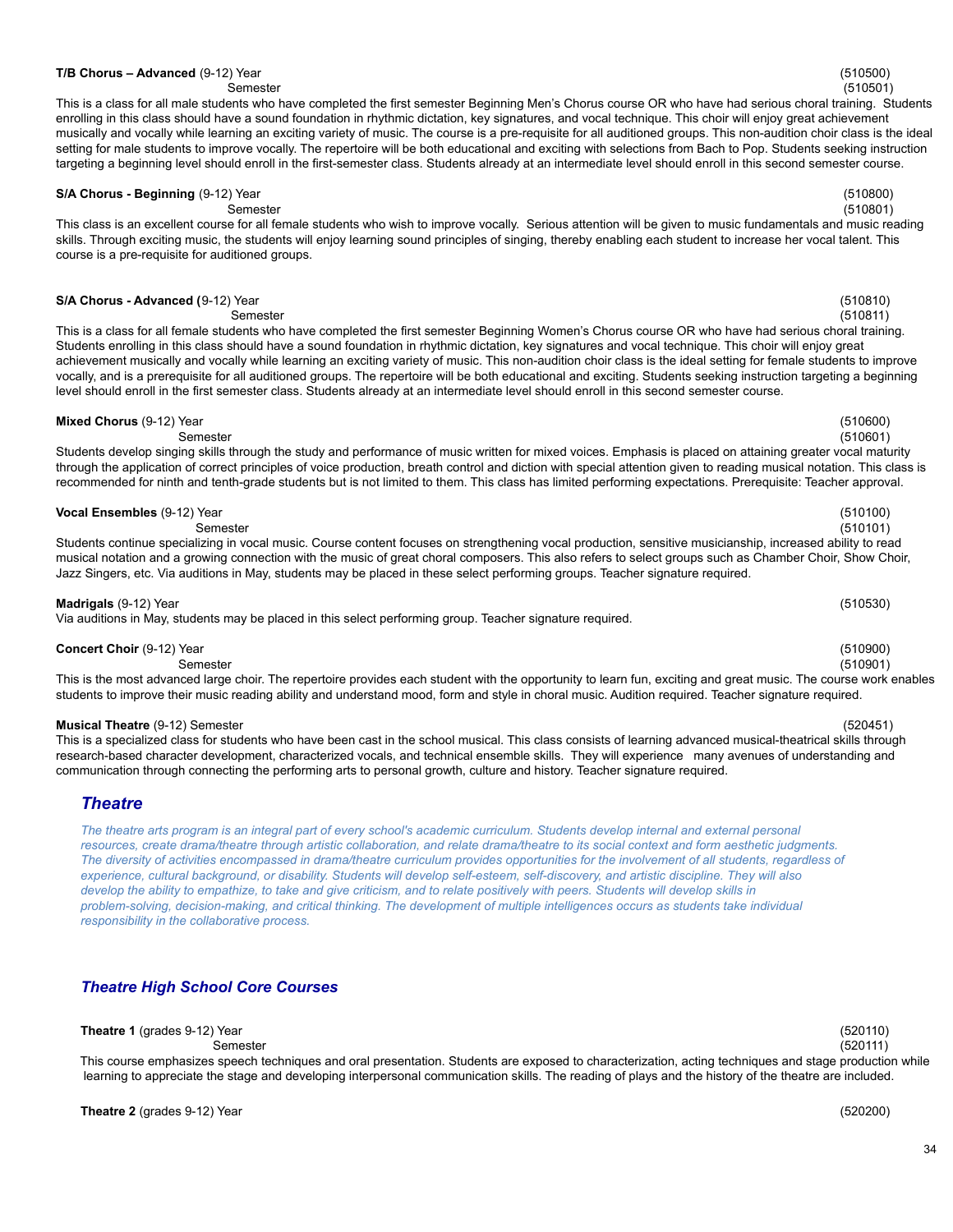**T/B Chorus – Advanced** (9-12) Year (510500)
Semester (510501)

This is a class for all male students who have completed the first semester Beginning Men's Chorus course OR who have had serious choral training. Students enrolling in this class should have a sound foundation in rhythmic dictation, key signatures, and vocal technique. This choir will enjoy great achievement musically and vocally while learning an exciting variety of music. The course is a pre-requisite for all auditioned groups. This non-audition choir class is the ideal setting for male students to improve vocally. The repertoire will be both educational and exciting with selections from Bach to Pop. Students seeking instruction targeting a beginning level should enroll in the first-semester class. Students already at an intermediate level should enroll in this second semester course.

**S/A Chorus - Beginning** (9-12) Year (510800)
Semester (510801)

This class is an excellent course for all female students who wish to improve vocally. Serious attention will be given to music fundamentals and music reading skills. Through exciting music, the students will enjoy learning sound principles of singing, thereby enabling each student to increase her vocal talent. This course is a pre-requisite for auditioned groups.

**S/A Chorus - Advanced (**9-12) Year (510810)
Semester (510811)

This is a class for all female students who have completed the first semester Beginning Women's Chorus course OR who have had serious choral training. Students enrolling in this class should have a sound foundation in rhythmic dictation, key signatures and vocal technique. This choir will enjoy great achievement musically and vocally while learning an exciting variety of music. This non-audition choir class is the ideal setting for female students to improve vocally, and is a prerequisite for all auditioned groups. The repertoire will be both educational and exciting. Students seeking instruction targeting a beginning level should enroll in the first semester class. Students already at an intermediate level should enroll in this second semester course.

**Mixed Chorus** (9-12) Year (510600)
Semester (510601)

Students develop singing skills through the study and performance of music written for mixed voices. Emphasis is placed on attaining greater vocal maturity through the application of correct principles of voice production, breath control and diction with special attention given to reading musical notation. This class is recommended for ninth and tenth-grade students but is not limited to them. This class has limited performing expectations. Prerequisite: Teacher approval.

**Vocal Ensembles** (9-12) Year (510100)
Semester (510101)

Students continue specializing in vocal music. Course content focuses on strengthening vocal production, sensitive musicianship, increased ability to read musical notation and a growing connection with the music of great choral composers. This also refers to select groups such as Chamber Choir, Show Choir, Jazz Singers, etc. Via auditions in May, students may be placed in these select performing groups. Teacher signature required.

**Madrigals** (9-12) Year (510530)

Via auditions in May, students may be placed in this select performing group. Teacher signature required.

**Concert Choir** (9-12) Year (510900)
Semester (510901)

This is the most advanced large choir. The repertoire provides each student with the opportunity to learn fun, exciting and great music. The course work enables students to improve their music reading ability and understand mood, form and style in choral music. Audition required. Teacher signature required.

**Musical Theatre** (9-12) Semester (520451)

This is a specialized class for students who have been cast in the school musical. This class consists of learning advanced musical-theatrical skills through research-based character development, characterized vocals, and technical ensemble skills. They will experience many avenues of understanding and communication through connecting the performing arts to personal growth, culture and history. Teacher signature required.

## *Theatre*

*The theatre arts program is an integral part of every school's academic curriculum. Students develop internal and external personal resources, create drama/theatre through artistic collaboration, and relate drama/theatre to its social context and form aesthetic judgments. The diversity of activities encompassed in drama/theatre curriculum provides opportunities for the involvement of all students, regardless of experience, cultural background, or disability. Students will develop self-esteem, self-discovery, and artistic discipline. They will also develop the ability to empathize, to take and give criticism, and to relate positively with peers. Students will develop skills in problem-solving, decision-making, and critical thinking. The development of multiple intelligences occurs as students take individual responsibility in the collaborative process.*

## *Theatre High School Core Courses*

**Theatre 1** (grades 9-12) Year (520110)
Semester (520111)

This course emphasizes speech techniques and oral presentation. Students are exposed to characterization, acting techniques and stage production while learning to appreciate the stage and developing interpersonal communication skills. The reading of plays and the history of the theatre are included.

**Theatre 2** (grades 9-12) Year (520200)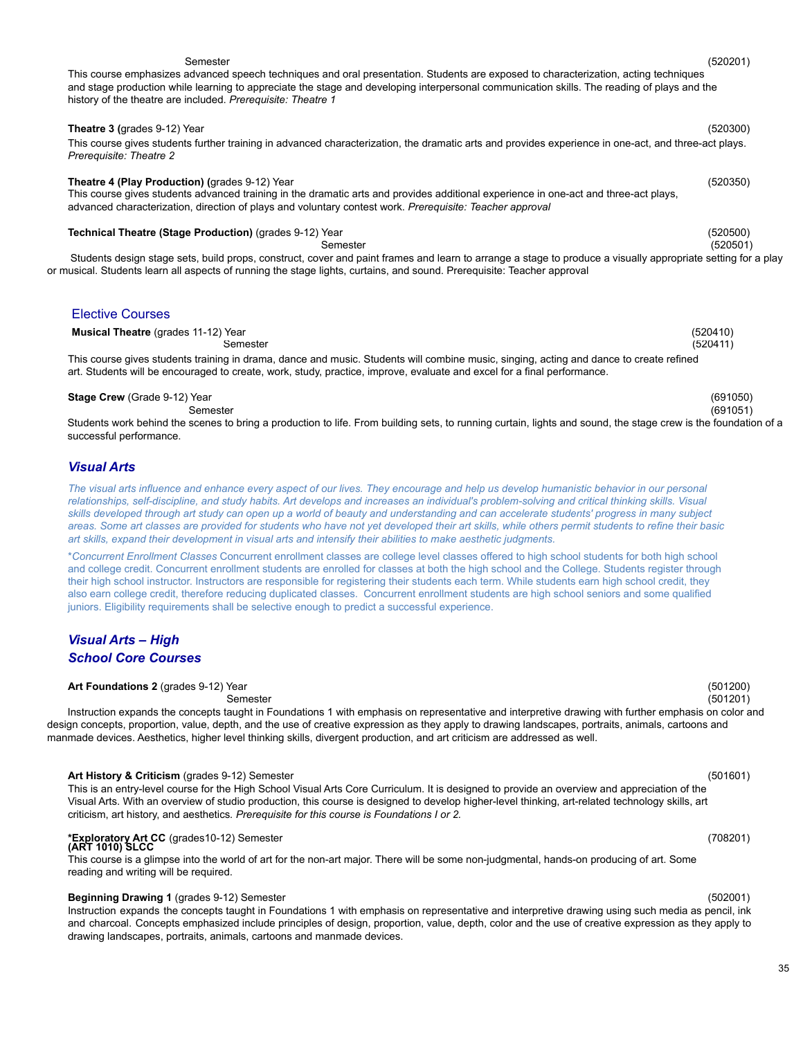Semester (520201)

This course emphasizes advanced speech techniques and oral presentation. Students are exposed to characterization, acting techniques and stage production while learning to appreciate the stage and developing interpersonal communication skills. The reading of plays and the history of the theatre are included. *Prerequisite: Theatre 1*

**Theatre 3 (**grades 9-12) Year (520300)

This course gives students further training in advanced characterization, the dramatic arts and provides experience in one-act, and three-act plays. *Prerequisite: Theatre 2*

**Theatre 4 (Play Production) (**grades 9-12) Year (520350)

This course gives students advanced training in the dramatic arts and provides additional experience in one-act and three-act plays, advanced characterization, direction of plays and voluntary contest work. *Prerequisite: Teacher approval*

**Technical Theatre (Stage Production)** (grades 9-12) Year (520500)
Semester (520501)

Students design stage sets, build props, construct, cover and paint frames and learn to arrange a stage to produce a visually appropriate setting for a play or musical. Students learn all aspects of running the stage lights, curtains, and sound. Prerequisite: Teacher approval

## Elective Courses

**Musical Theatre** (grades 11-12) Year (520410)
Semester (520411)

This course gives students training in drama, dance and music. Students will combine music, singing, acting and dance to create refined art. Students will be encouraged to create, work, study, practice, improve, evaluate and excel for a final performance.

**Stage Crew** (Grade 9-12) Year (691050)
Semester (691051)

Students work behind the scenes to bring a production to life. From building sets, to running curtain, lights and sound, the stage crew is the foundation of a successful performance.

## *Visual Arts*

*The visual arts influence and enhance every aspect of our lives. They encourage and help us develop humanistic behavior in our personal relationships, self-discipline, and study habits. Art develops and increases an individual's problem-solving and critical thinking skills. Visual skills developed through art study can open up a world of beauty and understanding and can accelerate students' progress in many subject areas. Some art classes are provided for students who have not yet developed their art skills, while others permit students to refine their basic art skills, expand their development in visual arts and intensify their abilities to make aesthetic judgments.*

**Concurrent Enrollment Classes* Concurrent enrollment classes are college level classes offered to high school students for both high school and college credit. Concurrent enrollment students are enrolled for classes at both the high school and the College. Students register through their high school instructor. Instructors are responsible for registering their students each term. While students earn high school credit, they also earn college credit, therefore reducing duplicated classes. Concurrent enrollment students are high school seniors and some qualified juniors. Eligibility requirements shall be selective enough to predict a successful experience.

## *Visual Arts – High School Core Courses*

**Art Foundations 2** (grades 9-12) Year (501200)
Semester (501201)

Instruction expands the concepts taught in Foundations 1 with emphasis on representative and interpretive drawing with further emphasis on color and design concepts, proportion, value, depth, and the use of creative expression as they apply to drawing landscapes, portraits, animals, cartoons and manmade devices. Aesthetics, higher level thinking skills, divergent production, and art criticism are addressed as well.

**Art History & Criticism** (grades 9-12) Semester (501601)

This is an entry-level course for the High School Visual Arts Core Curriculum. It is designed to provide an overview and appreciation of the Visual Arts. With an overview of studio production, this course is designed to develop higher-level thinking, art-related technology skills, art criticism, art history, and aesthetics. *Prerequisite for this course is Foundations I or 2.*

***Exploratory Art CC** (grades10-12) Semester (708201)
**(ART 1010) SLCC**

This course is a glimpse into the world of art for the non-art major. There will be some non-judgmental, hands-on producing of art. Some reading and writing will be required.

**Beginning Drawing 1** (grades 9-12) Semester (502001)

Instruction expands the concepts taught in Foundations 1 with emphasis on representative and interpretive drawing using such media as pencil, ink and charcoal. Concepts emphasized include principles of design, proportion, value, depth, color and the use of creative expression as they apply to drawing landscapes, portraits, animals, cartoons and manmade devices.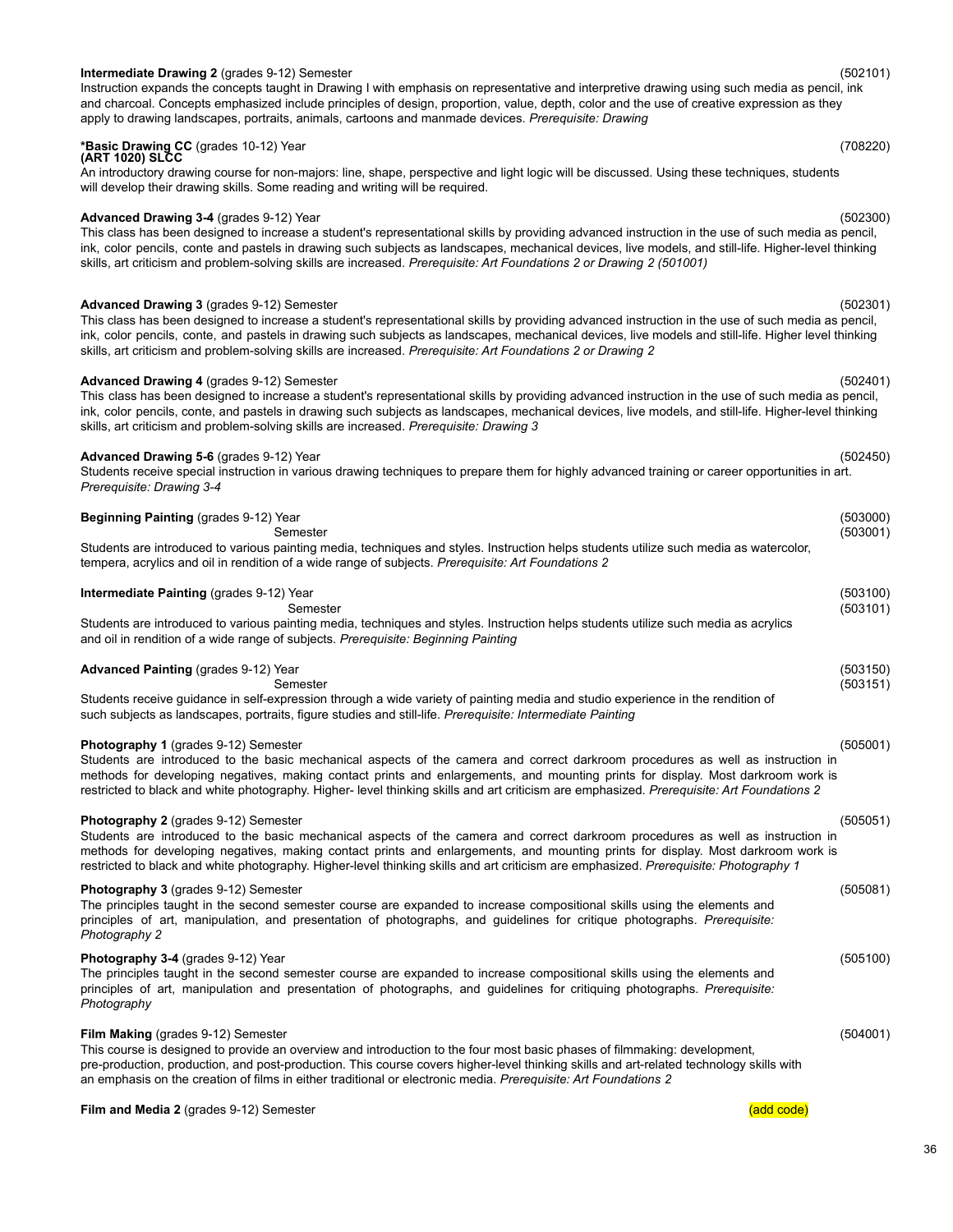**Intermediate Drawing 2** (grades 9-12) Semester (502101)
Instruction expands the concepts taught in Drawing I with emphasis on representative and interpretive drawing using such media as pencil, ink and charcoal. Concepts emphasized include principles of design, proportion, value, depth, color and the use of creative expression as they apply to drawing landscapes, portraits, animals, cartoons and manmade devices. *Prerequisite: Drawing*

**\*Basic Drawing CC** (grades 10-12) Year (708220)
**(ART 1020) SLCC**
An introductory drawing course for non-majors: line, shape, perspective and light logic will be discussed. Using these techniques, students will develop their drawing skills. Some reading and writing will be required.

**Advanced Drawing 3-4** (grades 9-12) Year (502300)
This class has been designed to increase a student's representational skills by providing advanced instruction in the use of such media as pencil, ink, color pencils, conte and pastels in drawing such subjects as landscapes, mechanical devices, live models, and still-life. Higher-level thinking skills, art criticism and problem-solving skills are increased. *Prerequisite: Art Foundations 2 or Drawing 2 (501001)*

**Advanced Drawing 3** (grades 9-12) Semester (502301)
This class has been designed to increase a student's representational skills by providing advanced instruction in the use of such media as pencil, ink, color pencils, conte, and pastels in drawing such subjects as landscapes, mechanical devices, live models and still-life. Higher level thinking skills, art criticism and problem-solving skills are increased. *Prerequisite: Art Foundations 2 or Drawing 2*

**Advanced Drawing 4** (grades 9-12) Semester (502401)
This class has been designed to increase a student's representational skills by providing advanced instruction in the use of such media as pencil, ink, color pencils, conte, and pastels in drawing such subjects as landscapes, mechanical devices, live models, and still-life. Higher-level thinking skills, art criticism and problem-solving skills are increased. *Prerequisite: Drawing 3*

**Advanced Drawing 5-6** (grades 9-12) Year (502450)
Students receive special instruction in various drawing techniques to prepare them for highly advanced training or career opportunities in art. *Prerequisite: Drawing 3-4*

**Beginning Painting** (grades 9-12) Year (503000)
Semester (503001)
Students are introduced to various painting media, techniques and styles. Instruction helps students utilize such media as watercolor, tempera, acrylics and oil in rendition of a wide range of subjects. *Prerequisite: Art Foundations 2*

**Intermediate Painting** (grades 9-12) Year (503100)
Semester (503101)
Students are introduced to various painting media, techniques and styles. Instruction helps students utilize such media as acrylics and oil in rendition of a wide range of subjects. *Prerequisite: Beginning Painting*

**Advanced Painting** (grades 9-12) Year (503150)
Semester (503151)
Students receive guidance in self-expression through a wide variety of painting media and studio experience in the rendition of such subjects as landscapes, portraits, figure studies and still-life. *Prerequisite: Intermediate Painting*

**Photography 1** (grades 9-12) Semester (505001)
Students are introduced to the basic mechanical aspects of the camera and correct darkroom procedures as well as instruction in methods for developing negatives, making contact prints and enlargements, and mounting prints for display. Most darkroom work is restricted to black and white photography. Higher- level thinking skills and art criticism are emphasized. *Prerequisite: Art Foundations 2*

**Photography 2** (grades 9-12) Semester (505051)
Students are introduced to the basic mechanical aspects of the camera and correct darkroom procedures as well as instruction in methods for developing negatives, making contact prints and enlargements, and mounting prints for display. Most darkroom work is restricted to black and white photography. Higher-level thinking skills and art criticism are emphasized. *Prerequisite: Photography 1*

**Photography 3** (grades 9-12) Semester (505081)
The principles taught in the second semester course are expanded to increase compositional skills using the elements and principles of art, manipulation, and presentation of photographs, and guidelines for critique photographs. *Prerequisite: Photography 2*

**Photography 3-4** (grades 9-12) Year (505100)
The principles taught in the second semester course are expanded to increase compositional skills using the elements and principles of art, manipulation and presentation of photographs, and guidelines for critiquing photographs. *Prerequisite: Photography*

**Film Making** (grades 9-12) Semester (504001)
This course is designed to provide an overview and introduction to the four most basic phases of filmmaking: development, pre-production, production, and post-production. This course covers higher-level thinking skills and art-related technology skills with an emphasis on the creation of films in either traditional or electronic media. *Prerequisite: Art Foundations 2*

**Film and Media 2** (grades 9-12) Semester (add code)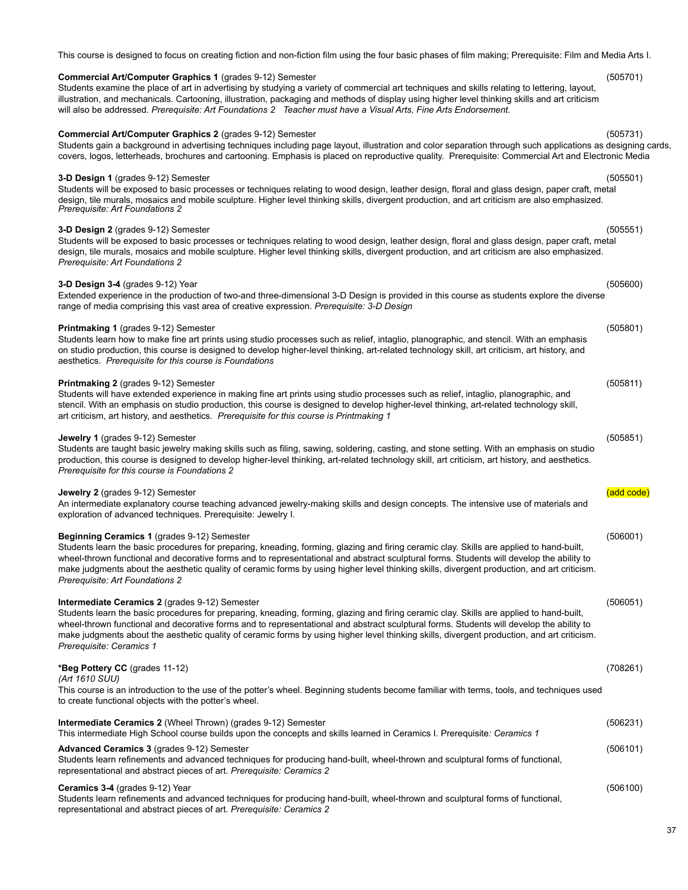This course is designed to focus on creating fiction and non-fiction film using the four basic phases of film making; Prerequisite: Film and Media Arts I.

**Commercial Art/Computer Graphics 1** (grades 9-12) Semester (505701)
Students examine the place of art in advertising by studying a variety of commercial art techniques and skills relating to lettering, layout, illustration, and mechanicals. Cartooning, illustration, packaging and methods of display using higher level thinking skills and art criticism will also be addressed. *Prerequisite: Art Foundations 2 Teacher must have a Visual Arts, Fine Arts Endorsement.*

**Commercial Art/Computer Graphics 2** (grades 9-12) Semester (505731)
Students gain a background in advertising techniques including page layout, illustration and color separation through such applications as designing cards, covers, logos, letterheads, brochures and cartooning. Emphasis is placed on reproductive quality. Prerequisite: Commercial Art and Electronic Media

**3-D Design 1** (grades 9-12) Semester (505501)
Students will be exposed to basic processes or techniques relating to wood design, leather design, floral and glass design, paper craft, metal design, tile murals, mosaics and mobile sculpture. Higher level thinking skills, divergent production, and art criticism are also emphasized.
*Prerequisite: Art Foundations 2*

**3-D Design 2** (grades 9-12) Semester (505551)
Students will be exposed to basic processes or techniques relating to wood design, leather design, floral and glass design, paper craft, metal design, tile murals, mosaics and mobile sculpture. Higher level thinking skills, divergent production, and art criticism are also emphasized.
*Prerequisite: Art Foundations 2*

**3-D Design 3-4** (grades 9-12) Year (505600)
Extended experience in the production of two-and three-dimensional 3-D Design is provided in this course as students explore the diverse range of media comprising this vast area of creative expression. *Prerequisite: 3-D Design*

**Printmaking 1** (grades 9-12) Semester (505801)
Students learn how to make fine art prints using studio processes such as relief, intaglio, planographic, and stencil. With an emphasis on studio production, this course is designed to develop higher-level thinking, art-related technology skill, art criticism, art history, and aesthetics. *Prerequisite for this course is Foundations*

**Printmaking 2** (grades 9-12) Semester (505811)
Students will have extended experience in making fine art prints using studio processes such as relief, intaglio, planographic, and stencil. With an emphasis on studio production, this course is designed to develop higher-level thinking, art-related technology skill, art criticism, art history, and aesthetics. *Prerequisite for this course is Printmaking 1*

**Jewelry 1** (grades 9-12) Semester (505851)
Students are taught basic jewelry making skills such as filing, sawing, soldering, casting, and stone setting. With an emphasis on studio production, this course is designed to develop higher-level thinking, art-related technology skill, art criticism, art history, and aesthetics.
*Prerequisite for this course is Foundations 2*

**Jewelry 2** (grades 9-12) Semester (add code)
An intermediate explanatory course teaching advanced jewelry-making skills and design concepts. The intensive use of materials and exploration of advanced techniques. Prerequisite: Jewelry I.

**Beginning Ceramics 1** (grades 9-12) Semester (506001)
Students learn the basic procedures for preparing, kneading, forming, glazing and firing ceramic clay. Skills are applied to hand-built, wheel-thrown functional and decorative forms and to representational and abstract sculptural forms. Students will develop the ability to make judgments about the aesthetic quality of ceramic forms by using higher level thinking skills, divergent production, and art criticism.
*Prerequisite: Art Foundations 2*

**Intermediate Ceramics 2** (grades 9-12) Semester (506051)
Students learn the basic procedures for preparing, kneading, forming, glazing and firing ceramic clay. Skills are applied to hand-built, wheel-thrown functional and decorative forms and to representational and abstract sculptural forms. Students will develop the ability to make judgments about the aesthetic quality of ceramic forms by using higher level thinking skills, divergent production, and art criticism.
*Prerequisite: Ceramics 1*

**\*Beg Pottery CC** (grades 11-12) (708261)
*(Art 1610 SUU)*
This course is an introduction to the use of the potter's wheel. Beginning students become familiar with terms, tools, and techniques used to create functional objects with the potter's wheel.

**Intermediate Ceramics 2** (Wheel Thrown) (grades 9-12) Semester (506231)
This intermediate High School course builds upon the concepts and skills learned in Ceramics I. Prerequisite*: Ceramics 1*

**Advanced Ceramics 3** (grades 9-12) Semester (506101)
Students learn refinements and advanced techniques for producing hand-built, wheel-thrown and sculptural forms of functional, representational and abstract pieces of art. *Prerequisite: Ceramics 2*

**Ceramics 3-4** (grades 9-12) Year (506100)
Students learn refinements and advanced techniques for producing hand-built, wheel-thrown and sculptural forms of functional, representational and abstract pieces of art. *Prerequisite: Ceramics 2*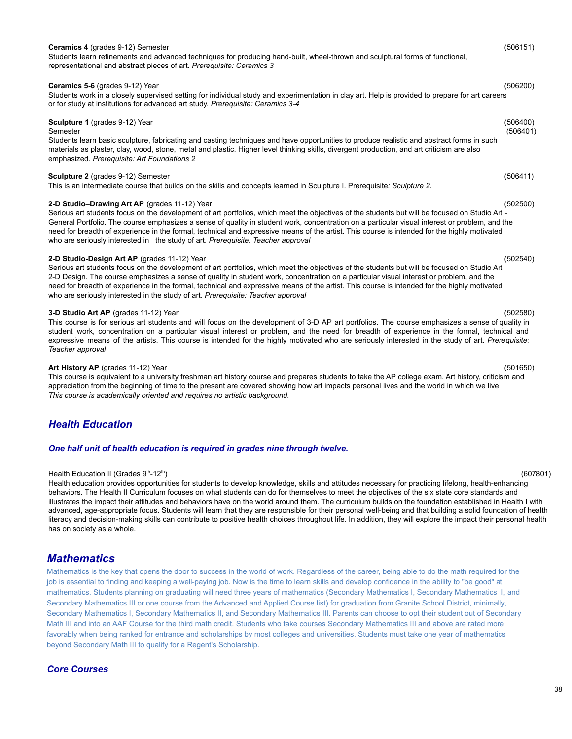**Ceramics 4** (grades 9-12) Semester (506151)
Students learn refinements and advanced techniques for producing hand-built, wheel-thrown and sculptural forms of functional, representational and abstract pieces of art. *Prerequisite: Ceramics 3*

**Ceramics 5-6** (grades 9-12) Year (506200)
Students work in a closely supervised setting for individual study and experimentation in clay art. Help is provided to prepare for art careers or for study at institutions for advanced art study. *Prerequisite: Ceramics 3-4*

**Sculpture 1** (grades 9-12) Year (506400)
Semester (506401)
Students learn basic sculpture, fabricating and casting techniques and have opportunities to produce realistic and abstract forms in such materials as plaster, clay, wood, stone, metal and plastic. Higher level thinking skills, divergent production, and art criticism are also emphasized. *Prerequisite: Art Foundations 2*

**Sculpture 2** (grades 9-12) Semester (506411)
This is an intermediate course that builds on the skills and concepts learned in Sculpture I. Prerequisite*: Sculpture 2.*

**2-D Studio–Drawing Art AP** (grades 11-12) Year (502500)
Serious art students focus on the development of art portfolios, which meet the objectives of the students but will be focused on Studio Art - General Portfolio. The course emphasizes a sense of quality in student work, concentration on a particular visual interest or problem, and the need for breadth of experience in the formal, technical and expressive means of the artist. This course is intended for the highly motivated who are seriously interested in the study of art. *Prerequisite: Teacher approval*

**2-D Studio-Design Art AP** (grades 11-12) Year (502540)
Serious art students focus on the development of art portfolios, which meet the objectives of the students but will be focused on Studio Art 2-D Design. The course emphasizes a sense of quality in student work, concentration on a particular visual interest or problem, and the need for breadth of experience in the formal, technical and expressive means of the artist. This course is intended for the highly motivated who are seriously interested in the study of art. *Prerequisite: Teacher approval*

**3-D Studio Art AP** (grades 11-12) Year (502580)
This course is for serious art students and will focus on the development of 3-D AP art portfolios. The course emphasizes a sense of quality in student work, concentration on a particular visual interest or problem, and the need for breadth of experience in the formal, technical and expressive means of the artists. This course is intended for the highly motivated who are seriously interested in the study of art. *Prerequisite: Teacher approval*

**Art History AP** (grades 11-12) Year (501650)
This course is equivalent to a university freshman art history course and prepares students to take the AP college exam. Art history, criticism and appreciation from the beginning of time to the present are covered showing how art impacts personal lives and the world in which we live.
*This course is academically oriented and requires no artistic background.*

## Health Education

***One half unit of health education is required in grades nine through twelve.***

Health Education II (Grades 9th-12th) (607801)
Health education provides opportunities for students to develop knowledge, skills and attitudes necessary for practicing lifelong, health-enhancing behaviors. The Health II Curriculum focuses on what students can do for themselves to meet the objectives of the six state core standards and illustrates the impact their attitudes and behaviors have on the world around them. The curriculum builds on the foundation established in Health I with advanced, age-appropriate focus. Students will learn that they are responsible for their personal well-being and that building a solid foundation of health literacy and decision-making skills can contribute to positive health choices throughout life. In addition, they will explore the impact their personal health has on society as a whole.

## Mathematics

Mathematics is the key that opens the door to success in the world of work. Regardless of the career, being able to do the math required for the job is essential to finding and keeping a well-paying job. Now is the time to learn skills and develop confidence in the ability to "be good" at mathematics. Students planning on graduating will need three years of mathematics (Secondary Mathematics I, Secondary Mathematics II, and Secondary Mathematics III or one course from the Advanced and Applied Course list) for graduation from Granite School District, minimally, Secondary Mathematics I, Secondary Mathematics II, and Secondary Mathematics III. Parents can choose to opt their student out of Secondary Math III and into an AAF Course for the third math credit. Students who take courses Secondary Mathematics III and above are rated more favorably when being ranked for entrance and scholarships by most colleges and universities. Students must take one year of mathematics beyond Secondary Math III to qualify for a Regent's Scholarship.

### Core Courses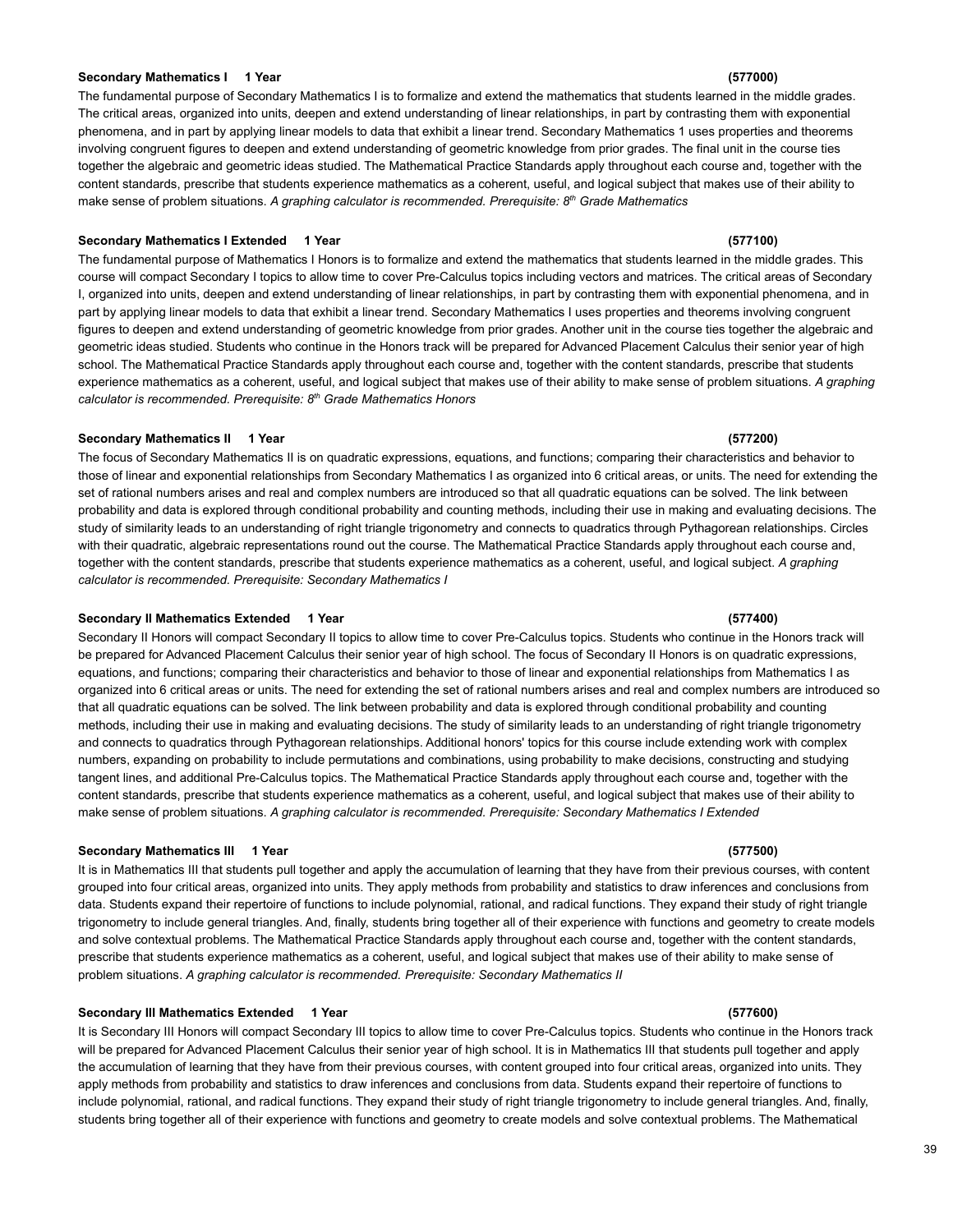**Secondary Mathematics I     1 Year                                                                                                                              (577000)**

The fundamental purpose of Secondary Mathematics I is to formalize and extend the mathematics that students learned in the middle grades. The critical areas, organized into units, deepen and extend understanding of linear relationships, in part by contrasting them with exponential phenomena, and in part by applying linear models to data that exhibit a linear trend. Secondary Mathematics 1 uses properties and theorems involving congruent figures to deepen and extend understanding of geometric knowledge from prior grades. The final unit in the course ties together the algebraic and geometric ideas studied. The Mathematical Practice Standards apply throughout each course and, together with the content standards, prescribe that students experience mathematics as a coherent, useful, and logical subject that makes use of their ability to make sense of problem situations. *A graphing calculator is recommended. Prerequisite: 8th Grade Mathematics*

**Secondary Mathematics I Extended     1 Year                                                                                                              (577100)**

The fundamental purpose of Mathematics I Honors is to formalize and extend the mathematics that students learned in the middle grades. This course will compact Secondary I topics to allow time to cover Pre-Calculus topics including vectors and matrices. The critical areas of Secondary I, organized into units, deepen and extend understanding of linear relationships, in part by contrasting them with exponential phenomena, and in part by applying linear models to data that exhibit a linear trend. Secondary Mathematics I uses properties and theorems involving congruent figures to deepen and extend understanding of geometric knowledge from prior grades. Another unit in the course ties together the algebraic and geometric ideas studied. Students who continue in the Honors track will be prepared for Advanced Placement Calculus their senior year of high school. The Mathematical Practice Standards apply throughout each course and, together with the content standards, prescribe that students experience mathematics as a coherent, useful, and logical subject that makes use of their ability to make sense of problem situations. *A graphing calculator is recommended. Prerequisite: 8th Grade Mathematics Honors*

**Secondary Mathematics II     1 Year                                                                                                                             (577200)**

The focus of Secondary Mathematics II is on quadratic expressions, equations, and functions; comparing their characteristics and behavior to those of linear and exponential relationships from Secondary Mathematics I as organized into 6 critical areas, or units. The need for extending the set of rational numbers arises and real and complex numbers are introduced so that all quadratic equations can be solved. The link between probability and data is explored through conditional probability and counting methods, including their use in making and evaluating decisions. The study of similarity leads to an understanding of right triangle trigonometry and connects to quadratics through Pythagorean relationships. Circles with their quadratic, algebraic representations round out the course. The Mathematical Practice Standards apply throughout each course and, together with the content standards, prescribe that students experience mathematics as a coherent, useful, and logical subject. *A graphing calculator is recommended. Prerequisite: Secondary Mathematics I*

**Secondary II Mathematics Extended     1 Year                                                                                                            (577400)**

Secondary II Honors will compact Secondary II topics to allow time to cover Pre-Calculus topics. Students who continue in the Honors track will be prepared for Advanced Placement Calculus their senior year of high school. The focus of Secondary II Honors is on quadratic expressions, equations, and functions; comparing their characteristics and behavior to those of linear and exponential relationships from Mathematics I as organized into 6 critical areas or units. The need for extending the set of rational numbers arises and real and complex numbers are introduced so that all quadratic equations can be solved. The link between probability and data is explored through conditional probability and counting methods, including their use in making and evaluating decisions. The study of similarity leads to an understanding of right triangle trigonometry and connects to quadratics through Pythagorean relationships. Additional honors' topics for this course include extending work with complex numbers, expanding on probability to include permutations and combinations, using probability to make decisions, constructing and studying tangent lines, and additional Pre-Calculus topics. The Mathematical Practice Standards apply throughout each course and, together with the content standards, prescribe that students experience mathematics as a coherent, useful, and logical subject that makes use of their ability to make sense of problem situations. *A graphing calculator is recommended. Prerequisite: Secondary Mathematics I Extended*

**Secondary Mathematics III     1 Year                                                                                                                            (577500)**

It is in Mathematics III that students pull together and apply the accumulation of learning that they have from their previous courses, with content grouped into four critical areas, organized into units. They apply methods from probability and statistics to draw inferences and conclusions from data. Students expand their repertoire of functions to include polynomial, rational, and radical functions. They expand their study of right triangle trigonometry to include general triangles. And, finally, students bring together all of their experience with functions and geometry to create models and solve contextual problems. The Mathematical Practice Standards apply throughout each course and, together with the content standards, prescribe that students experience mathematics as a coherent, useful, and logical subject that makes use of their ability to make sense of problem situations. *A graphing calculator is recommended. Prerequisite: Secondary Mathematics II*

**Secondary III Mathematics Extended     1 Year                                                                                                           (577600)**

It is Secondary III Honors will compact Secondary III topics to allow time to cover Pre-Calculus topics. Students who continue in the Honors track will be prepared for Advanced Placement Calculus their senior year of high school. It is in Mathematics III that students pull together and apply the accumulation of learning that they have from their previous courses, with content grouped into four critical areas, organized into units. They apply methods from probability and statistics to draw inferences and conclusions from data. Students expand their repertoire of functions to include polynomial, rational, and radical functions. They expand their study of right triangle trigonometry to include general triangles. And, finally, students bring together all of their experience with functions and geometry to create models and solve contextual problems. The Mathematical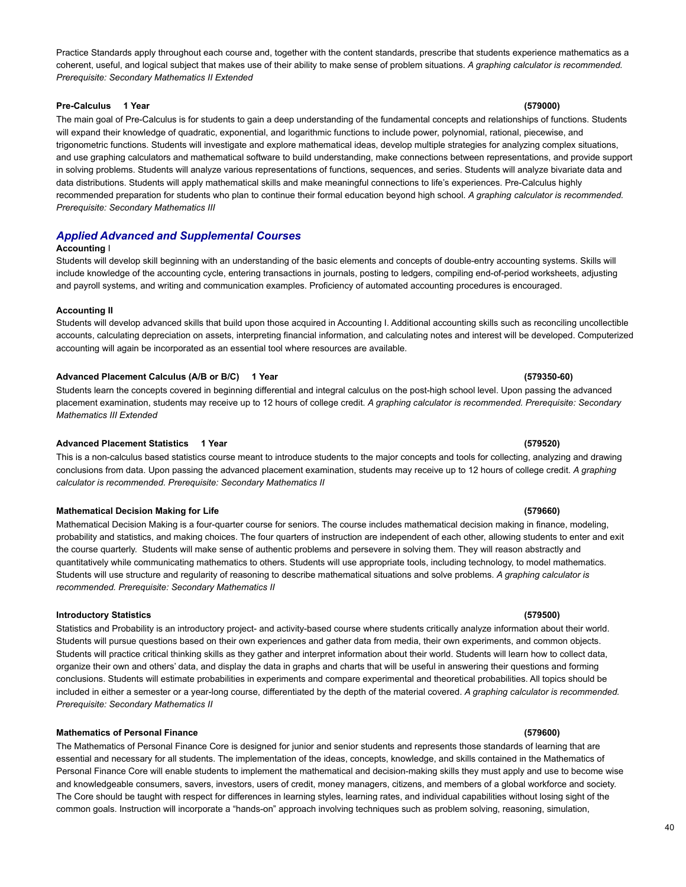Practice Standards apply throughout each course and, together with the content standards, prescribe that students experience mathematics as a coherent, useful, and logical subject that makes use of their ability to make sense of problem situations. *A graphing calculator is recommended. Prerequisite: Secondary Mathematics II Extended*

**Pre-Calculus 1 Year (579000)**

The main goal of Pre-Calculus is for students to gain a deep understanding of the fundamental concepts and relationships of functions. Students will expand their knowledge of quadratic, exponential, and logarithmic functions to include power, polynomial, rational, piecewise, and trigonometric functions. Students will investigate and explore mathematical ideas, develop multiple strategies for analyzing complex situations, and use graphing calculators and mathematical software to build understanding, make connections between representations, and provide support in solving problems. Students will analyze various representations of functions, sequences, and series. Students will analyze bivariate data and data distributions. Students will apply mathematical skills and make meaningful connections to life's experiences. Pre-Calculus highly recommended preparation for students who plan to continue their formal education beyond high school. *A graphing calculator is recommended. Prerequisite: Secondary Mathematics III*

## *Applied Advanced and Supplemental Courses*

**Accounting** I

Students will develop skill beginning with an understanding of the basic elements and concepts of double-entry accounting systems. Skills will include knowledge of the accounting cycle, entering transactions in journals, posting to ledgers, compiling end-of-period worksheets, adjusting and payroll systems, and writing and communication examples. Proficiency of automated accounting procedures is encouraged.

**Accounting II**

Students will develop advanced skills that build upon those acquired in Accounting I. Additional accounting skills such as reconciling uncollectible accounts, calculating depreciation on assets, interpreting financial information, and calculating notes and interest will be developed. Computerized accounting will again be incorporated as an essential tool where resources are available.

**Advanced Placement Calculus (A/B or B/C) 1 Year (579350-60)**

Students learn the concepts covered in beginning differential and integral calculus on the post-high school level. Upon passing the advanced placement examination, students may receive up to 12 hours of college credit. *A graphing calculator is recommended. Prerequisite: Secondary Mathematics III Extended*

**Advanced Placement Statistics 1 Year (579520)**

This is a non-calculus based statistics course meant to introduce students to the major concepts and tools for collecting, analyzing and drawing conclusions from data. Upon passing the advanced placement examination, students may receive up to 12 hours of college credit. *A graphing calculator is recommended. Prerequisite: Secondary Mathematics II*

**Mathematical Decision Making for Life (579660)**

Mathematical Decision Making is a four-quarter course for seniors. The course includes mathematical decision making in finance, modeling, probability and statistics, and making choices. The four quarters of instruction are independent of each other, allowing students to enter and exit the course quarterly. Students will make sense of authentic problems and persevere in solving them. They will reason abstractly and quantitatively while communicating mathematics to others. Students will use appropriate tools, including technology, to model mathematics. Students will use structure and regularity of reasoning to describe mathematical situations and solve problems. *A graphing calculator is recommended. Prerequisite: Secondary Mathematics II*

**Introductory Statistics (579500)**

Statistics and Probability is an introductory project- and activity-based course where students critically analyze information about their world. Students will pursue questions based on their own experiences and gather data from media, their own experiments, and common objects. Students will practice critical thinking skills as they gather and interpret information about their world. Students will learn how to collect data, organize their own and others' data, and display the data in graphs and charts that will be useful in answering their questions and forming conclusions. Students will estimate probabilities in experiments and compare experimental and theoretical probabilities. All topics should be included in either a semester or a year-long course, differentiated by the depth of the material covered. *A graphing calculator is recommended. Prerequisite: Secondary Mathematics II*

**Mathematics of Personal Finance (579600)**

The Mathematics of Personal Finance Core is designed for junior and senior students and represents those standards of learning that are essential and necessary for all students. The implementation of the ideas, concepts, knowledge, and skills contained in the Mathematics of Personal Finance Core will enable students to implement the mathematical and decision-making skills they must apply and use to become wise and knowledgeable consumers, savers, investors, users of credit, money managers, citizens, and members of a global workforce and society. The Core should be taught with respect for differences in learning styles, learning rates, and individual capabilities without losing sight of the common goals. Instruction will incorporate a "hands-on" approach involving techniques such as problem solving, reasoning, simulation,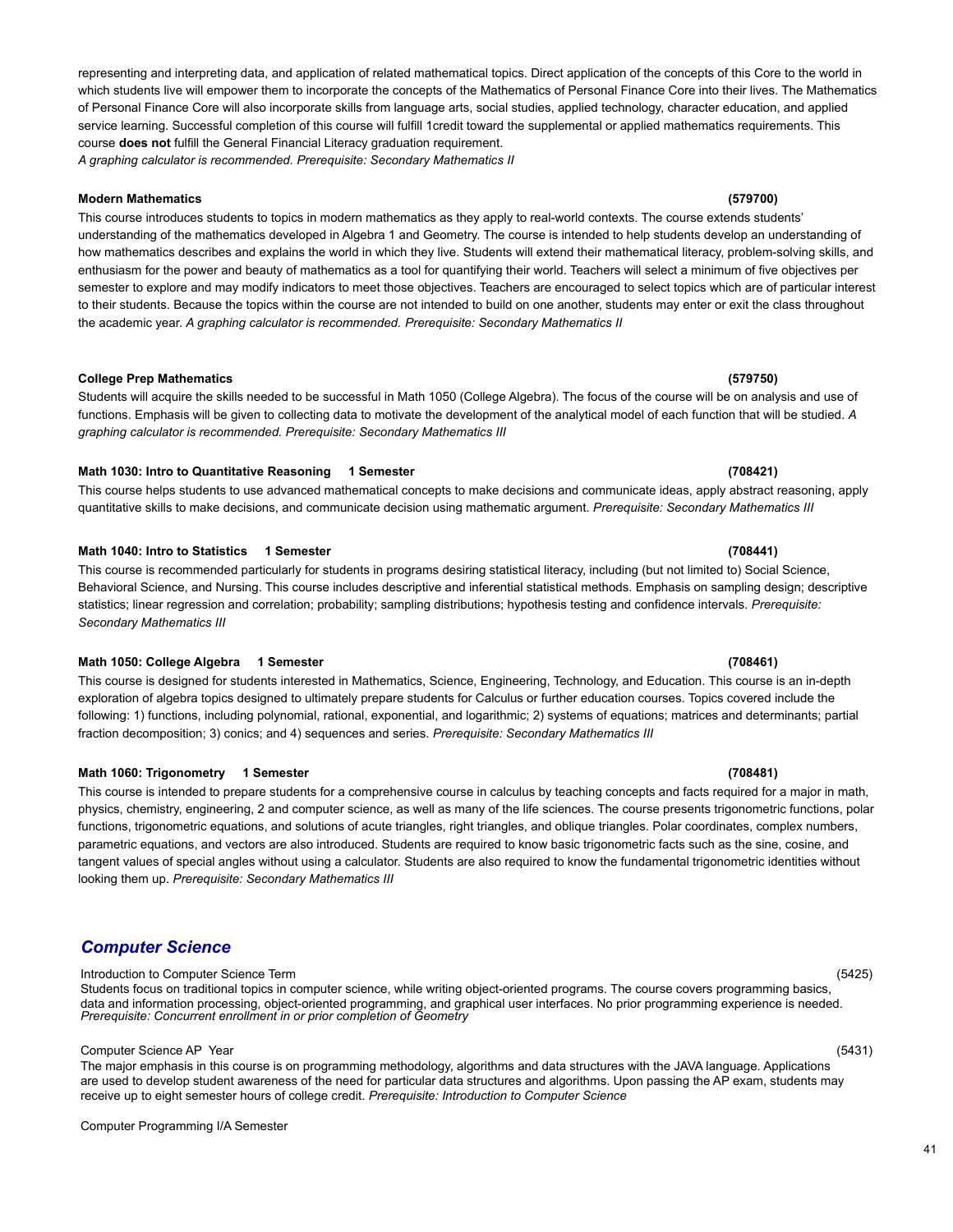representing and interpreting data, and application of related mathematical topics. Direct application of the concepts of this Core to the world in which students live will empower them to incorporate the concepts of the Mathematics of Personal Finance Core into their lives. The Mathematics of Personal Finance Core will also incorporate skills from language arts, social studies, applied technology, character education, and applied service learning. Successful completion of this course will fulfill 1credit toward the supplemental or applied mathematics requirements. This course **does not** fulfill the General Financial Literacy graduation requirement.
*A graphing calculator is recommended. Prerequisite: Secondary Mathematics II*

**Modern Mathematics** **(579700)**

This course introduces students to topics in modern mathematics as they apply to real-world contexts. The course extends students' understanding of the mathematics developed in Algebra 1 and Geometry. The course is intended to help students develop an understanding of how mathematics describes and explains the world in which they live. Students will extend their mathematical literacy, problem-solving skills, and enthusiasm for the power and beauty of mathematics as a tool for quantifying their world. Teachers will select a minimum of five objectives per semester to explore and may modify indicators to meet those objectives. Teachers are encouraged to select topics which are of particular interest to their students. Because the topics within the course are not intended to build on one another, students may enter or exit the class throughout the academic year. *A graphing calculator is recommended. Prerequisite: Secondary Mathematics II*

**College Prep Mathematics** **(579750)**

Students will acquire the skills needed to be successful in Math 1050 (College Algebra). The focus of the course will be on analysis and use of functions. Emphasis will be given to collecting data to motivate the development of the analytical model of each function that will be studied. *A graphing calculator is recommended. Prerequisite: Secondary Mathematics III*

**Math 1030: Intro to Quantitative Reasoning 1 Semester** **(708421)**

This course helps students to use advanced mathematical concepts to make decisions and communicate ideas, apply abstract reasoning, apply quantitative skills to make decisions, and communicate decision using mathematic argument. *Prerequisite: Secondary Mathematics III*

**Math 1040: Intro to Statistics 1 Semester** **(708441)**

This course is recommended particularly for students in programs desiring statistical literacy, including (but not limited to) Social Science, Behavioral Science, and Nursing. This course includes descriptive and inferential statistical methods. Emphasis on sampling design; descriptive statistics; linear regression and correlation; probability; sampling distributions; hypothesis testing and confidence intervals. *Prerequisite: Secondary Mathematics III*

**Math 1050: College Algebra 1 Semester** **(708461)**

This course is designed for students interested in Mathematics, Science, Engineering, Technology, and Education. This course is an in-depth exploration of algebra topics designed to ultimately prepare students for Calculus or further education courses. Topics covered include the following: 1) functions, including polynomial, rational, exponential, and logarithmic; 2) systems of equations; matrices and determinants; partial fraction decomposition; 3) conics; and 4) sequences and series. *Prerequisite: Secondary Mathematics III*

**Math 1060: Trigonometry 1 Semester** **(708481)**

This course is intended to prepare students for a comprehensive course in calculus by teaching concepts and facts required for a major in math, physics, chemistry, engineering, 2 and computer science, as well as many of the life sciences. The course presents trigonometric functions, polar functions, trigonometric equations, and solutions of acute triangles, right triangles, and oblique triangles. Polar coordinates, complex numbers, parametric equations, and vectors are also introduced. Students are required to know basic trigonometric facts such as the sine, cosine, and tangent values of special angles without using a calculator. Students are also required to know the fundamental trigonometric identities without looking them up. *Prerequisite: Secondary Mathematics III*

## Computer Science

Introduction to Computer Science Term (5425)

Students focus on traditional topics in computer science, while writing object-oriented programs. The course covers programming basics, data and information processing, object-oriented programming, and graphical user interfaces. No prior programming experience is needed. *Prerequisite: Concurrent enrollment in or prior completion of Geometry*

Computer Science AP Year (5431)

The major emphasis in this course is on programming methodology, algorithms and data structures with the JAVA language. Applications are used to develop student awareness of the need for particular data structures and algorithms. Upon passing the AP exam, students may receive up to eight semester hours of college credit. *Prerequisite: Introduction to Computer Science*

Computer Programming I/A Semester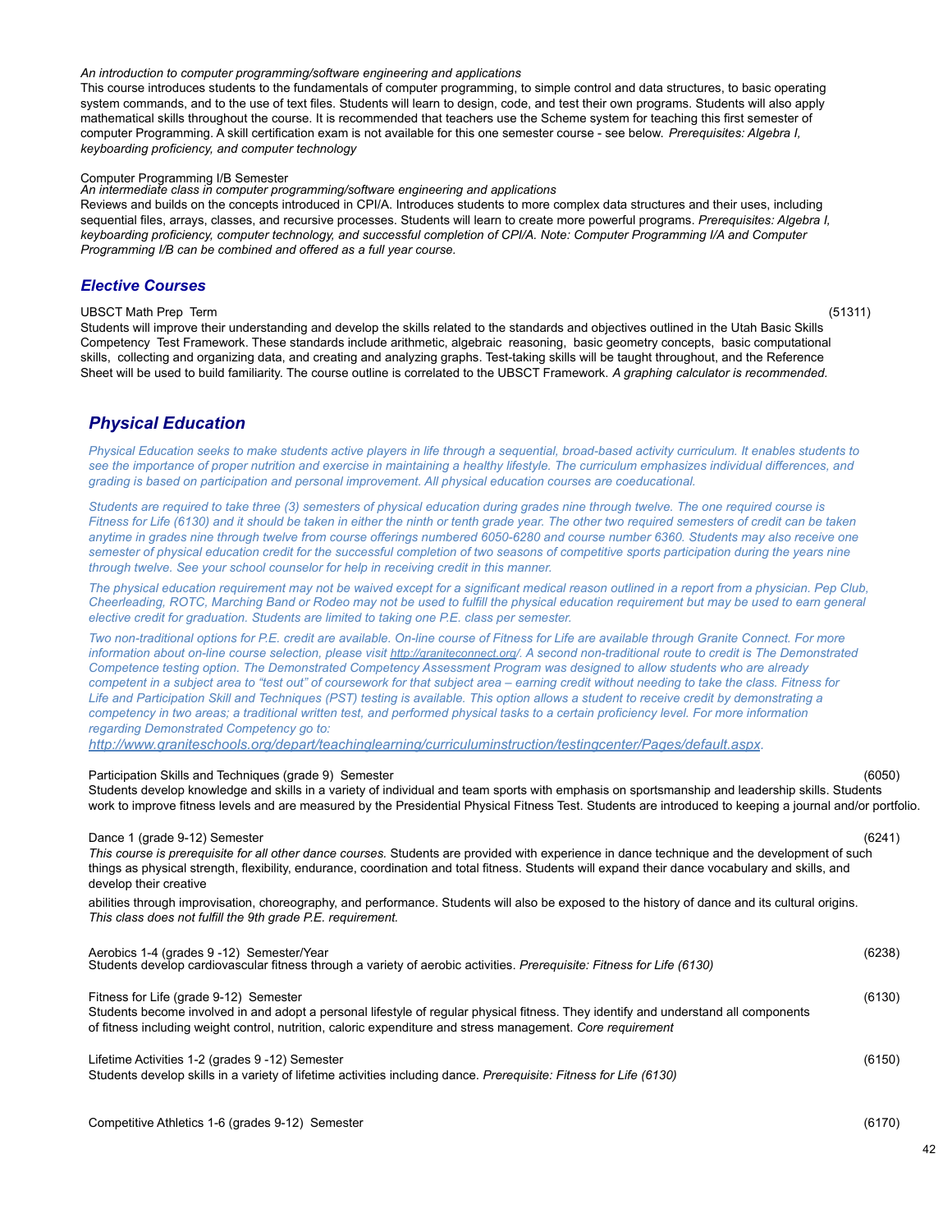*An introduction to computer programming/software engineering and applications*

This course introduces students to the fundamentals of computer programming, to simple control and data structures, to basic operating system commands, and to the use of text files. Students will learn to design, code, and test their own programs. Students will also apply mathematical skills throughout the course. It is recommended that teachers use the Scheme system for teaching this first semester of computer Programming. A skill certification exam is not available for this one semester course - see below. *Prerequisites: Algebra I, keyboarding proficiency, and computer technology*

Computer Programming I/B Semester

*An intermediate class in computer programming/software engineering and applications*

Reviews and builds on the concepts introduced in CPI/A. Introduces students to more complex data structures and their uses, including sequential files, arrays, classes, and recursive processes. Students will learn to create more powerful programs. *Prerequisites: Algebra I, keyboarding proficiency, computer technology, and successful completion of CPI/A. Note: Computer Programming I/A and Computer Programming I/B can be combined and offered as a full year course.*

### *Elective Courses*

UBSCT Math Prep Term (51311)

Students will improve their understanding and develop the skills related to the standards and objectives outlined in the Utah Basic Skills Competency Test Framework. These standards include arithmetic, algebraic reasoning, basic geometry concepts, basic computational skills, collecting and organizing data, and creating and analyzing graphs. Test-taking skills will be taught throughout, and the Reference Sheet will be used to build familiarity. The course outline is correlated to the UBSCT Framework. *A graphing calculator is recommended.*

## *Physical Education*

*Physical Education seeks to make students active players in life through a sequential, broad-based activity curriculum. It enables students to see the importance of proper nutrition and exercise in maintaining a healthy lifestyle. The curriculum emphasizes individual differences, and grading is based on participation and personal improvement. All physical education courses are coeducational.*

*Students are required to take three (3) semesters of physical education during grades nine through twelve. The one required course is Fitness for Life (6130) and it should be taken in either the ninth or tenth grade year. The other two required semesters of credit can be taken anytime in grades nine through twelve from course offerings numbered 6050-6280 and course number 6360. Students may also receive one semester of physical education credit for the successful completion of two seasons of competitive sports participation during the years nine through twelve. See your school counselor for help in receiving credit in this manner.*

*The physical education requirement may not be waived except for a significant medical reason outlined in a report from a physician. Pep Club, Cheerleading, ROTC, Marching Band or Rodeo may not be used to fulfill the physical education requirement but may be used to earn general elective credit for graduation. Students are limited to taking one P.E. class per semester.*

*Two non-traditional options for P.E. credit are available. On-line course of Fitness for Life are available through Granite Connect. For more information about on-line course selection, please visit http://graniteconnect.org/. A second non-traditional route to credit is The Demonstrated Competence testing option. The Demonstrated Competency Assessment Program was designed to allow students who are already competent in a subject area to "test out" of coursework for that subject area – earning credit without needing to take the class. Fitness for Life and Participation Skill and Techniques (PST) testing is available. This option allows a student to receive credit by demonstrating a competency in two areas; a traditional written test, and performed physical tasks to a certain proficiency level. For more information regarding Demonstrated Competency go to: http://www.graniteschools.org/depart/teachinglearning/curriculuminstruction/testingcenter/Pages/default.aspx.*

Participation Skills and Techniques (grade 9) Semester (6050)

Students develop knowledge and skills in a variety of individual and team sports with emphasis on sportsmanship and leadership skills. Students work to improve fitness levels and are measured by the Presidential Physical Fitness Test. Students are introduced to keeping a journal and/or portfolio.

Dance 1 (grade 9-12) Semester (6241)

*This course is prerequisite for all other dance courses.* Students are provided with experience in dance technique and the development of such things as physical strength, flexibility, endurance, coordination and total fitness. Students will expand their dance vocabulary and skills, and develop their creative

abilities through improvisation, choreography, and performance. Students will also be exposed to the history of dance and its cultural origins. *This class does not fulfill the 9th grade P.E. requirement.*

Aerobics 1-4 (grades 9 -12) Semester/Year (6238)

Students develop cardiovascular fitness through a variety of aerobic activities. *Prerequisite: Fitness for Life (6130)*

Fitness for Life (grade 9-12) Semester (6130)

Students become involved in and adopt a personal lifestyle of regular physical fitness. They identify and understand all components of fitness including weight control, nutrition, caloric expenditure and stress management. *Core requirement*

Lifetime Activities 1-2 (grades 9 -12) Semester (6150)

Students develop skills in a variety of lifetime activities including dance. *Prerequisite: Fitness for Life (6130)*

Competitive Athletics 1-6 (grades 9-12) Semester (6170)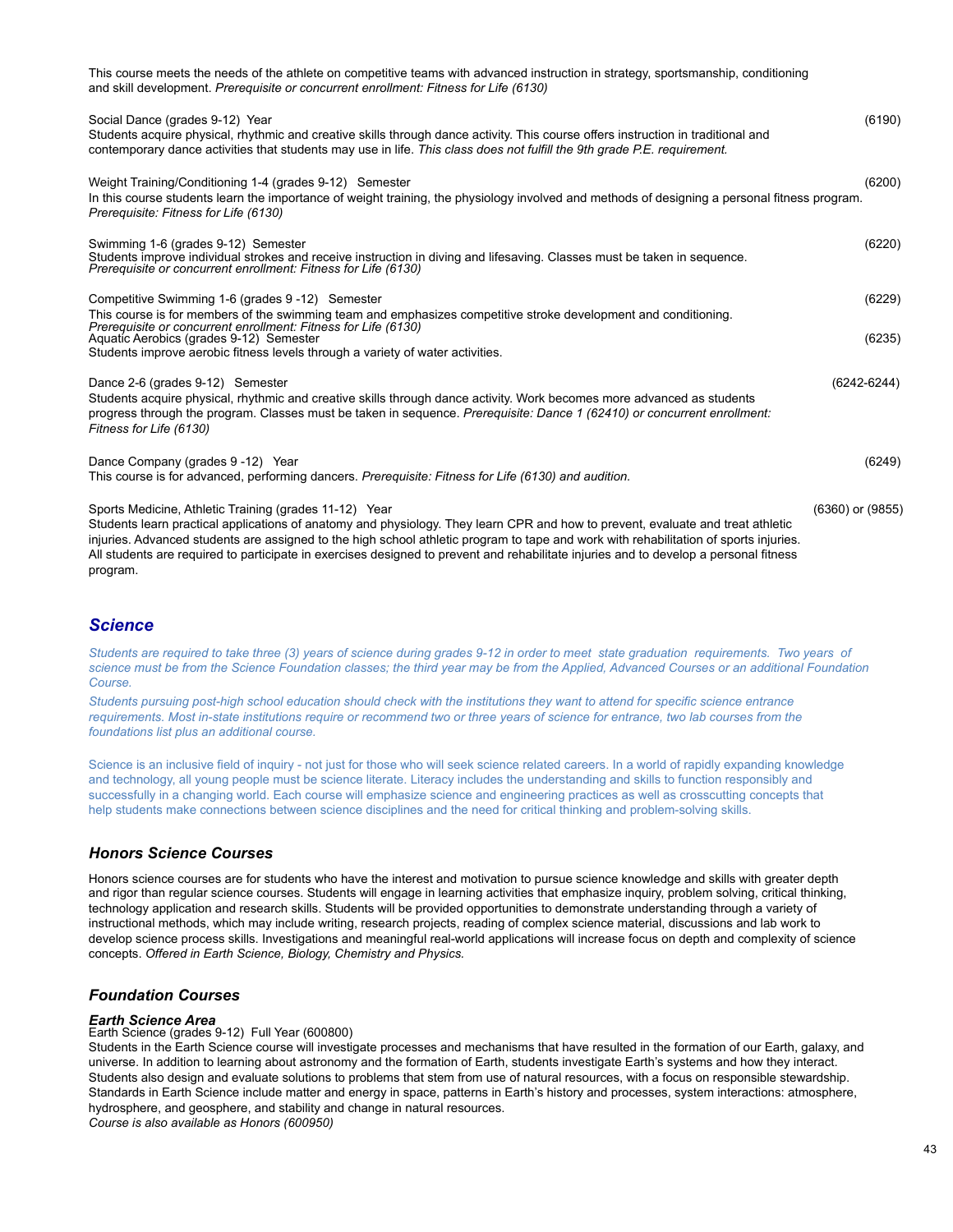This course meets the needs of the athlete on competitive teams with advanced instruction in strategy, sportsmanship, conditioning and skill development. *Prerequisite or concurrent enrollment: Fitness for Life (6130)*

Social Dance (grades 9-12) Year (6190)
Students acquire physical, rhythmic and creative skills through dance activity. This course offers instruction in traditional and contemporary dance activities that students may use in life. *This class does not fulfill the 9th grade P.E. requirement.*

Weight Training/Conditioning 1-4 (grades 9-12) Semester (6200)
In this course students learn the importance of weight training, the physiology involved and methods of designing a personal fitness program. *Prerequisite: Fitness for Life (6130)*

Swimming 1-6 (grades 9-12) Semester (6220)
Students improve individual strokes and receive instruction in diving and lifesaving. Classes must be taken in sequence. *Prerequisite or concurrent enrollment: Fitness for Life (6130)*

Competitive Swimming 1-6 (grades 9 -12) Semester (6229)
This course is for members of the swimming team and emphasizes competitive stroke development and conditioning. *Prerequisite or concurrent enrollment: Fitness for Life (6130)*

Aquatic Aerobics (grades 9-12) Semester (6235)
Students improve aerobic fitness levels through a variety of water activities.

Dance 2-6 (grades 9-12) Semester (6242-6244)
Students acquire physical, rhythmic and creative skills through dance activity. Work becomes more advanced as students progress through the program. Classes must be taken in sequence. *Prerequisite: Dance 1 (62410) or concurrent enrollment: Fitness for Life (6130)*

Dance Company (grades 9 -12) Year (6249)
This course is for advanced, performing dancers. *Prerequisite: Fitness for Life (6130) and audition.*

Sports Medicine, Athletic Training (grades 11-12) Year (6360) or (9855)
Students learn practical applications of anatomy and physiology. They learn CPR and how to prevent, evaluate and treat athletic injuries. Advanced students are assigned to the high school athletic program to tape and work with rehabilitation of sports injuries. All students are required to participate in exercises designed to prevent and rehabilitate injuries and to develop a personal fitness program.

## *Science*

*Students are required to take three (3) years of science during grades 9-12 in order to meet state graduation requirements. Two years of science must be from the Science Foundation classes; the third year may be from the Applied, Advanced Courses or an additional Foundation Course.*

*Students pursuing post-high school education should check with the institutions they want to attend for specific science entrance requirements. Most in-state institutions require or recommend two or three years of science for entrance, two lab courses from the foundations list plus an additional course.*

Science is an inclusive field of inquiry - not just for those who will seek science related careers. In a world of rapidly expanding knowledge and technology, all young people must be science literate. Literacy includes the understanding and skills to function responsibly and successfully in a changing world. Each course will emphasize science and engineering practices as well as crosscutting concepts that help students make connections between science disciplines and the need for critical thinking and problem-solving skills.

### *Honors Science Courses*

Honors science courses are for students who have the interest and motivation to pursue science knowledge and skills with greater depth and rigor than regular science courses. Students will engage in learning activities that emphasize inquiry, problem solving, critical thinking, technology application and research skills. Students will be provided opportunities to demonstrate understanding through a variety of instructional methods, which may include writing, research projects, reading of complex science material, discussions and lab work to develop science process skills. Investigations and meaningful real-world applications will increase focus on depth and complexity of science concepts. *Offered in Earth Science, Biology, Chemistry and Physics.*

### *Foundation Courses*

#### *Earth Science Area*

Earth Science (grades 9-12) Full Year (600800)
Students in the Earth Science course will investigate processes and mechanisms that have resulted in the formation of our Earth, galaxy, and universe. In addition to learning about astronomy and the formation of Earth, students investigate Earth's systems and how they interact. Students also design and evaluate solutions to problems that stem from use of natural resources, with a focus on responsible stewardship. Standards in Earth Science include matter and energy in space, patterns in Earth's history and processes, system interactions: atmosphere, hydrosphere, and geosphere, and stability and change in natural resources.
*Course is also available as Honors (600950)*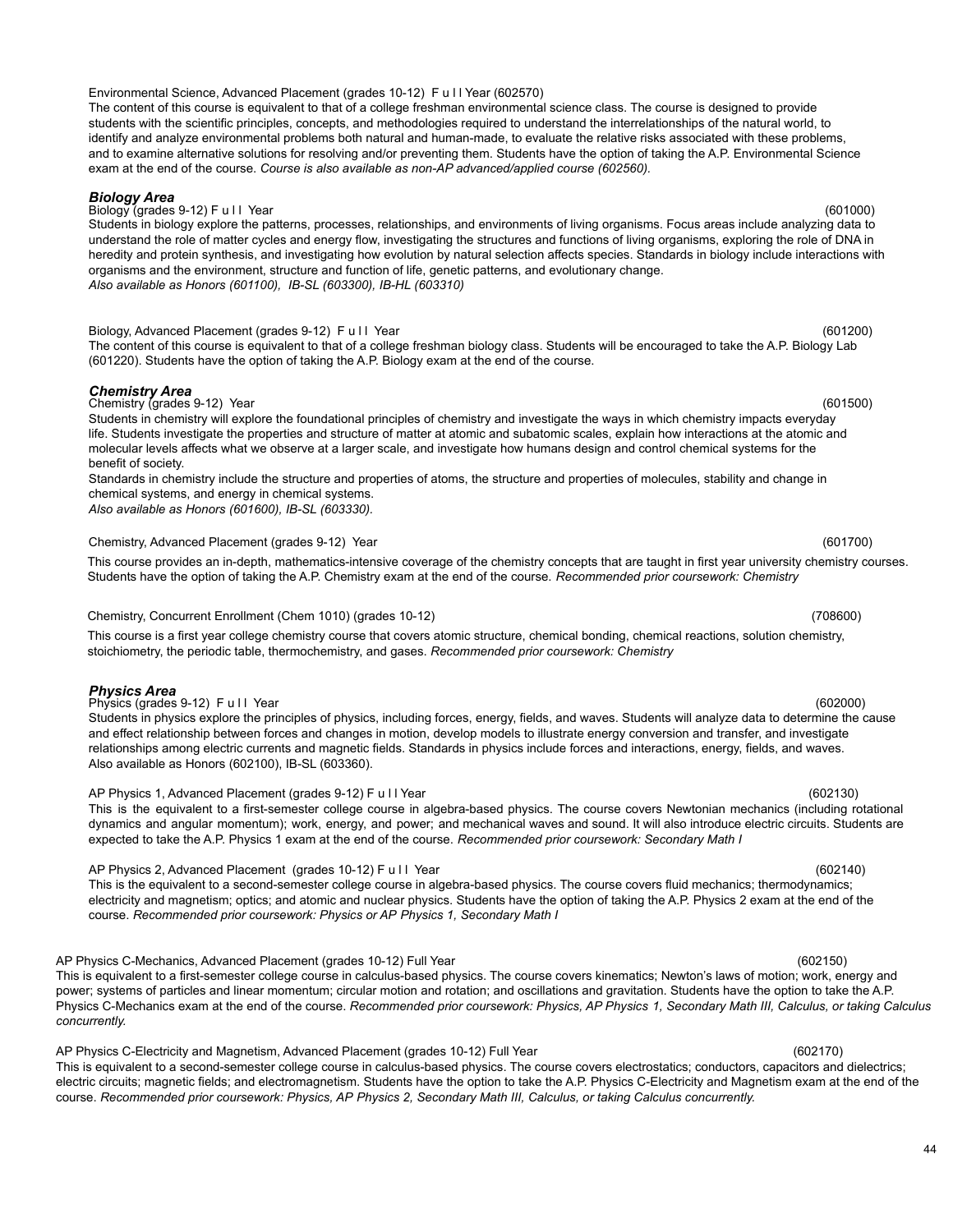Environmental Science, Advanced Placement (grades 10-12) F u l l Year (602570)
The content of this course is equivalent to that of a college freshman environmental science class. The course is designed to provide students with the scientific principles, concepts, and methodologies required to understand the interrelationships of the natural world, to identify and analyze environmental problems both natural and human-made, to evaluate the relative risks associated with these problems, and to examine alternative solutions for resolving and/or preventing them. Students have the option of taking the A.P. Environmental Science exam at the end of the course. *Course is also available as non-AP advanced/applied course (602560).*

### *Biology Area*

Biology (grades 9-12) F u l l Year (601000)
Students in biology explore the patterns, processes, relationships, and environments of living organisms. Focus areas include analyzing data to understand the role of matter cycles and energy flow, investigating the structures and functions of living organisms, exploring the role of DNA in heredity and protein synthesis, and investigating how evolution by natural selection affects species. Standards in biology include interactions with organisms and the environment, structure and function of life, genetic patterns, and evolutionary change.
*Also available as Honors (601100), IB-SL (603300), IB-HL (603310)*

Biology, Advanced Placement (grades 9-12) F u l l Year (601200)
The content of this course is equivalent to that of a college freshman biology class. Students will be encouraged to take the A.P. Biology Lab (601220). Students have the option of taking the A.P. Biology exam at the end of the course.

### *Chemistry Area*

Chemistry (grades 9-12) Year (601500)
Students in chemistry will explore the foundational principles of chemistry and investigate the ways in which chemistry impacts everyday life. Students investigate the properties and structure of matter at atomic and subatomic scales, explain how interactions at the atomic and molecular levels affects what we observe at a larger scale, and investigate how humans design and control chemical systems for the benefit of society.
Standards in chemistry include the structure and properties of atoms, the structure and properties of molecules, stability and change in chemical systems, and energy in chemical systems.
*Also available as Honors (601600), IB-SL (603330).*

Chemistry, Advanced Placement (grades 9-12) Year (601700)
This course provides an in-depth, mathematics-intensive coverage of the chemistry concepts that are taught in first year university chemistry courses. Students have the option of taking the A.P. Chemistry exam at the end of the course. *Recommended prior coursework: Chemistry*

Chemistry, Concurrent Enrollment (Chem 1010) (grades 10-12) (708600)
This course is a first year college chemistry course that covers atomic structure, chemical bonding, chemical reactions, solution chemistry, stoichiometry, the periodic table, thermochemistry, and gases. *Recommended prior coursework: Chemistry*

### *Physics Area*

Physics (grades 9-12) F u l l Year (602000)
Students in physics explore the principles of physics, including forces, energy, fields, and waves. Students will analyze data to determine the cause and effect relationship between forces and changes in motion, develop models to illustrate energy conversion and transfer, and investigate relationships among electric currents and magnetic fields. Standards in physics include forces and interactions, energy, fields, and waves.
Also available as Honors (602100), IB-SL (603360).

AP Physics 1, Advanced Placement (grades 9-12) F u l l Year (602130)
This is the equivalent to a first-semester college course in algebra-based physics. The course covers Newtonian mechanics (including rotational dynamics and angular momentum); work, energy, and power; and mechanical waves and sound. It will also introduce electric circuits. Students are expected to take the A.P. Physics 1 exam at the end of the course. *Recommended prior coursework: Secondary Math I*

AP Physics 2, Advanced Placement (grades 10-12) F u l l Year (602140)
This is the equivalent to a second-semester college course in algebra-based physics. The course covers fluid mechanics; thermodynamics; electricity and magnetism; optics; and atomic and nuclear physics. Students have the option of taking the A.P. Physics 2 exam at the end of the course. *Recommended prior coursework: Physics or AP Physics 1, Secondary Math I*

AP Physics C-Mechanics, Advanced Placement (grades 10-12) Full Year (602150)
This is equivalent to a first-semester college course in calculus-based physics. The course covers kinematics; Newton's laws of motion; work, energy and power; systems of particles and linear momentum; circular motion and rotation; and oscillations and gravitation. Students have the option to take the A.P. Physics C-Mechanics exam at the end of the course. *Recommended prior coursework: Physics, AP Physics 1, Secondary Math III, Calculus, or taking Calculus concurrently.*

AP Physics C-Electricity and Magnetism, Advanced Placement (grades 10-12) Full Year (602170)
This is equivalent to a second-semester college course in calculus-based physics. The course covers electrostatics; conductors, capacitors and dielectrics; electric circuits; magnetic fields; and electromagnetism. Students have the option to take the A.P. Physics C-Electricity and Magnetism exam at the end of the course. *Recommended prior coursework: Physics, AP Physics 2, Secondary Math III, Calculus, or taking Calculus concurrently.*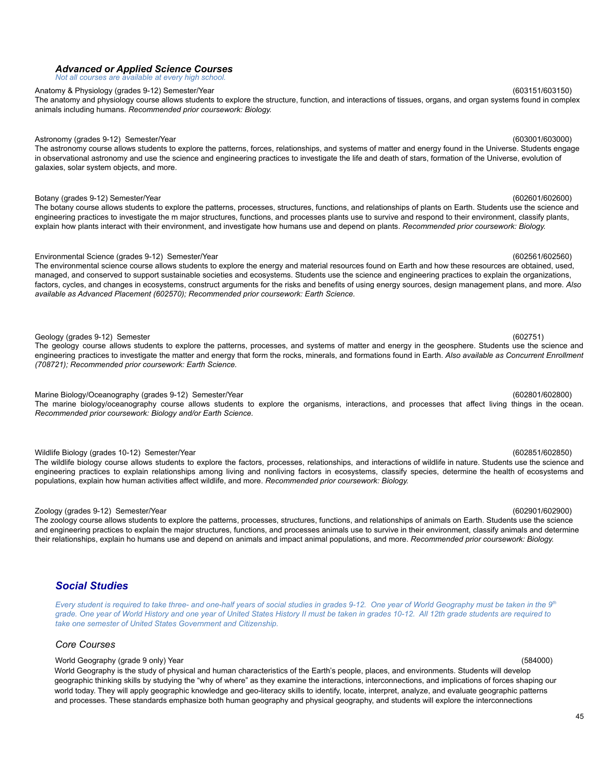### *Advanced or Applied Science Courses*

*Not all courses are available at every high school.*

Anatomy & Physiology (grades 9-12) Semester/Year (603151/603150)
The anatomy and physiology course allows students to explore the structure, function, and interactions of tissues, organs, and organ systems found in complex animals including humans. *Recommended prior coursework: Biology.*

Astronomy (grades 9-12) Semester/Year (603001/603000)
The astronomy course allows students to explore the patterns, forces, relationships, and systems of matter and energy found in the Universe. Students engage in observational astronomy and use the science and engineering practices to investigate the life and death of stars, formation of the Universe, evolution of galaxies, solar system objects, and more.

Botany (grades 9-12) Semester/Year (602601/602600)
The botany course allows students to explore the patterns, processes, structures, functions, and relationships of plants on Earth. Students use the science and engineering practices to investigate the m major structures, functions, and processes plants use to survive and respond to their environment, classify plants, explain how plants interact with their environment, and investigate how humans use and depend on plants. *Recommended prior coursework: Biology.*

Environmental Science (grades 9-12) Semester/Year (602561/602560)
The environmental science course allows students to explore the energy and material resources found on Earth and how these resources are obtained, used, managed, and conserved to support sustainable societies and ecosystems. Students use the science and engineering practices to explain the organizations, factors, cycles, and changes in ecosystems, construct arguments for the risks and benefits of using energy sources, design management plans, and more. *Also available as Advanced Placement (602570); Recommended prior coursework: Earth Science.*

Geology (grades 9-12) Semester (602751)
The geology course allows students to explore the patterns, processes, and systems of matter and energy in the geosphere. Students use the science and engineering practices to investigate the matter and energy that form the rocks, minerals, and formations found in Earth. *Also available as Concurrent Enrollment (708721); Recommended prior coursework: Earth Science.*

Marine Biology/Oceanography (grades 9-12) Semester/Year (602801/602800)
The marine biology/oceanography course allows students to explore the organisms, interactions, and processes that affect living things in the ocean. *Recommended prior coursework: Biology and/or Earth Science.*

Wildlife Biology (grades 10-12) Semester/Year (602851/602850)
The wildlife biology course allows students to explore the factors, processes, relationships, and interactions of wildlife in nature. Students use the science and engineering practices to explain relationships among living and nonliving factors in ecosystems, classify species, determine the health of ecosystems and populations, explain how human activities affect wildlife, and more. *Recommended prior coursework: Biology.*

Zoology (grades 9-12) Semester/Year (602901/602900)
The zoology course allows students to explore the patterns, processes, structures, functions, and relationships of animals on Earth. Students use the science and engineering practices to explain the major structures, functions, and processes animals use to survive in their environment, classify animals and determine their relationships, explain ho humans use and depend on animals and impact animal populations, and more. *Recommended prior coursework: Biology.*

## *Social Studies*

*Every student is required to take three- and one-half years of social studies in grades 9-12. One year of World Geography must be taken in the 9th grade. One year of World History and one year of United States History II must be taken in grades 10-12. All 12th grade students are required to take one semester of United States Government and Citizenship.*

### *Core Courses*

World Geography (grade 9 only) Year (584000)
World Geography is the study of physical and human characteristics of the Earth's people, places, and environments. Students will develop geographic thinking skills by studying the "why of where" as they examine the interactions, interconnections, and implications of forces shaping our world today. They will apply geographic knowledge and geo-literacy skills to identify, locate, interpret, analyze, and evaluate geographic patterns and processes. These standards emphasize both human geography and physical geography, and students will explore the interconnections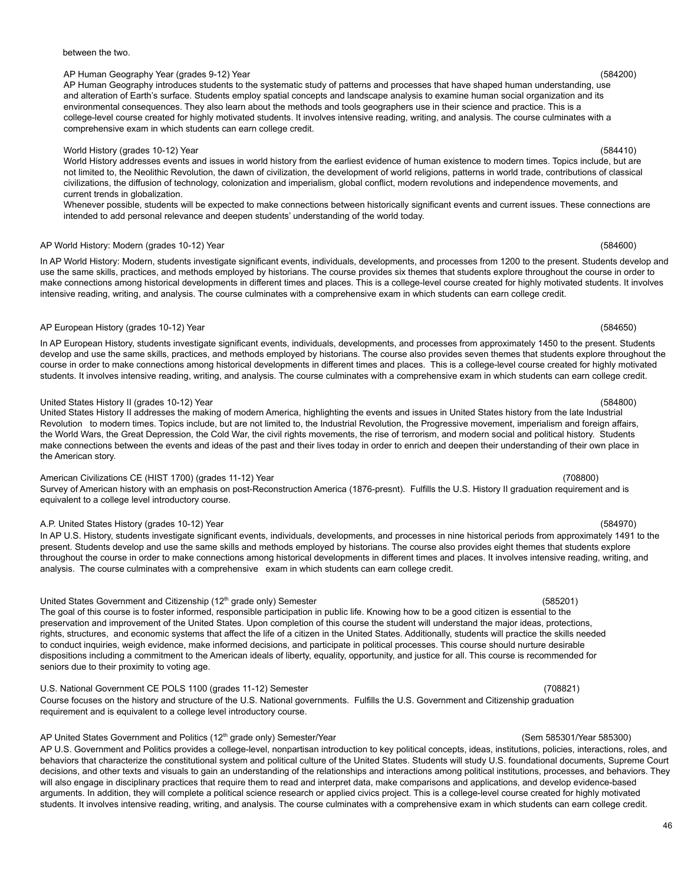between the two.

AP Human Geography Year (grades 9-12) Year (584200)

AP Human Geography introduces students to the systematic study of patterns and processes that have shaped human understanding, use and alteration of Earth's surface. Students employ spatial concepts and landscape analysis to examine human social organization and its environmental consequences. They also learn about the methods and tools geographers use in their science and practice. This is a college-level course created for highly motivated students. It involves intensive reading, writing, and analysis. The course culminates with a comprehensive exam in which students can earn college credit.

World History (grades 10-12) Year (584410)

World History addresses events and issues in world history from the earliest evidence of human existence to modern times. Topics include, but are not limited to, the Neolithic Revolution, the dawn of civilization, the development of world religions, patterns in world trade, contributions of classical civilizations, the diffusion of technology, colonization and imperialism, global conflict, modern revolutions and independence movements, and current trends in globalization.

Whenever possible, students will be expected to make connections between historically significant events and current issues. These connections are intended to add personal relevance and deepen students' understanding of the world today.

AP World History: Modern (grades 10-12) Year (584600)

In AP World History: Modern, students investigate significant events, individuals, developments, and processes from 1200 to the present. Students develop and use the same skills, practices, and methods employed by historians. The course provides six themes that students explore throughout the course in order to make connections among historical developments in different times and places. This is a college-level course created for highly motivated students. It involves intensive reading, writing, and analysis. The course culminates with a comprehensive exam in which students can earn college credit.

AP European History (grades 10-12) Year (584650)

In AP European History, students investigate significant events, individuals, developments, and processes from approximately 1450 to the present. Students develop and use the same skills, practices, and methods employed by historians. The course also provides seven themes that students explore throughout the course in order to make connections among historical developments in different times and places. This is a college-level course created for highly motivated students. It involves intensive reading, writing, and analysis. The course culminates with a comprehensive exam in which students can earn college credit.

United States History II (grades 10-12) Year (584800)

United States History II addresses the making of modern America, highlighting the events and issues in United States history from the late Industrial Revolution to modern times. Topics include, but are not limited to, the Industrial Revolution, the Progressive movement, imperialism and foreign affairs, the World Wars, the Great Depression, the Cold War, the civil rights movements, the rise of terrorism, and modern social and political history. Students make connections between the events and ideas of the past and their lives today in order to enrich and deepen their understanding of their own place in the American story.

American Civilizations CE (HIST 1700) (grades 11-12) Year (708800)

Survey of American history with an emphasis on post-Reconstruction America (1876-presnt). Fulfills the U.S. History II graduation requirement and is equivalent to a college level introductory course.

A.P. United States History (grades 10-12) Year (584970)

In AP U.S. History, students investigate significant events, individuals, developments, and processes in nine historical periods from approximately 1491 to the present. Students develop and use the same skills and methods employed by historians. The course also provides eight themes that students explore throughout the course in order to make connections among historical developments in different times and places. It involves intensive reading, writing, and analysis. The course culminates with a comprehensive exam in which students can earn college credit.

United States Government and Citizenship (12th grade only) Semester (585201)

The goal of this course is to foster informed, responsible participation in public life. Knowing how to be a good citizen is essential to the preservation and improvement of the United States. Upon completion of this course the student will understand the major ideas, protections, rights, structures, and economic systems that affect the life of a citizen in the United States. Additionally, students will practice the skills needed to conduct inquiries, weigh evidence, make informed decisions, and participate in political processes. This course should nurture desirable dispositions including a commitment to the American ideals of liberty, equality, opportunity, and justice for all. This course is recommended for seniors due to their proximity to voting age.

U.S. National Government CE POLS 1100 (grades 11-12) Semester (708821)

Course focuses on the history and structure of the U.S. National governments. Fulfills the U.S. Government and Citizenship graduation requirement and is equivalent to a college level introductory course.

AP United States Government and Politics (12th grade only) Semester/Year (Sem 585301/Year 585300)

AP U.S. Government and Politics provides a college-level, nonpartisan introduction to key political concepts, ideas, institutions, policies, interactions, roles, and behaviors that characterize the constitutional system and political culture of the United States. Students will study U.S. foundational documents, Supreme Court decisions, and other texts and visuals to gain an understanding of the relationships and interactions among political institutions, processes, and behaviors. They will also engage in disciplinary practices that require them to read and interpret data, make comparisons and applications, and develop evidence-based arguments. In addition, they will complete a political science research or applied civics project. This is a college-level course created for highly motivated students. It involves intensive reading, writing, and analysis. The course culminates with a comprehensive exam in which students can earn college credit.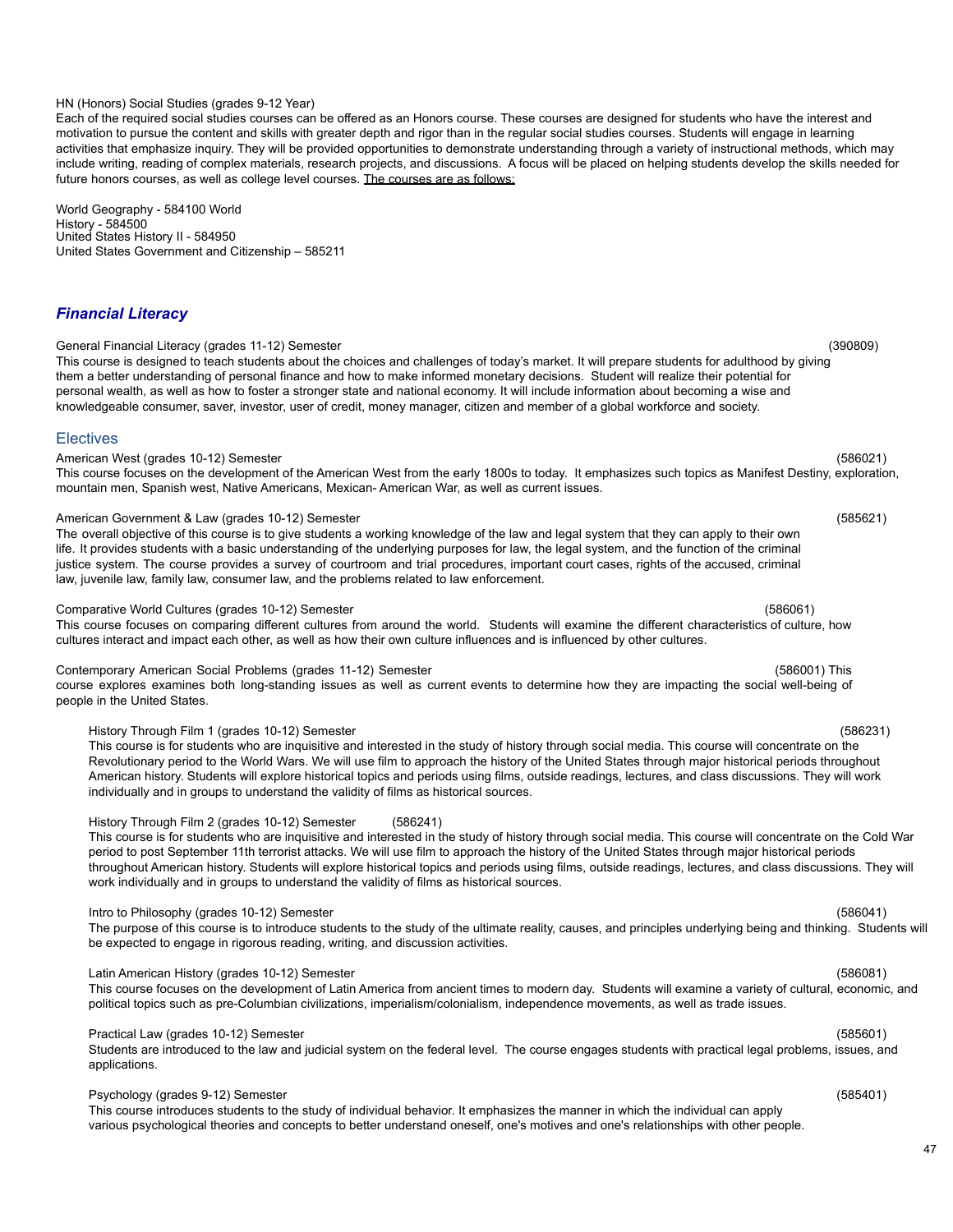HN (Honors) Social Studies (grades 9-12 Year)

Each of the required social studies courses can be offered as an Honors course. These courses are designed for students who have the interest and motivation to pursue the content and skills with greater depth and rigor than in the regular social studies courses. Students will engage in learning activities that emphasize inquiry. They will be provided opportunities to demonstrate understanding through a variety of instructional methods, which may include writing, reading of complex materials, research projects, and discussions. A focus will be placed on helping students develop the skills needed for future honors courses, as well as college level courses. The courses are as follows:

World Geography - 584100 World
History - 584500
United States History II - 584950
United States Government and Citizenship – 585211

## *Financial Literacy*

General Financial Literacy (grades 11-12) Semester (390809)

This course is designed to teach students about the choices and challenges of today's market. It will prepare students for adulthood by giving them a better understanding of personal finance and how to make informed monetary decisions. Student will realize their potential for personal wealth, as well as how to foster a stronger state and national economy. It will include information about becoming a wise and knowledgeable consumer, saver, investor, user of credit, money manager, citizen and member of a global workforce and society.

## Electives

American West (grades 10-12) Semester (586021)

This course focuses on the development of the American West from the early 1800s to today. It emphasizes such topics as Manifest Destiny, exploration, mountain men, Spanish west, Native Americans, Mexican- American War, as well as current issues.

American Government & Law (grades 10-12) Semester (585621)

The overall objective of this course is to give students a working knowledge of the law and legal system that they can apply to their own life. It provides students with a basic understanding of the underlying purposes for law, the legal system, and the function of the criminal justice system. The course provides a survey of courtroom and trial procedures, important court cases, rights of the accused, criminal law, juvenile law, family law, consumer law, and the problems related to law enforcement.

Comparative World Cultures (grades 10-12) Semester (586061)

This course focuses on comparing different cultures from around the world. Students will examine the different characteristics of culture, how cultures interact and impact each other, as well as how their own culture influences and is influenced by other cultures.

Contemporary American Social Problems (grades 11-12) Semester (586001) This course explores examines both long-standing issues as well as current events to determine how they are impacting the social well-being of people in the United States.

History Through Film 1 (grades 10-12) Semester (586231)

This course is for students who are inquisitive and interested in the study of history through social media. This course will concentrate on the Revolutionary period to the World Wars. We will use film to approach the history of the United States through major historical periods throughout American history. Students will explore historical topics and periods using films, outside readings, lectures, and class discussions. They will work individually and in groups to understand the validity of films as historical sources.

History Through Film 2 (grades 10-12) Semester (586241)

This course is for students who are inquisitive and interested in the study of history through social media. This course will concentrate on the Cold War period to post September 11th terrorist attacks. We will use film to approach the history of the United States through major historical periods throughout American history. Students will explore historical topics and periods using films, outside readings, lectures, and class discussions. They will work individually and in groups to understand the validity of films as historical sources.

Intro to Philosophy (grades 10-12) Semester (586041)

The purpose of this course is to introduce students to the study of the ultimate reality, causes, and principles underlying being and thinking. Students will be expected to engage in rigorous reading, writing, and discussion activities.

Latin American History (grades 10-12) Semester (586081)

This course focuses on the development of Latin America from ancient times to modern day. Students will examine a variety of cultural, economic, and political topics such as pre-Columbian civilizations, imperialism/colonialism, independence movements, as well as trade issues.

Practical Law (grades 10-12) Semester (585601)

Students are introduced to the law and judicial system on the federal level. The course engages students with practical legal problems, issues, and applications.

Psychology (grades 9-12) Semester (585401)

This course introduces students to the study of individual behavior. It emphasizes the manner in which the individual can apply various psychological theories and concepts to better understand oneself, one's motives and one's relationships with other people.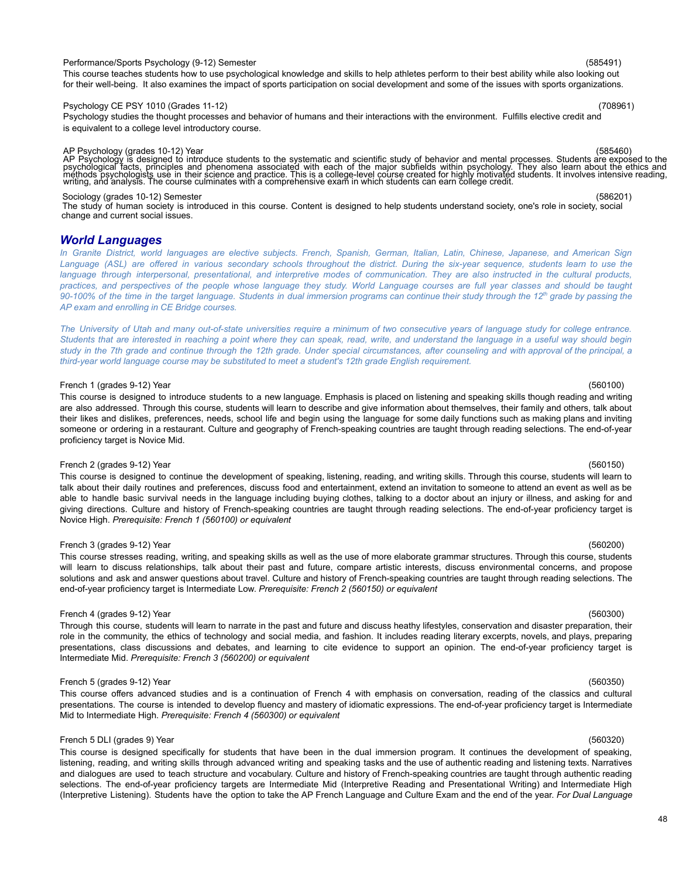Performance/Sports Psychology (9-12) Semester (585491)

This course teaches students how to use psychological knowledge and skills to help athletes perform to their best ability while also looking out for their well-being. It also examines the impact of sports participation on social development and some of the issues with sports organizations.

Psychology CE PSY 1010 (Grades 11-12) (708961)

Psychology studies the thought processes and behavior of humans and their interactions with the environment. Fulfills elective credit and is equivalent to a college level introductory course.

AP Psychology (grades 10-12) Year (585460)

AP Psychology is designed to introduce students to the systematic and scientific study of behavior and mental processes. Students are exposed to the psychological facts, principles and phenomena associated with each of the major subfields within psychology. They also learn about the ethics and methods psychologists use in their science and practice. This is a college-level course created for highly motivated students. It involves intensive reading, writing, and analysis. The course culminates with a comprehensive exam in which students can earn college credit.

Sociology (grades 10-12) Semester (586201)

The study of human society is introduced in this course. Content is designed to help students understand society, one's role in society, social change and current social issues.

## World Languages

*In Granite District, world languages are elective subjects. French, Spanish, German, Italian, Latin, Chinese, Japanese, and American Sign Language (ASL) are offered in various secondary schools throughout the district. During the six-year sequence, students learn to use the language through interpersonal, presentational, and interpretive modes of communication. They are also instructed in the cultural products, practices, and perspectives of the people whose language they study. World Language courses are full year classes and should be taught 90-100% of the time in the target language. Students in dual immersion programs can continue their study through the 12th grade by passing the AP exam and enrolling in CE Bridge courses.*

*The University of Utah and many out-of-state universities require a minimum of two consecutive years of language study for college entrance. Students that are interested in reaching a point where they can speak, read, write, and understand the language in a useful way should begin study in the 7th grade and continue through the 12th grade. Under special circumstances, after counseling and with approval of the principal, a third-year world language course may be substituted to meet a student's 12th grade English requirement.*

French 1 (grades 9-12) Year (560100)

This course is designed to introduce students to a new language. Emphasis is placed on listening and speaking skills though reading and writing are also addressed. Through this course, students will learn to describe and give information about themselves, their family and others, talk about their likes and dislikes, preferences, needs, school life and begin using the language for some daily functions such as making plans and inviting someone or ordering in a restaurant. Culture and geography of French-speaking countries are taught through reading selections. The end-of-year proficiency target is Novice Mid.

French 2 (grades 9-12) Year (560150)

This course is designed to continue the development of speaking, listening, reading, and writing skills. Through this course, students will learn to talk about their daily routines and preferences, discuss food and entertainment, extend an invitation to someone to attend an event as well as be able to handle basic survival needs in the language including buying clothes, talking to a doctor about an injury or illness, and asking for and giving directions. Culture and history of French-speaking countries are taught through reading selections. The end-of-year proficiency target is Novice High. *Prerequisite: French 1 (560100) or equivalent*

French 3 (grades 9-12) Year (560200)

This course stresses reading, writing, and speaking skills as well as the use of more elaborate grammar structures. Through this course, students will learn to discuss relationships, talk about their past and future, compare artistic interests, discuss environmental concerns, and propose solutions and ask and answer questions about travel. Culture and history of French-speaking countries are taught through reading selections. The end-of-year proficiency target is Intermediate Low. *Prerequisite: French 2 (560150) or equivalent*

French 4 (grades 9-12) Year (560300)

Through this course, students will learn to narrate in the past and future and discuss heathy lifestyles, conservation and disaster preparation, their role in the community, the ethics of technology and social media, and fashion. It includes reading literary excerpts, novels, and plays, preparing presentations, class discussions and debates, and learning to cite evidence to support an opinion. The end-of-year proficiency target is Intermediate Mid. *Prerequisite: French 3 (560200) or equivalent*

French 5 (grades 9-12) Year (560350)

This course offers advanced studies and is a continuation of French 4 with emphasis on conversation, reading of the classics and cultural presentations. The course is intended to develop fluency and mastery of idiomatic expressions. The end-of-year proficiency target is Intermediate Mid to Intermediate High. *Prerequisite: French 4 (560300) or equivalent*

French 5 DLI (grades 9) Year (560320)

This course is designed specifically for students that have been in the dual immersion program. It continues the development of speaking, listening, reading, and writing skills through advanced writing and speaking tasks and the use of authentic reading and listening texts. Narratives and dialogues are used to teach structure and vocabulary. Culture and history of French-speaking countries are taught through authentic reading selections. The end-of-year proficiency targets are Intermediate Mid (Interpretive Reading and Presentational Writing) and Intermediate High (Interpretive Listening). Students have the option to take the AP French Language and Culture Exam and the end of the year. *For Dual Language*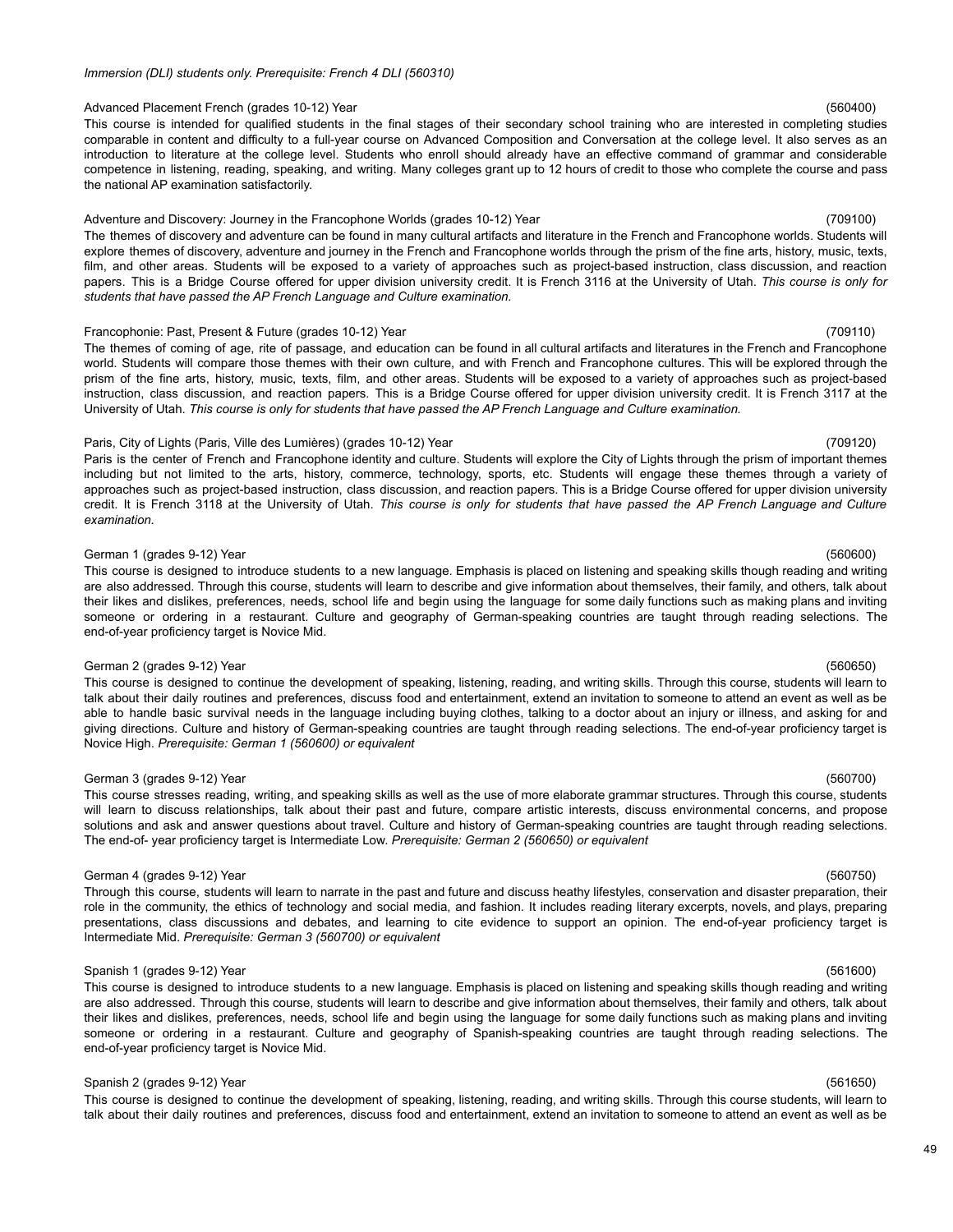*Immersion (DLI) students only. Prerequisite: French 4 DLI (560310)*

Advanced Placement French (grades 10-12) Year (560400)

This course is intended for qualified students in the final stages of their secondary school training who are interested in completing studies comparable in content and difficulty to a full-year course on Advanced Composition and Conversation at the college level. It also serves as an introduction to literature at the college level. Students who enroll should already have an effective command of grammar and considerable competence in listening, reading, speaking, and writing. Many colleges grant up to 12 hours of credit to those who complete the course and pass the national AP examination satisfactorily.

Adventure and Discovery: Journey in the Francophone Worlds (grades 10-12) Year (709100)

The themes of discovery and adventure can be found in many cultural artifacts and literature in the French and Francophone worlds. Students will explore themes of discovery, adventure and journey in the French and Francophone worlds through the prism of the fine arts, history, music, texts, film, and other areas. Students will be exposed to a variety of approaches such as project-based instruction, class discussion, and reaction papers. This is a Bridge Course offered for upper division university credit. It is French 3116 at the University of Utah. *This course is only for students that have passed the AP French Language and Culture examination.*

Francophonie: Past, Present & Future (grades 10-12) Year (709110)

The themes of coming of age, rite of passage, and education can be found in all cultural artifacts and literatures in the French and Francophone world. Students will compare those themes with their own culture, and with French and Francophone cultures. This will be explored through the prism of the fine arts, history, music, texts, film, and other areas. Students will be exposed to a variety of approaches such as project-based instruction, class discussion, and reaction papers. This is a Bridge Course offered for upper division university credit. It is French 3117 at the University of Utah. *This course is only for students that have passed the AP French Language and Culture examination.*

Paris, City of Lights (Paris, Ville des Lumières) (grades 10-12) Year (709120)

Paris is the center of French and Francophone identity and culture. Students will explore the City of Lights through the prism of important themes including but not limited to the arts, history, commerce, technology, sports, etc. Students will engage these themes through a variety of approaches such as project-based instruction, class discussion, and reaction papers. This is a Bridge Course offered for upper division university credit. It is French 3118 at the University of Utah. *This course is only for students that have passed the AP French Language and Culture examination.*

German 1 (grades 9-12) Year (560600)

This course is designed to introduce students to a new language. Emphasis is placed on listening and speaking skills though reading and writing are also addressed. Through this course, students will learn to describe and give information about themselves, their family, and others, talk about their likes and dislikes, preferences, needs, school life and begin using the language for some daily functions such as making plans and inviting someone or ordering in a restaurant. Culture and geography of German-speaking countries are taught through reading selections. The end-of-year proficiency target is Novice Mid.

German 2 (grades 9-12) Year (560650)

This course is designed to continue the development of speaking, listening, reading, and writing skills. Through this course, students will learn to talk about their daily routines and preferences, discuss food and entertainment, extend an invitation to someone to attend an event as well as be able to handle basic survival needs in the language including buying clothes, talking to a doctor about an injury or illness, and asking for and giving directions. Culture and history of German-speaking countries are taught through reading selections. The end-of-year proficiency target is Novice High. *Prerequisite: German 1 (560600) or equivalent*

German 3 (grades 9-12) Year (560700)

This course stresses reading, writing, and speaking skills as well as the use of more elaborate grammar structures. Through this course, students will learn to discuss relationships, talk about their past and future, compare artistic interests, discuss environmental concerns, and propose solutions and ask and answer questions about travel. Culture and history of German-speaking countries are taught through reading selections. The end-of- year proficiency target is Intermediate Low. *Prerequisite: German 2 (560650) or equivalent*

German 4 (grades 9-12) Year (560750)

Through this course, students will learn to narrate in the past and future and discuss heathy lifestyles, conservation and disaster preparation, their role in the community, the ethics of technology and social media, and fashion. It includes reading literary excerpts, novels, and plays, preparing presentations, class discussions and debates, and learning to cite evidence to support an opinion. The end-of-year proficiency target is Intermediate Mid. *Prerequisite: German 3 (560700) or equivalent*

Spanish 1 (grades 9-12) Year (561600)

This course is designed to introduce students to a new language. Emphasis is placed on listening and speaking skills though reading and writing are also addressed. Through this course, students will learn to describe and give information about themselves, their family and others, talk about their likes and dislikes, preferences, needs, school life and begin using the language for some daily functions such as making plans and inviting someone or ordering in a restaurant. Culture and geography of Spanish-speaking countries are taught through reading selections. The end-of-year proficiency target is Novice Mid.

Spanish 2 (grades 9-12) Year (561650)

This course is designed to continue the development of speaking, listening, reading, and writing skills. Through this course students, will learn to talk about their daily routines and preferences, discuss food and entertainment, extend an invitation to someone to attend an event as well as be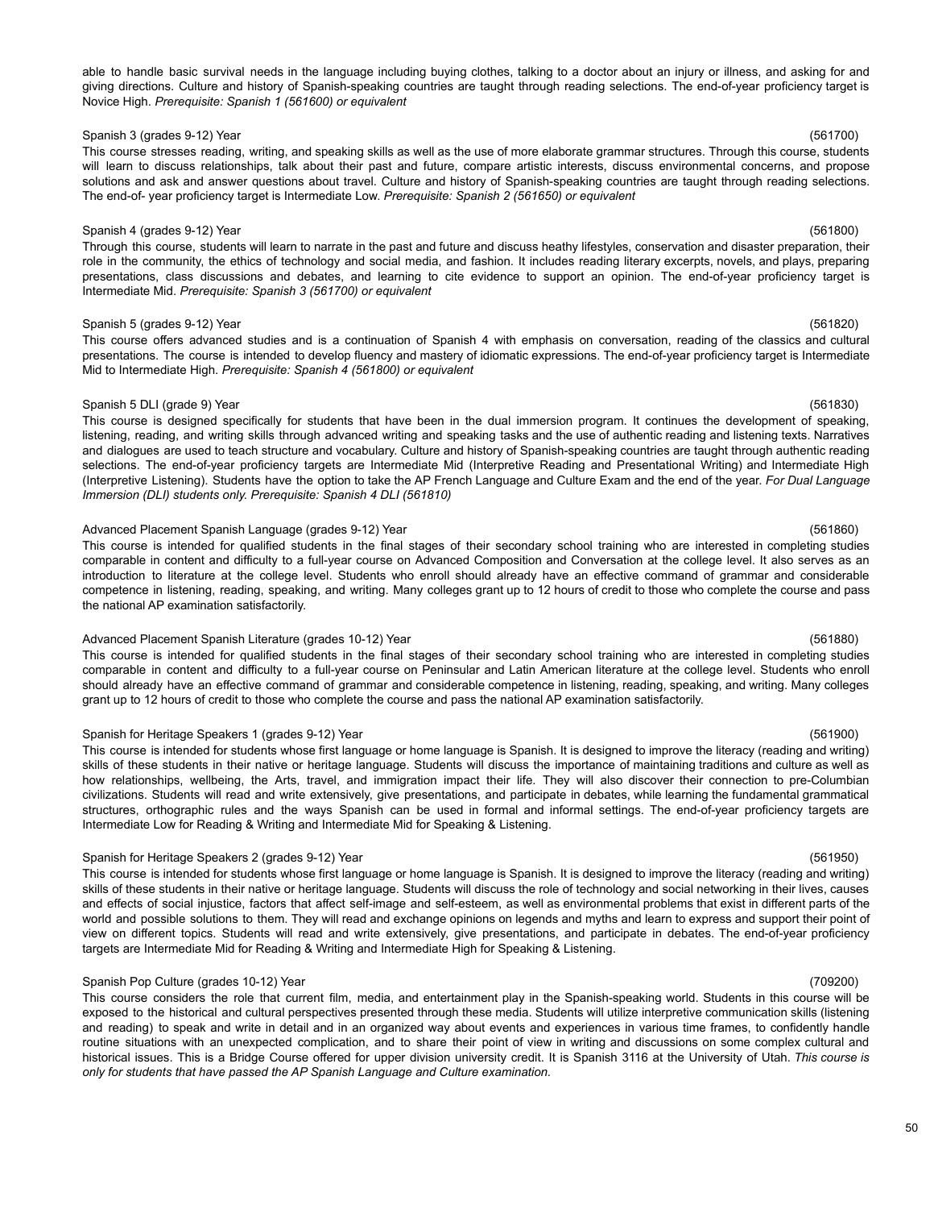able to handle basic survival needs in the language including buying clothes, talking to a doctor about an injury or illness, and asking for and giving directions. Culture and history of Spanish-speaking countries are taught through reading selections. The end-of-year proficiency target is Novice High. *Prerequisite: Spanish 1 (561600) or equivalent*

Spanish 3 (grades 9-12) Year (561700)

This course stresses reading, writing, and speaking skills as well as the use of more elaborate grammar structures. Through this course, students will learn to discuss relationships, talk about their past and future, compare artistic interests, discuss environmental concerns, and propose solutions and ask and answer questions about travel. Culture and history of Spanish-speaking countries are taught through reading selections. The end-of- year proficiency target is Intermediate Low. *Prerequisite: Spanish 2 (561650) or equivalent*

Spanish 4 (grades 9-12) Year (561800)

Through this course, students will learn to narrate in the past and future and discuss heathy lifestyles, conservation and disaster preparation, their role in the community, the ethics of technology and social media, and fashion. It includes reading literary excerpts, novels, and plays, preparing presentations, class discussions and debates, and learning to cite evidence to support an opinion. The end-of-year proficiency target is Intermediate Mid. *Prerequisite: Spanish 3 (561700) or equivalent*

Spanish 5 (grades 9-12) Year (561820)

This course offers advanced studies and is a continuation of Spanish 4 with emphasis on conversation, reading of the classics and cultural presentations. The course is intended to develop fluency and mastery of idiomatic expressions. The end-of-year proficiency target is Intermediate Mid to Intermediate High. *Prerequisite: Spanish 4 (561800) or equivalent*

Spanish 5 DLI (grade 9) Year (561830)

This course is designed specifically for students that have been in the dual immersion program. It continues the development of speaking, listening, reading, and writing skills through advanced writing and speaking tasks and the use of authentic reading and listening texts. Narratives and dialogues are used to teach structure and vocabulary. Culture and history of Spanish-speaking countries are taught through authentic reading selections. The end-of-year proficiency targets are Intermediate Mid (Interpretive Reading and Presentational Writing) and Intermediate High (Interpretive Listening). Students have the option to take the AP French Language and Culture Exam and the end of the year. *For Dual Language Immersion (DLI) students only. Prerequisite: Spanish 4 DLI (561810)*

Advanced Placement Spanish Language (grades 9-12) Year (561860)

This course is intended for qualified students in the final stages of their secondary school training who are interested in completing studies comparable in content and difficulty to a full-year course on Advanced Composition and Conversation at the college level. It also serves as an introduction to literature at the college level. Students who enroll should already have an effective command of grammar and considerable competence in listening, reading, speaking, and writing. Many colleges grant up to 12 hours of credit to those who complete the course and pass the national AP examination satisfactorily.

Advanced Placement Spanish Literature (grades 10-12) Year (561880)

This course is intended for qualified students in the final stages of their secondary school training who are interested in completing studies comparable in content and difficulty to a full-year course on Peninsular and Latin American literature at the college level. Students who enroll should already have an effective command of grammar and considerable competence in listening, reading, speaking, and writing. Many colleges grant up to 12 hours of credit to those who complete the course and pass the national AP examination satisfactorily.

Spanish for Heritage Speakers 1 (grades 9-12) Year (561900)

This course is intended for students whose first language or home language is Spanish. It is designed to improve the literacy (reading and writing) skills of these students in their native or heritage language. Students will discuss the importance of maintaining traditions and culture as well as how relationships, wellbeing, the Arts, travel, and immigration impact their life. They will also discover their connection to pre-Columbian civilizations. Students will read and write extensively, give presentations, and participate in debates, while learning the fundamental grammatical structures, orthographic rules and the ways Spanish can be used in formal and informal settings. The end-of-year proficiency targets are Intermediate Low for Reading & Writing and Intermediate Mid for Speaking & Listening.

Spanish for Heritage Speakers 2 (grades 9-12) Year (561950)

This course is intended for students whose first language or home language is Spanish. It is designed to improve the literacy (reading and writing) skills of these students in their native or heritage language. Students will discuss the role of technology and social networking in their lives, causes and effects of social injustice, factors that affect self-image and self-esteem, as well as environmental problems that exist in different parts of the world and possible solutions to them. They will read and exchange opinions on legends and myths and learn to express and support their point of view on different topics. Students will read and write extensively, give presentations, and participate in debates. The end-of-year proficiency targets are Intermediate Mid for Reading & Writing and Intermediate High for Speaking & Listening.

Spanish Pop Culture (grades 10-12) Year (709200)

This course considers the role that current film, media, and entertainment play in the Spanish-speaking world. Students in this course will be exposed to the historical and cultural perspectives presented through these media. Students will utilize interpretive communication skills (listening and reading) to speak and write in detail and in an organized way about events and experiences in various time frames, to confidently handle routine situations with an unexpected complication, and to share their point of view in writing and discussions on some complex cultural and historical issues. This is a Bridge Course offered for upper division university credit. It is Spanish 3116 at the University of Utah. *This course is only for students that have passed the AP Spanish Language and Culture examination.*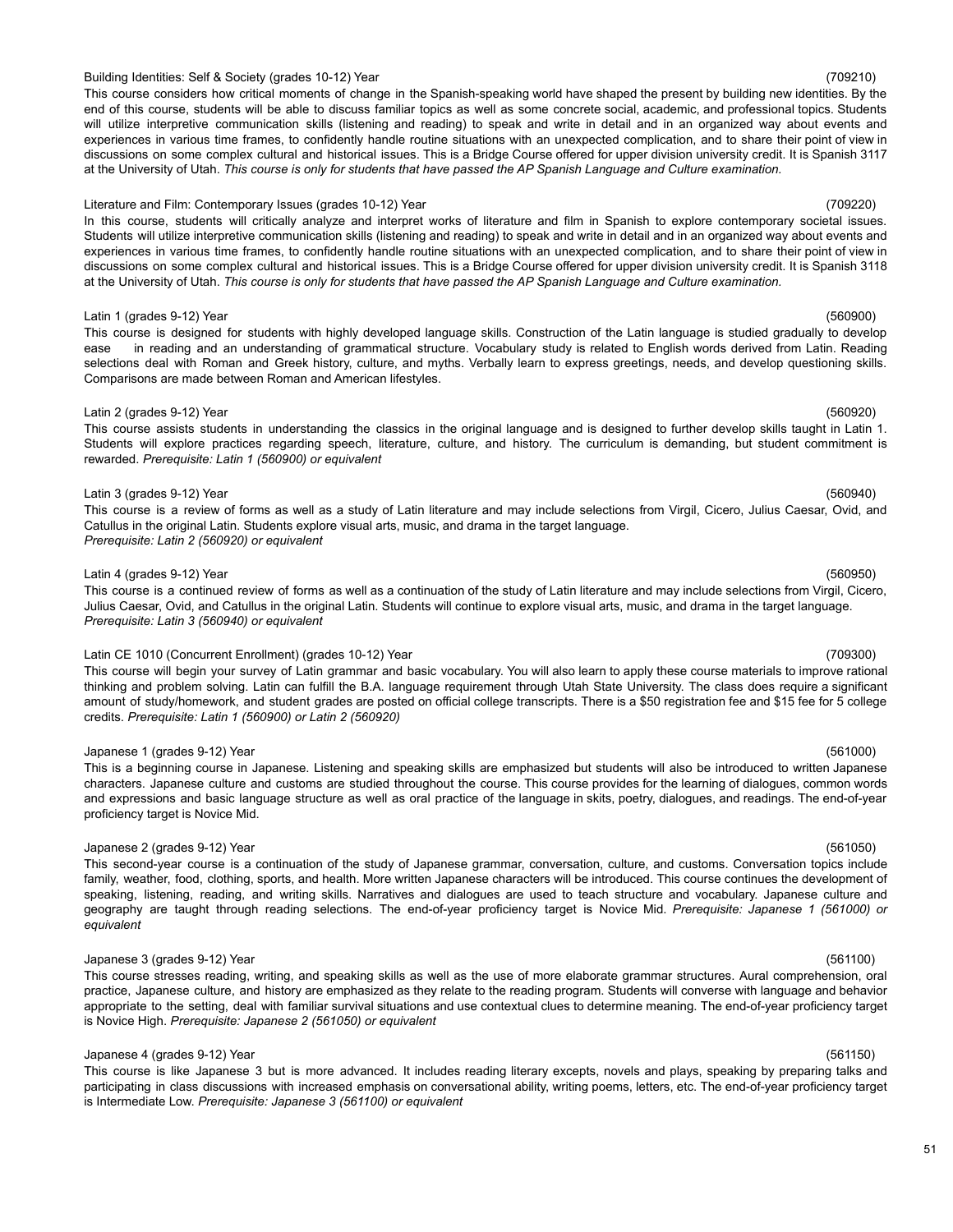Building Identities: Self & Society (grades 10-12) Year (709210)

This course considers how critical moments of change in the Spanish-speaking world have shaped the present by building new identities. By the end of this course, students will be able to discuss familiar topics as well as some concrete social, academic, and professional topics. Students will utilize interpretive communication skills (listening and reading) to speak and write in detail and in an organized way about events and experiences in various time frames, to confidently handle routine situations with an unexpected complication, and to share their point of view in discussions on some complex cultural and historical issues. This is a Bridge Course offered for upper division university credit. It is Spanish 3117 at the University of Utah. *This course is only for students that have passed the AP Spanish Language and Culture examination.*

Literature and Film: Contemporary Issues (grades 10-12) Year (709220)

In this course, students will critically analyze and interpret works of literature and film in Spanish to explore contemporary societal issues. Students will utilize interpretive communication skills (listening and reading) to speak and write in detail and in an organized way about events and experiences in various time frames, to confidently handle routine situations with an unexpected complication, and to share their point of view in discussions on some complex cultural and historical issues. This is a Bridge Course offered for upper division university credit. It is Spanish 3118 at the University of Utah. *This course is only for students that have passed the AP Spanish Language and Culture examination.*

Latin 1 (grades 9-12) Year (560900)

This course is designed for students with highly developed language skills. Construction of the Latin language is studied gradually to develop ease in reading and an understanding of grammatical structure. Vocabulary study is related to English words derived from Latin. Reading selections deal with Roman and Greek history, culture, and myths. Verbally learn to express greetings, needs, and develop questioning skills. Comparisons are made between Roman and American lifestyles.

Latin 2 (grades 9-12) Year (560920)

This course assists students in understanding the classics in the original language and is designed to further develop skills taught in Latin 1. Students will explore practices regarding speech, literature, culture, and history. The curriculum is demanding, but student commitment is rewarded. *Prerequisite: Latin 1 (560900) or equivalent*

Latin 3 (grades 9-12) Year (560940)

This course is a review of forms as well as a study of Latin literature and may include selections from Virgil, Cicero, Julius Caesar, Ovid, and Catullus in the original Latin. Students explore visual arts, music, and drama in the target language.
*Prerequisite: Latin 2 (560920) or equivalent*

Latin 4 (grades 9-12) Year (560950)

This course is a continued review of forms as well as a continuation of the study of Latin literature and may include selections from Virgil, Cicero, Julius Caesar, Ovid, and Catullus in the original Latin. Students will continue to explore visual arts, music, and drama in the target language.
*Prerequisite: Latin 3 (560940) or equivalent*

Latin CE 1010 (Concurrent Enrollment) (grades 10-12) Year (709300)

This course will begin your survey of Latin grammar and basic vocabulary. You will also learn to apply these course materials to improve rational thinking and problem solving. Latin can fulfill the B.A. language requirement through Utah State University. The class does require a significant amount of study/homework, and student grades are posted on official college transcripts. There is a $50 registration fee and $15 fee for 5 college credits. *Prerequisite: Latin 1 (560900) or Latin 2 (560920)*

Japanese 1 (grades 9-12) Year (561000)

This is a beginning course in Japanese. Listening and speaking skills are emphasized but students will also be introduced to written Japanese characters. Japanese culture and customs are studied throughout the course. This course provides for the learning of dialogues, common words and expressions and basic language structure as well as oral practice of the language in skits, poetry, dialogues, and readings. The end-of-year proficiency target is Novice Mid.

Japanese 2 (grades 9-12) Year (561050)

This second-year course is a continuation of the study of Japanese grammar, conversation, culture, and customs. Conversation topics include family, weather, food, clothing, sports, and health. More written Japanese characters will be introduced. This course continues the development of speaking, listening, reading, and writing skills. Narratives and dialogues are used to teach structure and vocabulary. Japanese culture and geography are taught through reading selections. The end-of-year proficiency target is Novice Mid. *Prerequisite: Japanese 1 (561000) or equivalent*

Japanese 3 (grades 9-12) Year (561100)

This course stresses reading, writing, and speaking skills as well as the use of more elaborate grammar structures. Aural comprehension, oral practice, Japanese culture, and history are emphasized as they relate to the reading program. Students will converse with language and behavior appropriate to the setting, deal with familiar survival situations and use contextual clues to determine meaning. The end-of-year proficiency target is Novice High. *Prerequisite: Japanese 2 (561050) or equivalent*

Japanese 4 (grades 9-12) Year (561150)

This course is like Japanese 3 but is more advanced. It includes reading literary excepts, novels and plays, speaking by preparing talks and participating in class discussions with increased emphasis on conversational ability, writing poems, letters, etc. The end-of-year proficiency target is Intermediate Low. *Prerequisite: Japanese 3 (561100) or equivalent*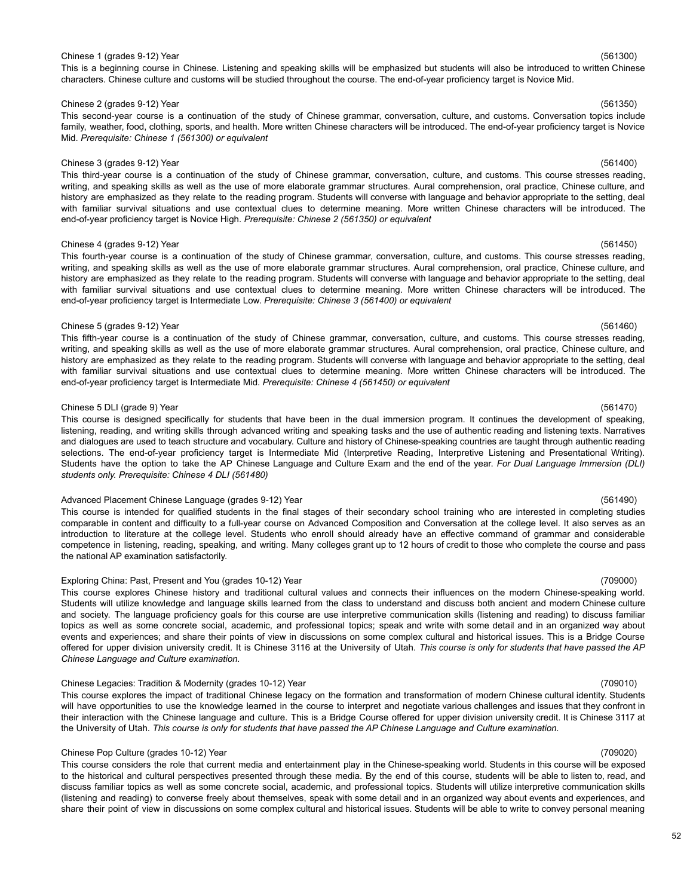Chinese 1 (grades 9-12) Year (561300)

This is a beginning course in Chinese. Listening and speaking skills will be emphasized but students will also be introduced to written Chinese characters. Chinese culture and customs will be studied throughout the course. The end-of-year proficiency target is Novice Mid.

Chinese 2 (grades 9-12) Year (561350)

This second-year course is a continuation of the study of Chinese grammar, conversation, culture, and customs. Conversation topics include family, weather, food, clothing, sports, and health. More written Chinese characters will be introduced. The end-of-year proficiency target is Novice Mid. *Prerequisite: Chinese 1 (561300) or equivalent*

Chinese 3 (grades 9-12) Year (561400)

This third-year course is a continuation of the study of Chinese grammar, conversation, culture, and customs. This course stresses reading, writing, and speaking skills as well as the use of more elaborate grammar structures. Aural comprehension, oral practice, Chinese culture, and history are emphasized as they relate to the reading program. Students will converse with language and behavior appropriate to the setting, deal with familiar survival situations and use contextual clues to determine meaning. More written Chinese characters will be introduced. The end-of-year proficiency target is Novice High. *Prerequisite: Chinese 2 (561350) or equivalent*

Chinese 4 (grades 9-12) Year (561450)

This fourth-year course is a continuation of the study of Chinese grammar, conversation, culture, and customs. This course stresses reading, writing, and speaking skills as well as the use of more elaborate grammar structures. Aural comprehension, oral practice, Chinese culture, and history are emphasized as they relate to the reading program. Students will converse with language and behavior appropriate to the setting, deal with familiar survival situations and use contextual clues to determine meaning. More written Chinese characters will be introduced. The end-of-year proficiency target is Intermediate Low. *Prerequisite: Chinese 3 (561400) or equivalent*

Chinese 5 (grades 9-12) Year (561460)

This fifth-year course is a continuation of the study of Chinese grammar, conversation, culture, and customs. This course stresses reading, writing, and speaking skills as well as the use of more elaborate grammar structures. Aural comprehension, oral practice, Chinese culture, and history are emphasized as they relate to the reading program. Students will converse with language and behavior appropriate to the setting, deal with familiar survival situations and use contextual clues to determine meaning. More written Chinese characters will be introduced. The end-of-year proficiency target is Intermediate Mid. *Prerequisite: Chinese 4 (561450) or equivalent*

Chinese 5 DLI (grade 9) Year (561470)

This course is designed specifically for students that have been in the dual immersion program. It continues the development of speaking, listening, reading, and writing skills through advanced writing and speaking tasks and the use of authentic reading and listening texts. Narratives and dialogues are used to teach structure and vocabulary. Culture and history of Chinese-speaking countries are taught through authentic reading selections. The end-of-year proficiency target is Intermediate Mid (Interpretive Reading, Interpretive Listening and Presentational Writing). Students have the option to take the AP Chinese Language and Culture Exam and the end of the year. *For Dual Language Immersion (DLI) students only. Prerequisite: Chinese 4 DLI (561480)*

Advanced Placement Chinese Language (grades 9-12) Year (561490)

This course is intended for qualified students in the final stages of their secondary school training who are interested in completing studies comparable in content and difficulty to a full-year course on Advanced Composition and Conversation at the college level. It also serves as an introduction to literature at the college level. Students who enroll should already have an effective command of grammar and considerable competence in listening, reading, speaking, and writing. Many colleges grant up to 12 hours of credit to those who complete the course and pass the national AP examination satisfactorily.

Exploring China: Past, Present and You (grades 10-12) Year (709000)

This course explores Chinese history and traditional cultural values and connects their influences on the modern Chinese-speaking world. Students will utilize knowledge and language skills learned from the class to understand and discuss both ancient and modern Chinese culture and society. The language proficiency goals for this course are use interpretive communication skills (listening and reading) to discuss familiar topics as well as some concrete social, academic, and professional topics; speak and write with some detail and in an organized way about events and experiences; and share their points of view in discussions on some complex cultural and historical issues. This is a Bridge Course offered for upper division university credit. It is Chinese 3116 at the University of Utah. *This course is only for students that have passed the AP Chinese Language and Culture examination.*

Chinese Legacies: Tradition & Modernity (grades 10-12) Year (709010)

This course explores the impact of traditional Chinese legacy on the formation and transformation of modern Chinese cultural identity. Students will have opportunities to use the knowledge learned in the course to interpret and negotiate various challenges and issues that they confront in their interaction with the Chinese language and culture. This is a Bridge Course offered for upper division university credit. It is Chinese 3117 at the University of Utah. *This course is only for students that have passed the AP Chinese Language and Culture examination.*

Chinese Pop Culture (grades 10-12) Year (709020)

This course considers the role that current media and entertainment play in the Chinese-speaking world. Students in this course will be exposed to the historical and cultural perspectives presented through these media. By the end of this course, students will be able to listen to, read, and discuss familiar topics as well as some concrete social, academic, and professional topics. Students will utilize interpretive communication skills (listening and reading) to converse freely about themselves, speak with some detail and in an organized way about events and experiences, and share their point of view in discussions on some complex cultural and historical issues. Students will be able to write to convey personal meaning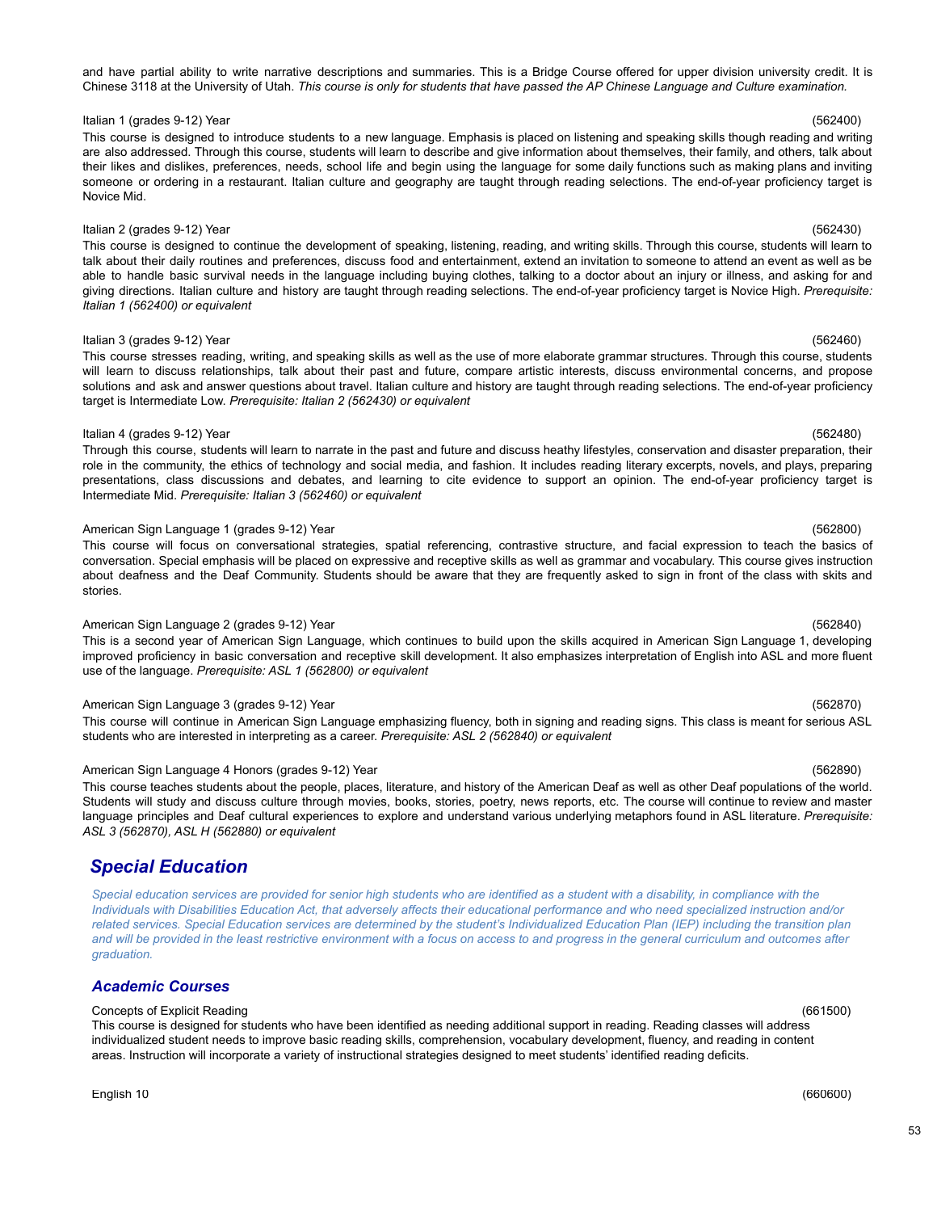and have partial ability to write narrative descriptions and summaries. This is a Bridge Course offered for upper division university credit. It is Chinese 3118 at the University of Utah. *This course is only for students that have passed the AP Chinese Language and Culture examination.*

Italian 1 (grades 9-12) Year (562400)

This course is designed to introduce students to a new language. Emphasis is placed on listening and speaking skills though reading and writing are also addressed. Through this course, students will learn to describe and give information about themselves, their family, and others, talk about their likes and dislikes, preferences, needs, school life and begin using the language for some daily functions such as making plans and inviting someone or ordering in a restaurant. Italian culture and geography are taught through reading selections. The end-of-year proficiency target is Novice Mid.

Italian 2 (grades 9-12) Year (562430)

This course is designed to continue the development of speaking, listening, reading, and writing skills. Through this course, students will learn to talk about their daily routines and preferences, discuss food and entertainment, extend an invitation to someone to attend an event as well as be able to handle basic survival needs in the language including buying clothes, talking to a doctor about an injury or illness, and asking for and giving directions. Italian culture and history are taught through reading selections. The end-of-year proficiency target is Novice High. *Prerequisite: Italian 1 (562400) or equivalent*

Italian 3 (grades 9-12) Year (562460)

This course stresses reading, writing, and speaking skills as well as the use of more elaborate grammar structures. Through this course, students will learn to discuss relationships, talk about their past and future, compare artistic interests, discuss environmental concerns, and propose solutions and ask and answer questions about travel. Italian culture and history are taught through reading selections. The end-of-year proficiency target is Intermediate Low. *Prerequisite: Italian 2 (562430) or equivalent*

Italian 4 (grades 9-12) Year (562480)

Through this course, students will learn to narrate in the past and future and discuss heathy lifestyles, conservation and disaster preparation, their role in the community, the ethics of technology and social media, and fashion. It includes reading literary excerpts, novels, and plays, preparing presentations, class discussions and debates, and learning to cite evidence to support an opinion. The end-of-year proficiency target is Intermediate Mid. *Prerequisite: Italian 3 (562460) or equivalent*

American Sign Language 1 (grades 9-12) Year (562800)

This course will focus on conversational strategies, spatial referencing, contrastive structure, and facial expression to teach the basics of conversation. Special emphasis will be placed on expressive and receptive skills as well as grammar and vocabulary. This course gives instruction about deafness and the Deaf Community. Students should be aware that they are frequently asked to sign in front of the class with skits and stories.

American Sign Language 2 (grades 9-12) Year (562840)

This is a second year of American Sign Language, which continues to build upon the skills acquired in American Sign Language 1, developing improved proficiency in basic conversation and receptive skill development. It also emphasizes interpretation of English into ASL and more fluent use of the language. *Prerequisite: ASL 1 (562800) or equivalent*

American Sign Language 3 (grades 9-12) Year (562870)

This course will continue in American Sign Language emphasizing fluency, both in signing and reading signs. This class is meant for serious ASL students who are interested in interpreting as a career. *Prerequisite: ASL 2 (562840) or equivalent*

American Sign Language 4 Honors (grades 9-12) Year (562890)

This course teaches students about the people, places, literature, and history of the American Deaf as well as other Deaf populations of the world. Students will study and discuss culture through movies, books, stories, poetry, news reports, etc. The course will continue to review and master language principles and Deaf cultural experiences to explore and understand various underlying metaphors found in ASL literature. *Prerequisite: ASL 3 (562870), ASL H (562880) or equivalent*

## *Special Education*

*Special education services are provided for senior high students who are identified as a student with a disability, in compliance with the Individuals with Disabilities Education Act, that adversely affects their educational performance and who need specialized instruction and/or related services. Special Education services are determined by the student's Individualized Education Plan (IEP) including the transition plan and will be provided in the least restrictive environment with a focus on access to and progress in the general curriculum and outcomes after graduation.*

### *Academic Courses*

Concepts of Explicit Reading (661500)

This course is designed for students who have been identified as needing additional support in reading. Reading classes will address individualized student needs to improve basic reading skills, comprehension, vocabulary development, fluency, and reading in content areas. Instruction will incorporate a variety of instructional strategies designed to meet students' identified reading deficits.

English 10 (660600)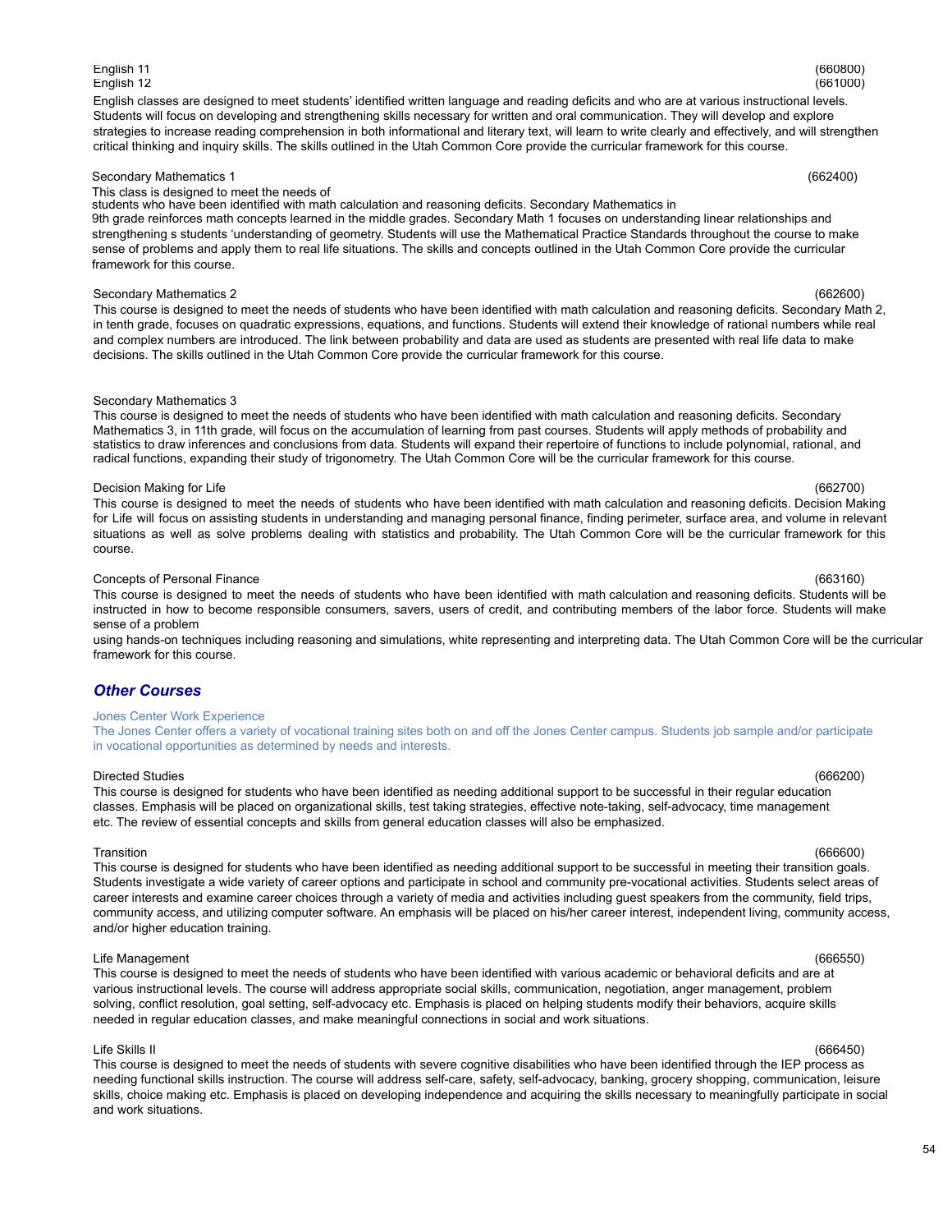English 11 (660800)
English 12 (661000)

English classes are designed to meet students' identified written language and reading deficits and who are at various instructional levels. Students will focus on developing and strengthening skills necessary for written and oral communication. They will develop and explore strategies to increase reading comprehension in both informational and literary text, will learn to write clearly and effectively, and will strengthen critical thinking and inquiry skills. The skills outlined in the Utah Common Core provide the curricular framework for this course.

Secondary Mathematics 1 (662400)

This class is designed to meet the needs of students who have been identified with math calculation and reasoning deficits. Secondary Mathematics in 9th grade reinforces math concepts learned in the middle grades. Secondary Math 1 focuses on understanding linear relationships and strengthening s students 'understanding of geometry. Students will use the Mathematical Practice Standards throughout the course to make sense of problems and apply them to real life situations. The skills and concepts outlined in the Utah Common Core provide the curricular framework for this course.

Secondary Mathematics 2 (662600)

This course is designed to meet the needs of students who have been identified with math calculation and reasoning deficits. Secondary Math 2, in tenth grade, focuses on quadratic expressions, equations, and functions. Students will extend their knowledge of rational numbers while real and complex numbers are introduced. The link between probability and data are used as students are presented with real life data to make decisions. The skills outlined in the Utah Common Core provide the curricular framework for this course.

Secondary Mathematics 3

This course is designed to meet the needs of students who have been identified with math calculation and reasoning deficits. Secondary Mathematics 3, in 11th grade, will focus on the accumulation of learning from past courses. Students will apply methods of probability and statistics to draw inferences and conclusions from data. Students will expand their repertoire of functions to include polynomial, rational, and radical functions, expanding their study of trigonometry. The Utah Common Core will be the curricular framework for this course.

Decision Making for Life (662700)

This course is designed to meet the needs of students who have been identified with math calculation and reasoning deficits. Decision Making for Life will focus on assisting students in understanding and managing personal finance, finding perimeter, surface area, and volume in relevant situations as well as solve problems dealing with statistics and probability. The Utah Common Core will be the curricular framework for this course.

Concepts of Personal Finance (663160)

This course is designed to meet the needs of students who have been identified with math calculation and reasoning deficits. Students will be instructed in how to become responsible consumers, savers, users of credit, and contributing members of the labor force. Students will make sense of a problem using hands-on techniques including reasoning and simulations, white representing and interpreting data. The Utah Common Core will be the curricular framework for this course.

## *Other Courses*

Jones Center Work Experience

The Jones Center offers a variety of vocational training sites both on and off the Jones Center campus. Students job sample and/or participate in vocational opportunities as determined by needs and interests.

Directed Studies (666200)

This course is designed for students who have been identified as needing additional support to be successful in their regular education classes. Emphasis will be placed on organizational skills, test taking strategies, effective note-taking, self-advocacy, time management etc. The review of essential concepts and skills from general education classes will also be emphasized.

Transition (666600)

This course is designed for students who have been identified as needing additional support to be successful in meeting their transition goals. Students investigate a wide variety of career options and participate in school and community pre-vocational activities. Students select areas of career interests and examine career choices through a variety of media and activities including guest speakers from the community, field trips, community access, and utilizing computer software. An emphasis will be placed on his/her career interest, independent living, community access, and/or higher education training.

Life Management (666550)

This course is designed to meet the needs of students who have been identified with various academic or behavioral deficits and are at various instructional levels. The course will address appropriate social skills, communication, negotiation, anger management, problem solving, conflict resolution, goal setting, self-advocacy etc. Emphasis is placed on helping students modify their behaviors, acquire skills needed in regular education classes, and make meaningful connections in social and work situations.

Life Skills II (666450)

This course is designed to meet the needs of students with severe cognitive disabilities who have been identified through the IEP process as needing functional skills instruction. The course will address self-care, safety, self-advocacy, banking, grocery shopping, communication, leisure skills, choice making etc. Emphasis is placed on developing independence and acquiring the skills necessary to meaningfully participate in social and work situations.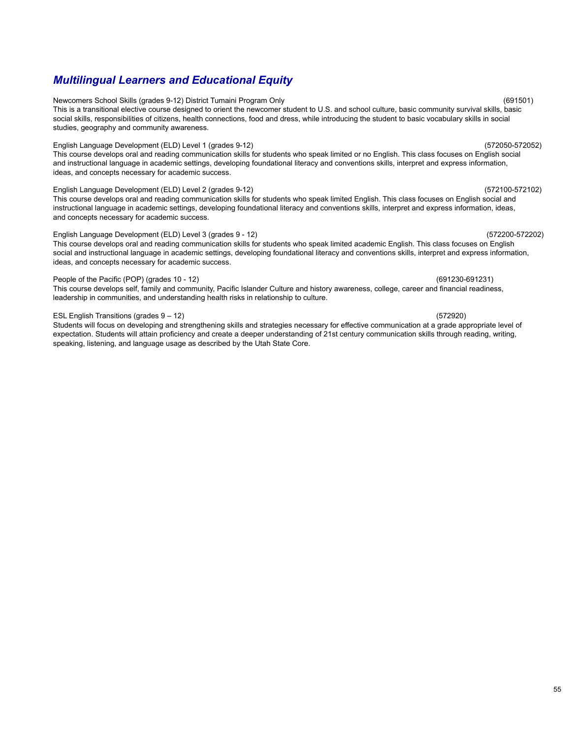## *Multilingual Learners and Educational Equity*

Newcomers School Skills (grades 9-12) District Tumaini Program Only (691501)
This is a transitional elective course designed to orient the newcomer student to U.S. and school culture, basic community survival skills, basic social skills, responsibilities of citizens, health connections, food and dress, while introducing the student to basic vocabulary skills in social studies, geography and community awareness.

English Language Development (ELD) Level 1 (grades 9-12) (572050-572052)
This course develops oral and reading communication skills for students who speak limited or no English. This class focuses on English social and instructional language in academic settings, developing foundational literacy and conventions skills, interpret and express information, ideas, and concepts necessary for academic success.

English Language Development (ELD) Level 2 (grades 9-12) (572100-572102)
This course develops oral and reading communication skills for students who speak limited English. This class focuses on English social and instructional language in academic settings, developing foundational literacy and conventions skills, interpret and express information, ideas, and concepts necessary for academic success.

English Language Development (ELD) Level 3 (grades 9 - 12) (572200-572202)
This course develops oral and reading communication skills for students who speak limited academic English. This class focuses on English social and instructional language in academic settings, developing foundational literacy and conventions skills, interpret and express information, ideas, and concepts necessary for academic success.

People of the Pacific (POP) (grades 10 - 12) (691230-691231)
This course develops self, family and community, Pacific Islander Culture and history awareness, college, career and financial readiness, leadership in communities, and understanding health risks in relationship to culture.

ESL English Transitions (grades 9 – 12) (572920)
Students will focus on developing and strengthening skills and strategies necessary for effective communication at a grade appropriate level of expectation. Students will attain proficiency and create a deeper understanding of 21st century communication skills through reading, writing, speaking, listening, and language usage as described by the Utah State Core.